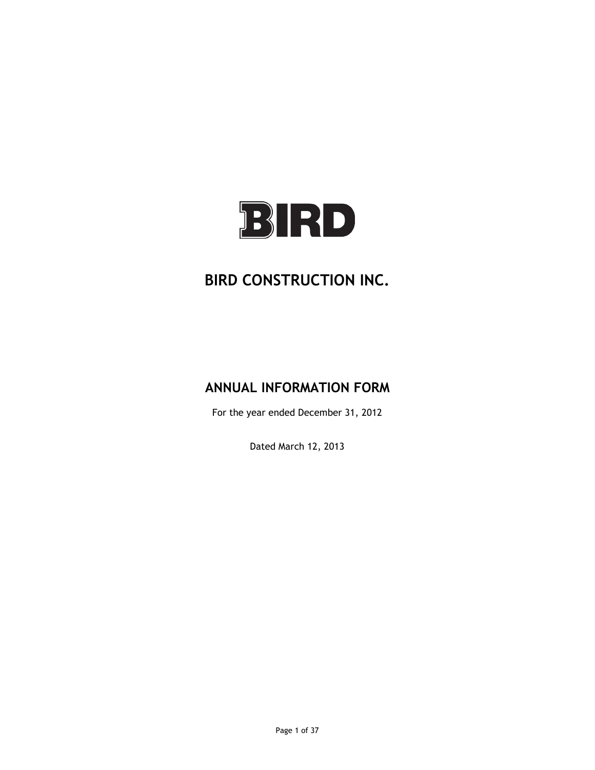BIRD

# BIRD CONSTRUCTION INC.

## ANNUAL INFORMATION FORM

For the year ended December 31, 2012

Dated March 12, 2013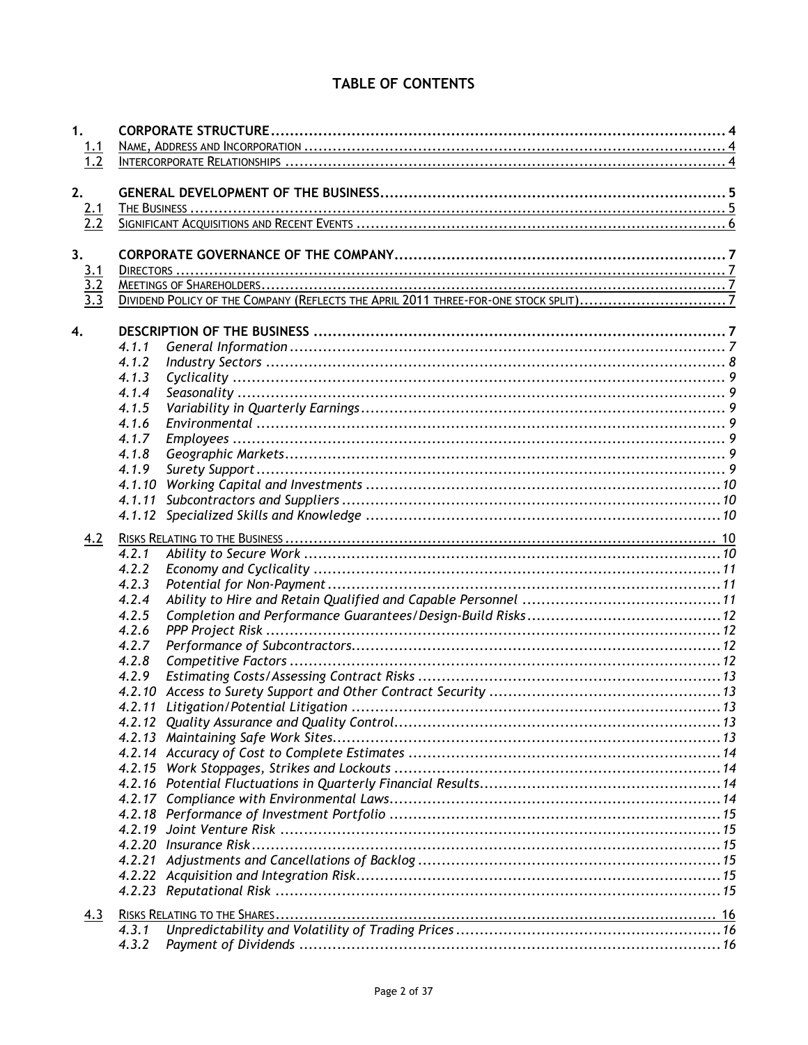# TABLE OF CONTENTS

**1. CORPORATE STRUCTURE** .......... 4
- 1.1 NAME, ADDRESS AND INCORPORATION .......... 4
- 1.2 INTERCORPORATE RELATIONSHIPS .......... 4

**2. GENERAL DEVELOPMENT OF THE BUSINESS** .......... 5
- 2.1 THE BUSINESS .......... 5
- 2.2 SIGNIFICANT ACQUISITIONS AND RECENT EVENTS .......... 6

**3. CORPORATE GOVERNANCE OF THE COMPANY** .......... 7
- 3.1 DIRECTORS .......... 7
- 3.2 MEETINGS OF SHAREHOLDERS .......... 7
- 3.3 DIVIDEND POLICY OF THE COMPANY (REFLECTS THE APRIL 2011 THREE-FOR-ONE STOCK SPLIT) .......... 7

**4. DESCRIPTION OF THE BUSINESS** .......... 7
- *4.1.1 General Information* .......... 7
- *4.1.2 Industry Sectors* .......... 8
- *4.1.3 Cyclicality* .......... 9
- *4.1.4 Seasonality* .......... 9
- *4.1.5 Variability in Quarterly Earnings* .......... 9
- *4.1.6 Environmental* .......... 9
- *4.1.7 Employees* .......... 9
- *4.1.8 Geographic Markets* .......... 9
- *4.1.9 Surety Support* .......... 9
- *4.1.10 Working Capital and Investments* .......... 10
- *4.1.11 Subcontractors and Suppliers* .......... 10
- *4.1.12 Specialized Skills and Knowledge* .......... 10

- 4.2 RISKS RELATING TO THE BUSINESS .......... 10
  - *4.2.1 Ability to Secure Work* .......... 10
  - *4.2.2 Economy and Cyclicality* .......... 11
  - *4.2.3 Potential for Non-Payment* .......... 11
  - *4.2.4 Ability to Hire and Retain Qualified and Capable Personnel* .......... 11
  - *4.2.5 Completion and Performance Guarantees/Design-Build Risks* .......... 12
  - *4.2.6 PPP Project Risk* .......... 12
  - *4.2.7 Performance of Subcontractors* .......... 12
  - *4.2.8 Competitive Factors* .......... 12
  - *4.2.9 Estimating Costs/Assessing Contract Risks* .......... 13
  - *4.2.10 Access to Surety Support and Other Contract Security* .......... 13
  - *4.2.11 Litigation/Potential Litigation* .......... 13
  - *4.2.12 Quality Assurance and Quality Control* .......... 13
  - *4.2.13 Maintaining Safe Work Sites* .......... 13
  - *4.2.14 Accuracy of Cost to Complete Estimates* .......... 14
  - *4.2.15 Work Stoppages, Strikes and Lockouts* .......... 14
  - *4.2.16 Potential Fluctuations in Quarterly Financial Results* .......... 14
  - *4.2.17 Compliance with Environmental Laws* .......... 14
  - *4.2.18 Performance of Investment Portfolio* .......... 15
  - *4.2.19 Joint Venture Risk* .......... 15
  - *4.2.20 Insurance Risk* .......... 15
  - *4.2.21 Adjustments and Cancellations of Backlog* .......... 15
  - *4.2.22 Acquisition and Integration Risk* .......... 15
  - *4.2.23 Reputational Risk* .......... 15

- 4.3 RISKS RELATING TO THE SHARES .......... 16
  - *4.3.1 Unpredictability and Volatility of Trading Prices* .......... 16
  - *4.3.2 Payment of Dividends* .......... 16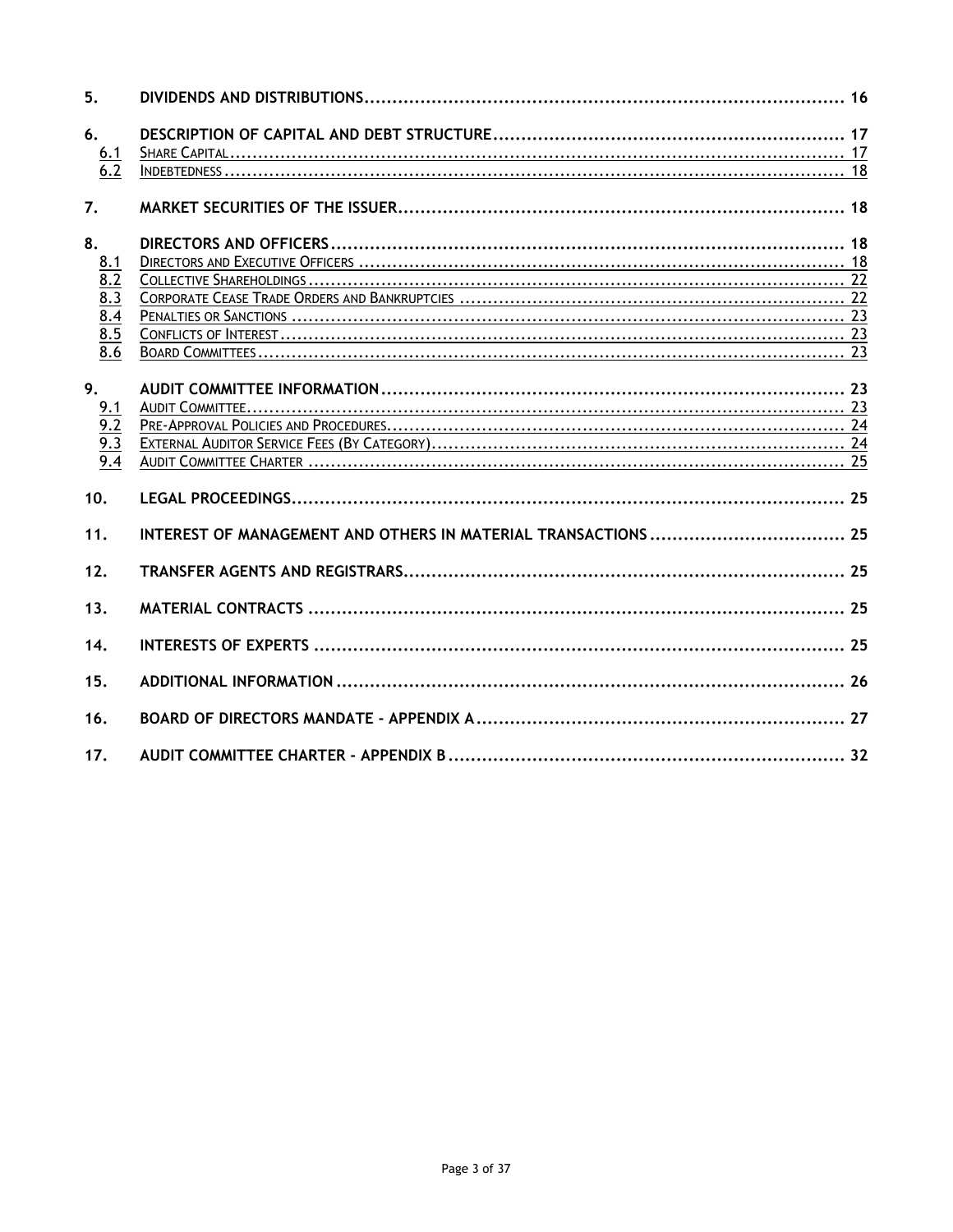| | | |
|---|---|---|
| **5.** | **DIVIDENDS AND DISTRIBUTIONS** | **16** |
| **6.** | **DESCRIPTION OF CAPITAL AND DEBT STRUCTURE** | **17** |
| 6.1 | SHARE CAPITAL | 17 |
| 6.2 | INDEBTEDNESS | 18 |
| **7.** | **MARKET SECURITIES OF THE ISSUER** | **18** |
| **8.** | **DIRECTORS AND OFFICERS** | **18** |
| 8.1 | DIRECTORS AND EXECUTIVE OFFICERS | 18 |
| 8.2 | COLLECTIVE SHAREHOLDINGS | 22 |
| 8.3 | CORPORATE CEASE TRADE ORDERS AND BANKRUPTCIES | 22 |
| 8.4 | PENALTIES OR SANCTIONS | 23 |
| 8.5 | CONFLICTS OF INTEREST | 23 |
| 8.6 | BOARD COMMITTEES | 23 |
| **9.** | **AUDIT COMMITTEE INFORMATION** | **23** |
| 9.1 | AUDIT COMMITTEE | 23 |
| 9.2 | PRE-APPROVAL POLICIES AND PROCEDURES | 24 |
| 9.3 | EXTERNAL AUDITOR SERVICE FEES (BY CATEGORY) | 24 |
| 9.4 | AUDIT COMMITTEE CHARTER | 25 |
| **10.** | **LEGAL PROCEEDINGS** | **25** |
| **11.** | **INTEREST OF MANAGEMENT AND OTHERS IN MATERIAL TRANSACTIONS** | **25** |
| **12.** | **TRANSFER AGENTS AND REGISTRARS** | **25** |
| **13.** | **MATERIAL CONTRACTS** | **25** |
| **14.** | **INTERESTS OF EXPERTS** | **25** |
| **15.** | **ADDITIONAL INFORMATION** | **26** |
| **16.** | **BOARD OF DIRECTORS MANDATE - APPENDIX A** | **27** |
| **17.** | **AUDIT COMMITTEE CHARTER - APPENDIX B** | **32** |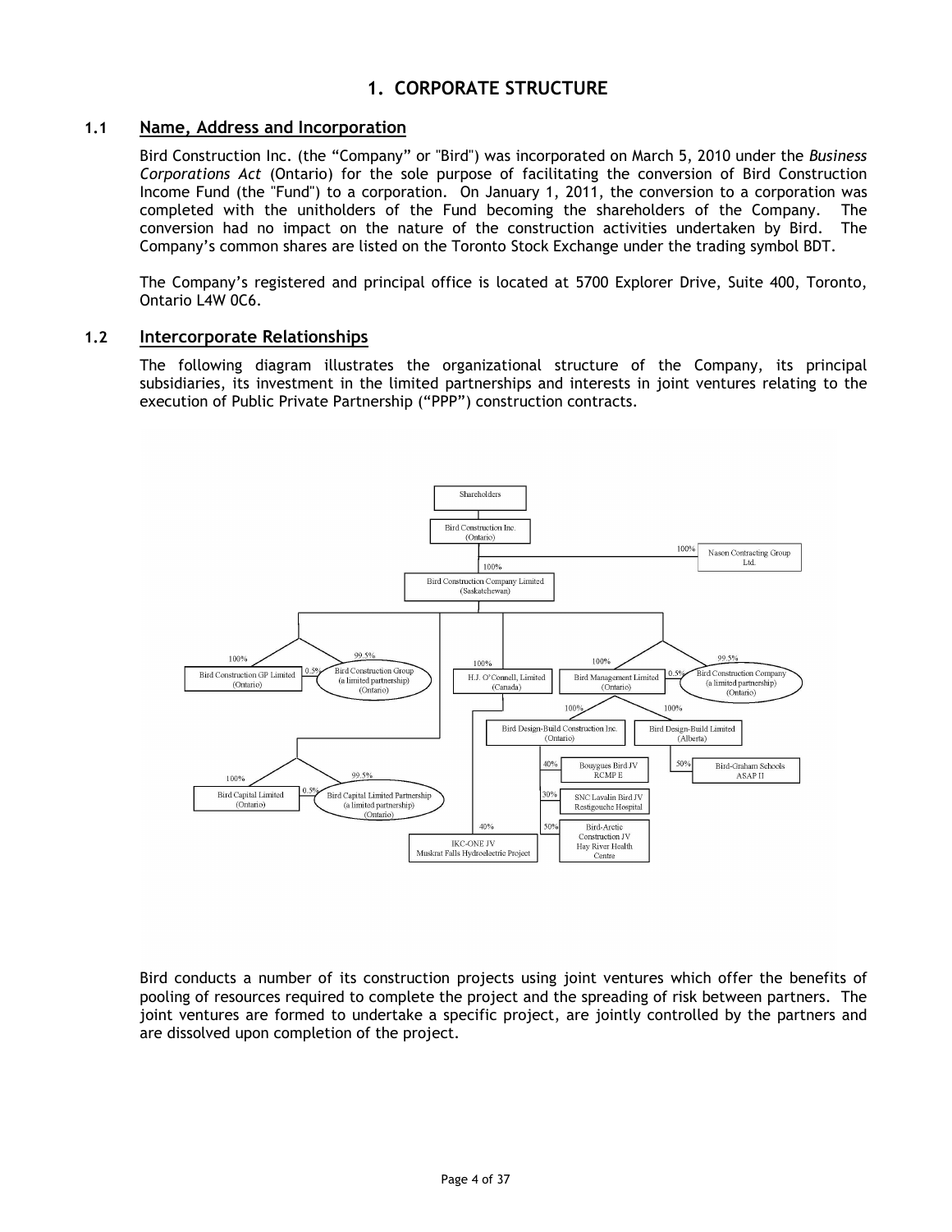# 1. CORPORATE STRUCTURE

## 1.1 Name, Address and Incorporation

Bird Construction Inc. (the "Company" or "Bird") was incorporated on March 5, 2010 under the *Business Corporations Act* (Ontario) for the sole purpose of facilitating the conversion of Bird Construction Income Fund (the "Fund") to a corporation. On January 1, 2011, the conversion to a corporation was completed with the unitholders of the Fund becoming the shareholders of the Company. The conversion had no impact on the nature of the construction activities undertaken by Bird. The Company's common shares are listed on the Toronto Stock Exchange under the trading symbol BDT.

The Company's registered and principal office is located at 5700 Explorer Drive, Suite 400, Toronto, Ontario L4W 0C6.

## 1.2 Intercorporate Relationships

The following diagram illustrates the organizational structure of the Company, its principal subsidiaries, its investment in the limited partnerships and interests in joint ventures relating to the execution of Public Private Partnership ("PPP") construction contracts.

Shareholders

Bird Construction Inc. (Ontario)

100% Nason Contracting Group Ltd.

100% Bird Construction Company Limited (Saskatchewan)

100% Bird Construction GP Limited (Ontario) — 0.5% — 99.5% Bird Construction Group (a limited partnership) (Ontario)

100% H.J. O'Connell, Limited (Canada)

100% Bird Management Limited (Ontario) — 0.5% — 99.5% Bird Construction Company (a limited partnership) (Ontario)

100% Bird Design-Build Construction Inc. (Ontario)

100% Bird Design-Build Limited (Alberta)

40% Bouygues Bird JV RCMP E

30% SNC Lavalin Bird JV Restigouche Hospital

50% Bird-Arctic Construction JV Hay River Health Centre

50% Bird-Graham Schools ASAP II

100% Bird Capital Limited (Ontario) — 0.5% — 99.5% Bird Capital Limited Partnership (a limited partnership) (Ontario)

40% IKC-ONE JV Muskrat Falls Hydroelectric Project

Bird conducts a number of its construction projects using joint ventures which offer the benefits of pooling of resources required to complete the project and the spreading of risk between partners. The joint ventures are formed to undertake a specific project, are jointly controlled by the partners and are dissolved upon completion of the project.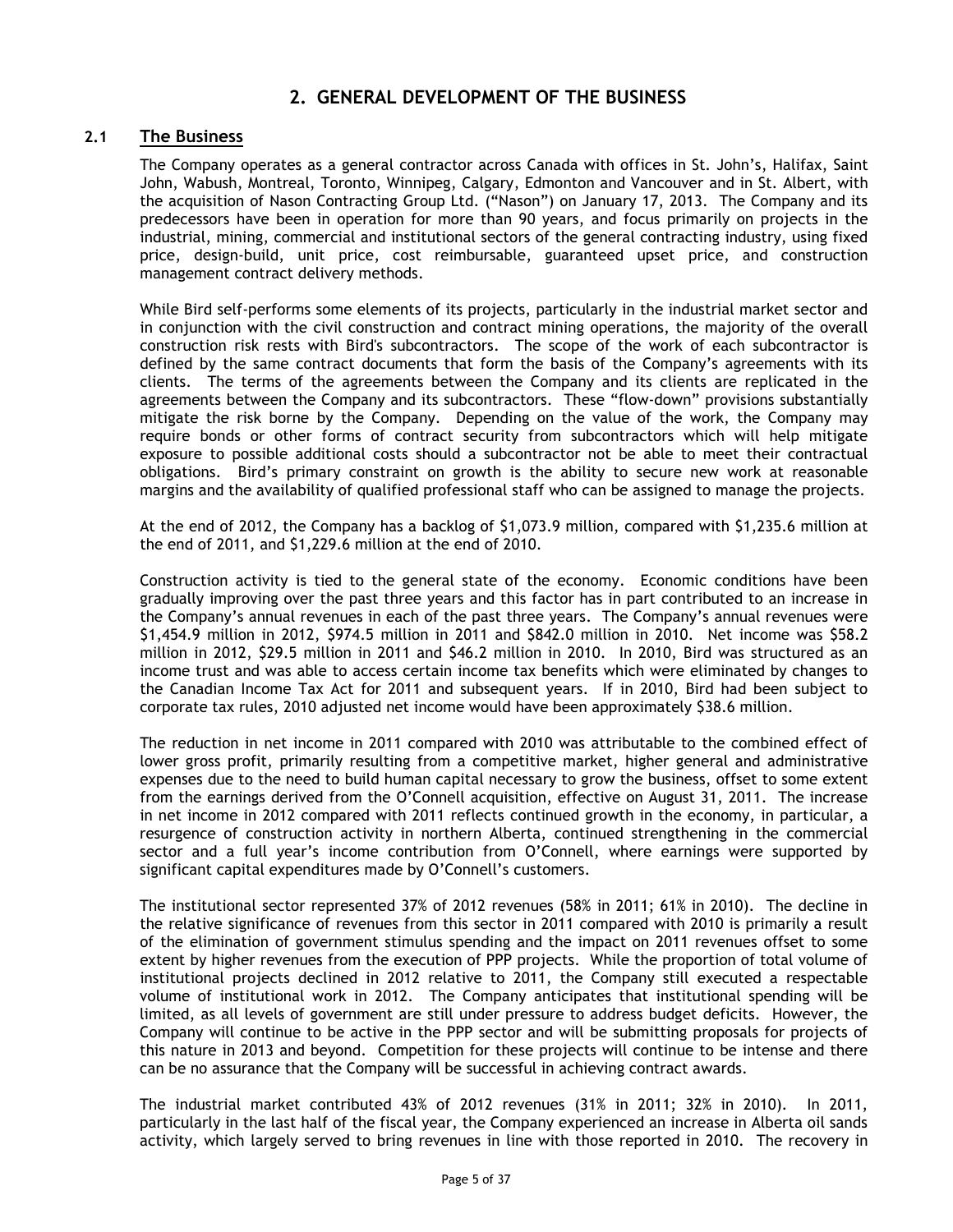## 2. GENERAL DEVELOPMENT OF THE BUSINESS

### 2.1 The Business

The Company operates as a general contractor across Canada with offices in St. John's, Halifax, Saint John, Wabush, Montreal, Toronto, Winnipeg, Calgary, Edmonton and Vancouver and in St. Albert, with the acquisition of Nason Contracting Group Ltd. ("Nason") on January 17, 2013. The Company and its predecessors have been in operation for more than 90 years, and focus primarily on projects in the industrial, mining, commercial and institutional sectors of the general contracting industry, using fixed price, design-build, unit price, cost reimbursable, guaranteed upset price, and construction management contract delivery methods.

While Bird self-performs some elements of its projects, particularly in the industrial market sector and in conjunction with the civil construction and contract mining operations, the majority of the overall construction risk rests with Bird's subcontractors. The scope of the work of each subcontractor is defined by the same contract documents that form the basis of the Company's agreements with its clients. The terms of the agreements between the Company and its clients are replicated in the agreements between the Company and its subcontractors. These "flow-down" provisions substantially mitigate the risk borne by the Company. Depending on the value of the work, the Company may require bonds or other forms of contract security from subcontractors which will help mitigate exposure to possible additional costs should a subcontractor not be able to meet their contractual obligations. Bird's primary constraint on growth is the ability to secure new work at reasonable margins and the availability of qualified professional staff who can be assigned to manage the projects.

At the end of 2012, the Company has a backlog of $1,073.9 million, compared with $1,235.6 million at the end of 2011, and $1,229.6 million at the end of 2010.

Construction activity is tied to the general state of the economy. Economic conditions have been gradually improving over the past three years and this factor has in part contributed to an increase in the Company's annual revenues in each of the past three years. The Company's annual revenues were $1,454.9 million in 2012, $974.5 million in 2011 and $842.0 million in 2010. Net income was $58.2 million in 2012, $29.5 million in 2011 and $46.2 million in 2010. In 2010, Bird was structured as an income trust and was able to access certain income tax benefits which were eliminated by changes to the Canadian Income Tax Act for 2011 and subsequent years. If in 2010, Bird had been subject to corporate tax rules, 2010 adjusted net income would have been approximately $38.6 million.

The reduction in net income in 2011 compared with 2010 was attributable to the combined effect of lower gross profit, primarily resulting from a competitive market, higher general and administrative expenses due to the need to build human capital necessary to grow the business, offset to some extent from the earnings derived from the O'Connell acquisition, effective on August 31, 2011. The increase in net income in 2012 compared with 2011 reflects continued growth in the economy, in particular, a resurgence of construction activity in northern Alberta, continued strengthening in the commercial sector and a full year's income contribution from O'Connell, where earnings were supported by significant capital expenditures made by O'Connell's customers.

The institutional sector represented 37% of 2012 revenues (58% in 2011; 61% in 2010). The decline in the relative significance of revenues from this sector in 2011 compared with 2010 is primarily a result of the elimination of government stimulus spending and the impact on 2011 revenues offset to some extent by higher revenues from the execution of PPP projects. While the proportion of total volume of institutional projects declined in 2012 relative to 2011, the Company still executed a respectable volume of institutional work in 2012. The Company anticipates that institutional spending will be limited, as all levels of government are still under pressure to address budget deficits. However, the Company will continue to be active in the PPP sector and will be submitting proposals for projects of this nature in 2013 and beyond. Competition for these projects will continue to be intense and there can be no assurance that the Company will be successful in achieving contract awards.

The industrial market contributed 43% of 2012 revenues (31% in 2011; 32% in 2010). In 2011, particularly in the last half of the fiscal year, the Company experienced an increase in Alberta oil sands activity, which largely served to bring revenues in line with those reported in 2010. The recovery in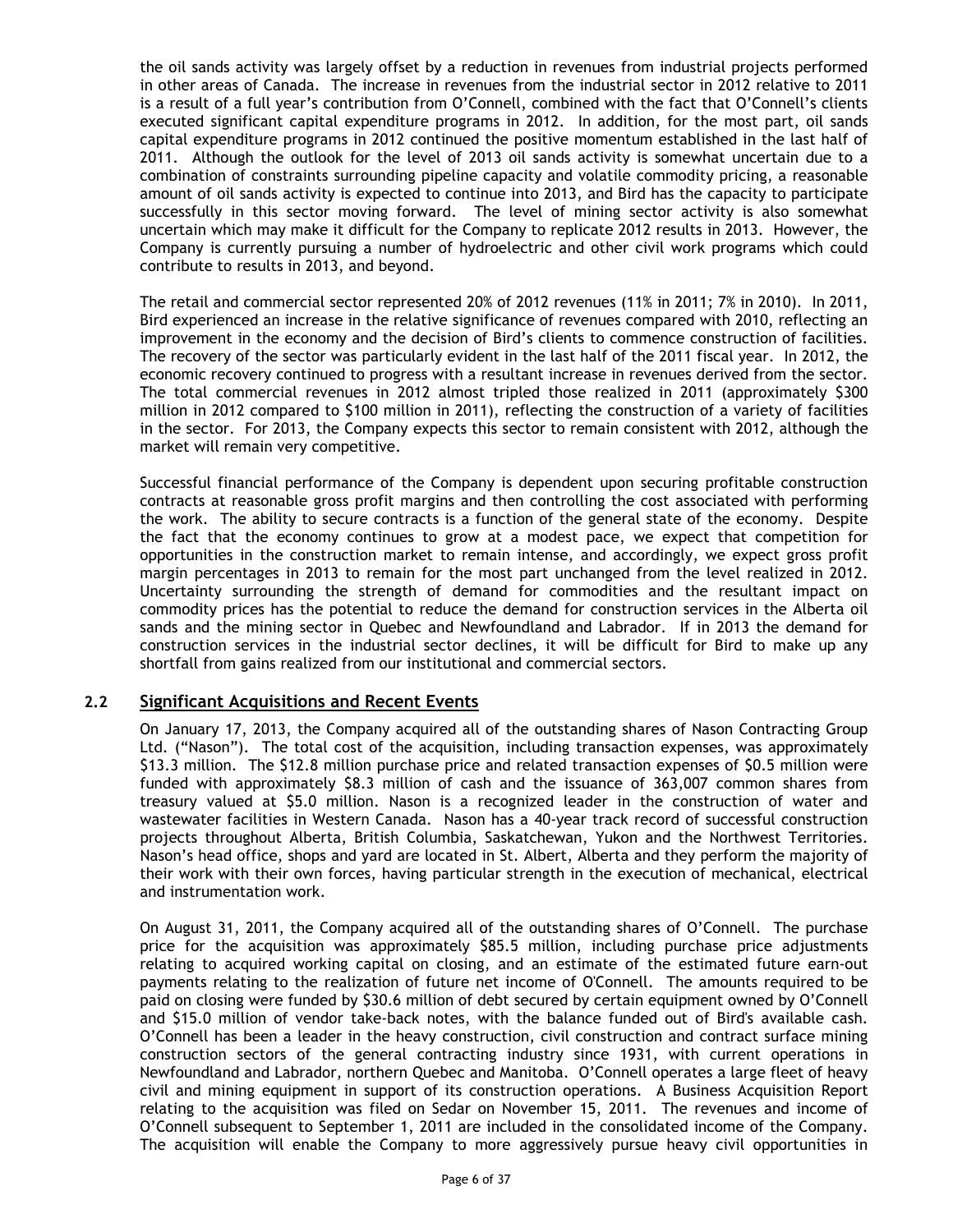the oil sands activity was largely offset by a reduction in revenues from industrial projects performed in other areas of Canada. The increase in revenues from the industrial sector in 2012 relative to 2011 is a result of a full year's contribution from O'Connell, combined with the fact that O'Connell's clients executed significant capital expenditure programs in 2012. In addition, for the most part, oil sands capital expenditure programs in 2012 continued the positive momentum established in the last half of 2011. Although the outlook for the level of 2013 oil sands activity is somewhat uncertain due to a combination of constraints surrounding pipeline capacity and volatile commodity pricing, a reasonable amount of oil sands activity is expected to continue into 2013, and Bird has the capacity to participate successfully in this sector moving forward. The level of mining sector activity is also somewhat uncertain which may make it difficult for the Company to replicate 2012 results in 2013. However, the Company is currently pursuing a number of hydroelectric and other civil work programs which could contribute to results in 2013, and beyond.

The retail and commercial sector represented 20% of 2012 revenues (11% in 2011; 7% in 2010). In 2011, Bird experienced an increase in the relative significance of revenues compared with 2010, reflecting an improvement in the economy and the decision of Bird's clients to commence construction of facilities. The recovery of the sector was particularly evident in the last half of the 2011 fiscal year. In 2012, the economic recovery continued to progress with a resultant increase in revenues derived from the sector. The total commercial revenues in 2012 almost tripled those realized in 2011 (approximately $300 million in 2012 compared to $100 million in 2011), reflecting the construction of a variety of facilities in the sector. For 2013, the Company expects this sector to remain consistent with 2012, although the market will remain very competitive.

Successful financial performance of the Company is dependent upon securing profitable construction contracts at reasonable gross profit margins and then controlling the cost associated with performing the work. The ability to secure contracts is a function of the general state of the economy. Despite the fact that the economy continues to grow at a modest pace, we expect that competition for opportunities in the construction market to remain intense, and accordingly, we expect gross profit margin percentages in 2013 to remain for the most part unchanged from the level realized in 2012. Uncertainty surrounding the strength of demand for commodities and the resultant impact on commodity prices has the potential to reduce the demand for construction services in the Alberta oil sands and the mining sector in Quebec and Newfoundland and Labrador. If in 2013 the demand for construction services in the industrial sector declines, it will be difficult for Bird to make up any shortfall from gains realized from our institutional and commercial sectors.

## 2.2 Significant Acquisitions and Recent Events

On January 17, 2013, the Company acquired all of the outstanding shares of Nason Contracting Group Ltd. ("Nason"). The total cost of the acquisition, including transaction expenses, was approximately $13.3 million. The $12.8 million purchase price and related transaction expenses of $0.5 million were funded with approximately $8.3 million of cash and the issuance of 363,007 common shares from treasury valued at $5.0 million. Nason is a recognized leader in the construction of water and wastewater facilities in Western Canada. Nason has a 40-year track record of successful construction projects throughout Alberta, British Columbia, Saskatchewan, Yukon and the Northwest Territories. Nason's head office, shops and yard are located in St. Albert, Alberta and they perform the majority of their work with their own forces, having particular strength in the execution of mechanical, electrical and instrumentation work.

On August 31, 2011, the Company acquired all of the outstanding shares of O'Connell. The purchase price for the acquisition was approximately $85.5 million, including purchase price adjustments relating to acquired working capital on closing, and an estimate of the estimated future earn-out payments relating to the realization of future net income of O'Connell. The amounts required to be paid on closing were funded by $30.6 million of debt secured by certain equipment owned by O'Connell and $15.0 million of vendor take-back notes, with the balance funded out of Bird's available cash. O'Connell has been a leader in the heavy construction, civil construction and contract surface mining construction sectors of the general contracting industry since 1931, with current operations in Newfoundland and Labrador, northern Quebec and Manitoba. O'Connell operates a large fleet of heavy civil and mining equipment in support of its construction operations. A Business Acquisition Report relating to the acquisition was filed on Sedar on November 15, 2011. The revenues and income of O'Connell subsequent to September 1, 2011 are included in the consolidated income of the Company. The acquisition will enable the Company to more aggressively pursue heavy civil opportunities in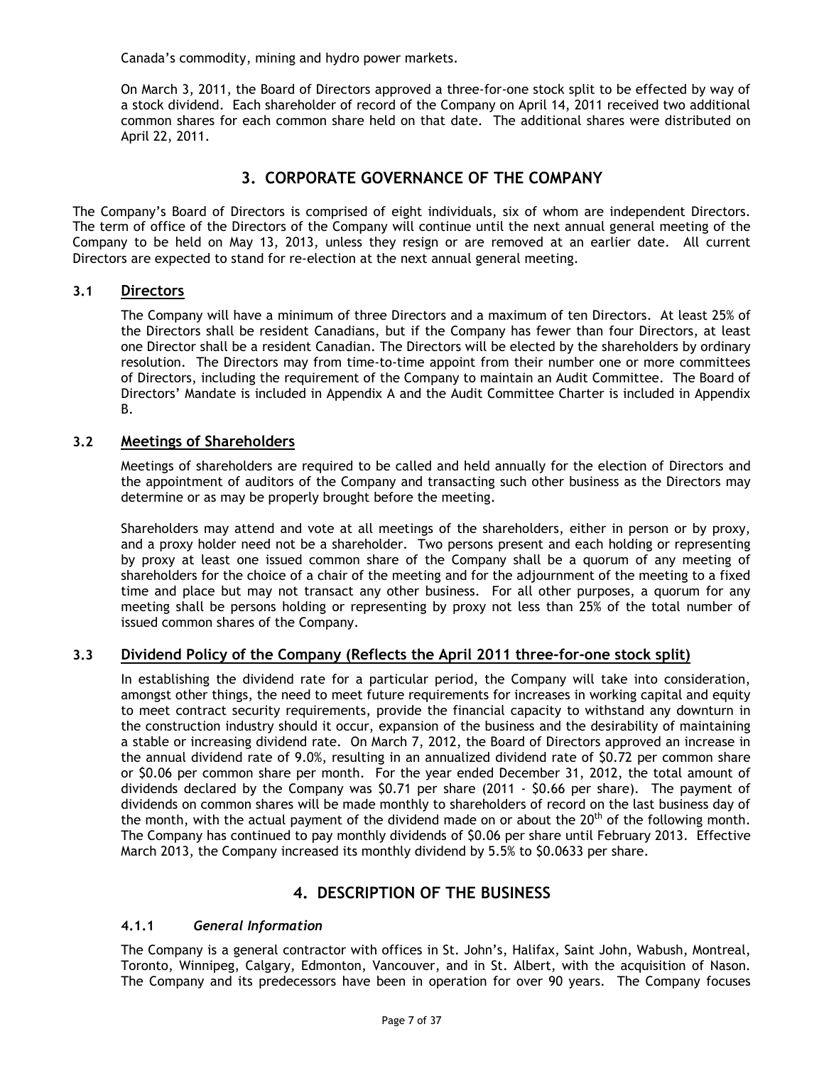Canada's commodity, mining and hydro power markets.

On March 3, 2011, the Board of Directors approved a three-for-one stock split to be effected by way of a stock dividend. Each shareholder of record of the Company on April 14, 2011 received two additional common shares for each common share held on that date. The additional shares were distributed on April 22, 2011.

## 3. CORPORATE GOVERNANCE OF THE COMPANY

The Company's Board of Directors is comprised of eight individuals, six of whom are independent Directors. The term of office of the Directors of the Company will continue until the next annual general meeting of the Company to be held on May 13, 2013, unless they resign or are removed at an earlier date. All current Directors are expected to stand for re-election at the next annual general meeting.

### 3.1 Directors

The Company will have a minimum of three Directors and a maximum of ten Directors. At least 25% of the Directors shall be resident Canadians, but if the Company has fewer than four Directors, at least one Director shall be a resident Canadian. The Directors will be elected by the shareholders by ordinary resolution. The Directors may from time-to-time appoint from their number one or more committees of Directors, including the requirement of the Company to maintain an Audit Committee. The Board of Directors' Mandate is included in Appendix A and the Audit Committee Charter is included in Appendix B.

### 3.2 Meetings of Shareholders

Meetings of shareholders are required to be called and held annually for the election of Directors and the appointment of auditors of the Company and transacting such other business as the Directors may determine or as may be properly brought before the meeting.

Shareholders may attend and vote at all meetings of the shareholders, either in person or by proxy, and a proxy holder need not be a shareholder. Two persons present and each holding or representing by proxy at least one issued common share of the Company shall be a quorum of any meeting of shareholders for the choice of a chair of the meeting and for the adjournment of the meeting to a fixed time and place but may not transact any other business. For all other purposes, a quorum for any meeting shall be persons holding or representing by proxy not less than 25% of the total number of issued common shares of the Company.

### 3.3 Dividend Policy of the Company (Reflects the April 2011 three-for-one stock split)

In establishing the dividend rate for a particular period, the Company will take into consideration, amongst other things, the need to meet future requirements for increases in working capital and equity to meet contract security requirements, provide the financial capacity to withstand any downturn in the construction industry should it occur, expansion of the business and the desirability of maintaining a stable or increasing dividend rate. On March 7, 2012, the Board of Directors approved an increase in the annual dividend rate of 9.0%, resulting in an annualized dividend rate of $0.72 per common share or $0.06 per common share per month. For the year ended December 31, 2012, the total amount of dividends declared by the Company was $0.71 per share (2011 - $0.66 per share). The payment of dividends on common shares will be made monthly to shareholders of record on the last business day of the month, with the actual payment of the dividend made on or about the 20th of the following month. The Company has continued to pay monthly dividends of $0.06 per share until February 2013. Effective March 2013, the Company increased its monthly dividend by 5.5% to $0.0633 per share.

## 4. DESCRIPTION OF THE BUSINESS

#### 4.1.1 *General Information*

The Company is a general contractor with offices in St. John's, Halifax, Saint John, Wabush, Montreal, Toronto, Winnipeg, Calgary, Edmonton, Vancouver, and in St. Albert, with the acquisition of Nason. The Company and its predecessors have been in operation for over 90 years. The Company focuses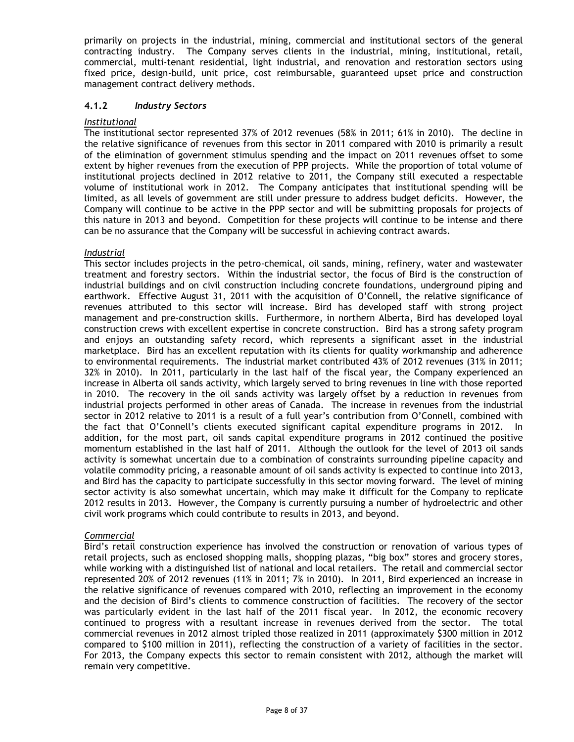primarily on projects in the industrial, mining, commercial and institutional sectors of the general contracting industry. The Company serves clients in the industrial, mining, institutional, retail, commercial, multi-tenant residential, light industrial, and renovation and restoration sectors using fixed price, design-build, unit price, cost reimbursable, guaranteed upset price and construction management contract delivery methods.

### 4.1.2 *Industry Sectors*

*Institutional*

The institutional sector represented 37% of 2012 revenues (58% in 2011; 61% in 2010). The decline in the relative significance of revenues from this sector in 2011 compared with 2010 is primarily a result of the elimination of government stimulus spending and the impact on 2011 revenues offset to some extent by higher revenues from the execution of PPP projects. While the proportion of total volume of institutional projects declined in 2012 relative to 2011, the Company still executed a respectable volume of institutional work in 2012. The Company anticipates that institutional spending will be limited, as all levels of government are still under pressure to address budget deficits. However, the Company will continue to be active in the PPP sector and will be submitting proposals for projects of this nature in 2013 and beyond. Competition for these projects will continue to be intense and there can be no assurance that the Company will be successful in achieving contract awards.

*Industrial*

This sector includes projects in the petro-chemical, oil sands, mining, refinery, water and wastewater treatment and forestry sectors. Within the industrial sector, the focus of Bird is the construction of industrial buildings and on civil construction including concrete foundations, underground piping and earthwork. Effective August 31, 2011 with the acquisition of O'Connell, the relative significance of revenues attributed to this sector will increase. Bird has developed staff with strong project management and pre-construction skills. Furthermore, in northern Alberta, Bird has developed loyal construction crews with excellent expertise in concrete construction. Bird has a strong safety program and enjoys an outstanding safety record, which represents a significant asset in the industrial marketplace. Bird has an excellent reputation with its clients for quality workmanship and adherence to environmental requirements. The industrial market contributed 43% of 2012 revenues (31% in 2011; 32% in 2010). In 2011, particularly in the last half of the fiscal year, the Company experienced an increase in Alberta oil sands activity, which largely served to bring revenues in line with those reported in 2010. The recovery in the oil sands activity was largely offset by a reduction in revenues from industrial projects performed in other areas of Canada. The increase in revenues from the industrial sector in 2012 relative to 2011 is a result of a full year's contribution from O'Connell, combined with the fact that O'Connell's clients executed significant capital expenditure programs in 2012. In addition, for the most part, oil sands capital expenditure programs in 2012 continued the positive momentum established in the last half of 2011. Although the outlook for the level of 2013 oil sands activity is somewhat uncertain due to a combination of constraints surrounding pipeline capacity and volatile commodity pricing, a reasonable amount of oil sands activity is expected to continue into 2013, and Bird has the capacity to participate successfully in this sector moving forward. The level of mining sector activity is also somewhat uncertain, which may make it difficult for the Company to replicate 2012 results in 2013. However, the Company is currently pursuing a number of hydroelectric and other civil work programs which could contribute to results in 2013, and beyond.

*Commercial*

Bird's retail construction experience has involved the construction or renovation of various types of retail projects, such as enclosed shopping malls, shopping plazas, "big box" stores and grocery stores, while working with a distinguished list of national and local retailers. The retail and commercial sector represented 20% of 2012 revenues (11% in 2011; 7% in 2010). In 2011, Bird experienced an increase in the relative significance of revenues compared with 2010, reflecting an improvement in the economy and the decision of Bird's clients to commence construction of facilities. The recovery of the sector was particularly evident in the last half of the 2011 fiscal year. In 2012, the economic recovery continued to progress with a resultant increase in revenues derived from the sector. The total commercial revenues in 2012 almost tripled those realized in 2011 (approximately $300 million in 2012 compared to $100 million in 2011), reflecting the construction of a variety of facilities in the sector. For 2013, the Company expects this sector to remain consistent with 2012, although the market will remain very competitive.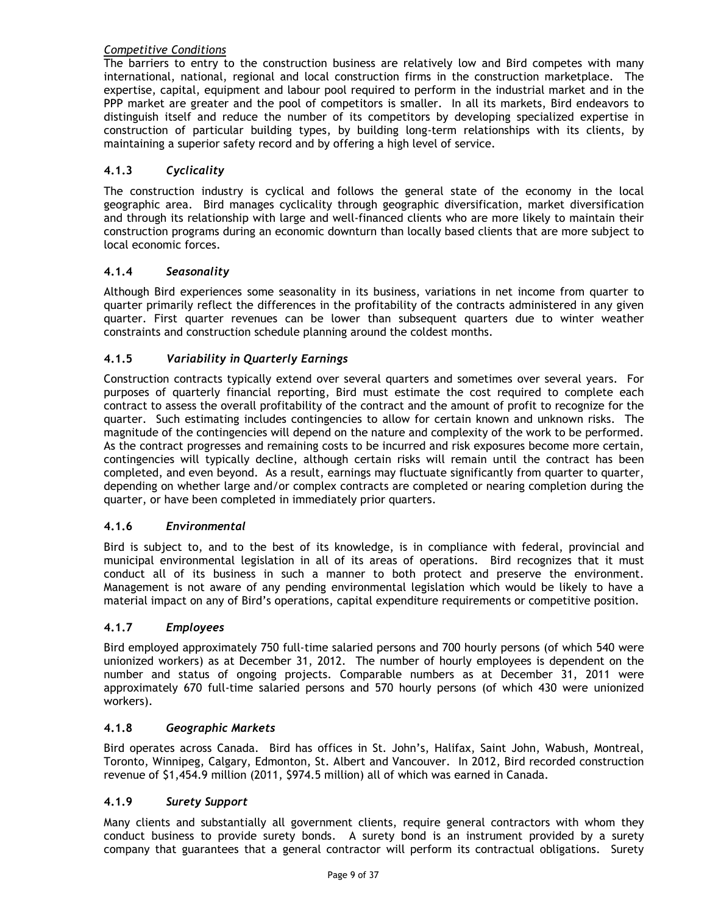*Competitive Conditions*

The barriers to entry to the construction business are relatively low and Bird competes with many international, national, regional and local construction firms in the construction marketplace. The expertise, capital, equipment and labour pool required to perform in the industrial market and in the PPP market are greater and the pool of competitors is smaller. In all its markets, Bird endeavors to distinguish itself and reduce the number of its competitors by developing specialized expertise in construction of particular building types, by building long-term relationships with its clients, by maintaining a superior safety record and by offering a high level of service.

### 4.1.3 *Cyclicality*

The construction industry is cyclical and follows the general state of the economy in the local geographic area. Bird manages cyclicality through geographic diversification, market diversification and through its relationship with large and well-financed clients who are more likely to maintain their construction programs during an economic downturn than locally based clients that are more subject to local economic forces.

### 4.1.4 *Seasonality*

Although Bird experiences some seasonality in its business, variations in net income from quarter to quarter primarily reflect the differences in the profitability of the contracts administered in any given quarter. First quarter revenues can be lower than subsequent quarters due to winter weather constraints and construction schedule planning around the coldest months.

### 4.1.5 *Variability in Quarterly Earnings*

Construction contracts typically extend over several quarters and sometimes over several years. For purposes of quarterly financial reporting, Bird must estimate the cost required to complete each contract to assess the overall profitability of the contract and the amount of profit to recognize for the quarter. Such estimating includes contingencies to allow for certain known and unknown risks. The magnitude of the contingencies will depend on the nature and complexity of the work to be performed. As the contract progresses and remaining costs to be incurred and risk exposures become more certain, contingencies will typically decline, although certain risks will remain until the contract has been completed, and even beyond. As a result, earnings may fluctuate significantly from quarter to quarter, depending on whether large and/or complex contracts are completed or nearing completion during the quarter, or have been completed in immediately prior quarters.

### 4.1.6 *Environmental*

Bird is subject to, and to the best of its knowledge, is in compliance with federal, provincial and municipal environmental legislation in all of its areas of operations. Bird recognizes that it must conduct all of its business in such a manner to both protect and preserve the environment. Management is not aware of any pending environmental legislation which would be likely to have a material impact on any of Bird's operations, capital expenditure requirements or competitive position.

### 4.1.7 *Employees*

Bird employed approximately 750 full-time salaried persons and 700 hourly persons (of which 540 were unionized workers) as at December 31, 2012. The number of hourly employees is dependent on the number and status of ongoing projects. Comparable numbers as at December 31, 2011 were approximately 670 full-time salaried persons and 570 hourly persons (of which 430 were unionized workers).

### 4.1.8 *Geographic Markets*

Bird operates across Canada. Bird has offices in St. John's, Halifax, Saint John, Wabush, Montreal, Toronto, Winnipeg, Calgary, Edmonton, St. Albert and Vancouver. In 2012, Bird recorded construction revenue of $1,454.9 million (2011, $974.5 million) all of which was earned in Canada.

### 4.1.9 *Surety Support*

Many clients and substantially all government clients, require general contractors with whom they conduct business to provide surety bonds. A surety bond is an instrument provided by a surety company that guarantees that a general contractor will perform its contractual obligations. Surety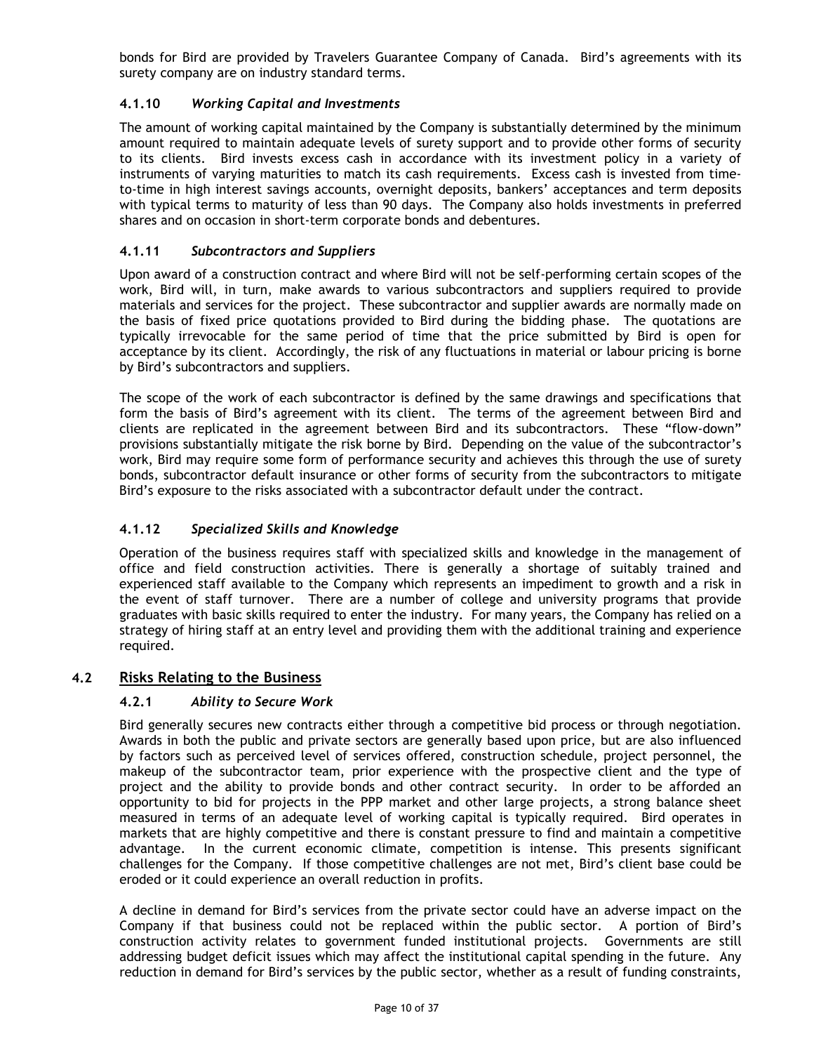bonds for Bird are provided by Travelers Guarantee Company of Canada. Bird's agreements with its surety company are on industry standard terms.

#### 4.1.10 *Working Capital and Investments*

The amount of working capital maintained by the Company is substantially determined by the minimum amount required to maintain adequate levels of surety support and to provide other forms of security to its clients. Bird invests excess cash in accordance with its investment policy in a variety of instruments of varying maturities to match its cash requirements. Excess cash is invested from time-to-time in high interest savings accounts, overnight deposits, bankers' acceptances and term deposits with typical terms to maturity of less than 90 days. The Company also holds investments in preferred shares and on occasion in short-term corporate bonds and debentures.

#### 4.1.11 *Subcontractors and Suppliers*

Upon award of a construction contract and where Bird will not be self-performing certain scopes of the work, Bird will, in turn, make awards to various subcontractors and suppliers required to provide materials and services for the project. These subcontractor and supplier awards are normally made on the basis of fixed price quotations provided to Bird during the bidding phase. The quotations are typically irrevocable for the same period of time that the price submitted by Bird is open for acceptance by its client. Accordingly, the risk of any fluctuations in material or labour pricing is borne by Bird's subcontractors and suppliers.

The scope of the work of each subcontractor is defined by the same drawings and specifications that form the basis of Bird's agreement with its client. The terms of the agreement between Bird and clients are replicated in the agreement between Bird and its subcontractors. These "flow-down" provisions substantially mitigate the risk borne by Bird. Depending on the value of the subcontractor's work, Bird may require some form of performance security and achieves this through the use of surety bonds, subcontractor default insurance or other forms of security from the subcontractors to mitigate Bird's exposure to the risks associated with a subcontractor default under the contract.

#### 4.1.12 *Specialized Skills and Knowledge*

Operation of the business requires staff with specialized skills and knowledge in the management of office and field construction activities. There is generally a shortage of suitably trained and experienced staff available to the Company which represents an impediment to growth and a risk in the event of staff turnover. There are a number of college and university programs that provide graduates with basic skills required to enter the industry. For many years, the Company has relied on a strategy of hiring staff at an entry level and providing them with the additional training and experience required.

### 4.2 Risks Relating to the Business

#### 4.2.1 *Ability to Secure Work*

Bird generally secures new contracts either through a competitive bid process or through negotiation. Awards in both the public and private sectors are generally based upon price, but are also influenced by factors such as perceived level of services offered, construction schedule, project personnel, the makeup of the subcontractor team, prior experience with the prospective client and the type of project and the ability to provide bonds and other contract security. In order to be afforded an opportunity to bid for projects in the PPP market and other large projects, a strong balance sheet measured in terms of an adequate level of working capital is typically required. Bird operates in markets that are highly competitive and there is constant pressure to find and maintain a competitive advantage. In the current economic climate, competition is intense. This presents significant challenges for the Company. If those competitive challenges are not met, Bird's client base could be eroded or it could experience an overall reduction in profits.

A decline in demand for Bird's services from the private sector could have an adverse impact on the Company if that business could not be replaced within the public sector. A portion of Bird's construction activity relates to government funded institutional projects. Governments are still addressing budget deficit issues which may affect the institutional capital spending in the future. Any reduction in demand for Bird's services by the public sector, whether as a result of funding constraints,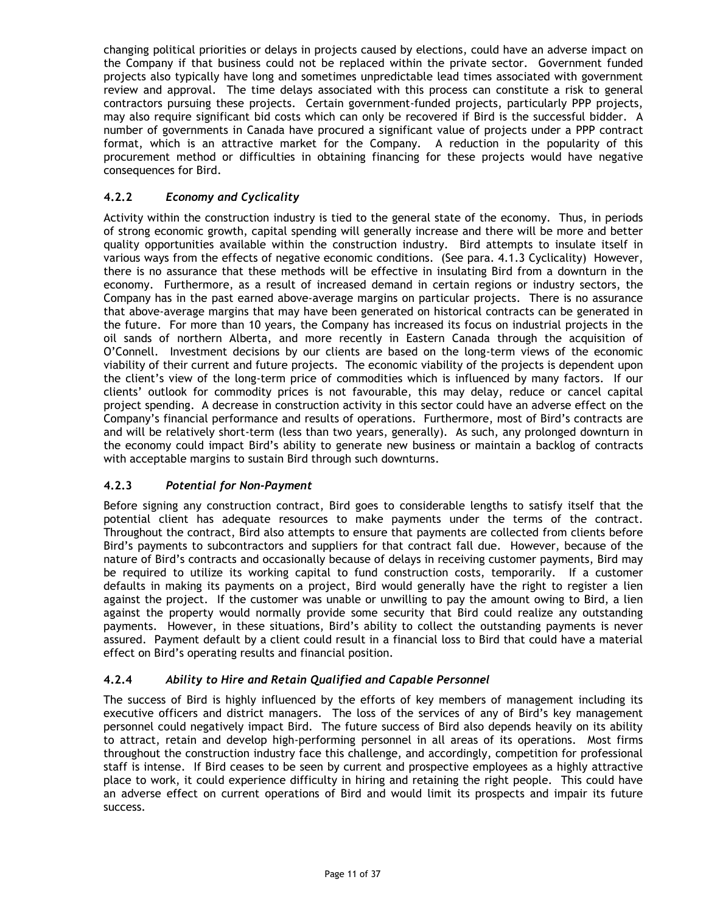changing political priorities or delays in projects caused by elections, could have an adverse impact on the Company if that business could not be replaced within the private sector. Government funded projects also typically have long and sometimes unpredictable lead times associated with government review and approval. The time delays associated with this process can constitute a risk to general contractors pursuing these projects. Certain government-funded projects, particularly PPP projects, may also require significant bid costs which can only be recovered if Bird is the successful bidder. A number of governments in Canada have procured a significant value of projects under a PPP contract format, which is an attractive market for the Company. A reduction in the popularity of this procurement method or difficulties in obtaining financing for these projects would have negative consequences for Bird.

### 4.2.2 *Economy and Cyclicality*

Activity within the construction industry is tied to the general state of the economy. Thus, in periods of strong economic growth, capital spending will generally increase and there will be more and better quality opportunities available within the construction industry. Bird attempts to insulate itself in various ways from the effects of negative economic conditions. (See para. 4.1.3 Cyclicality) However, there is no assurance that these methods will be effective in insulating Bird from a downturn in the economy. Furthermore, as a result of increased demand in certain regions or industry sectors, the Company has in the past earned above-average margins on particular projects. There is no assurance that above-average margins that may have been generated on historical contracts can be generated in the future. For more than 10 years, the Company has increased its focus on industrial projects in the oil sands of northern Alberta, and more recently in Eastern Canada through the acquisition of O'Connell. Investment decisions by our clients are based on the long-term views of the economic viability of their current and future projects. The economic viability of the projects is dependent upon the client's view of the long-term price of commodities which is influenced by many factors. If our clients' outlook for commodity prices is not favourable, this may delay, reduce or cancel capital project spending. A decrease in construction activity in this sector could have an adverse effect on the Company's financial performance and results of operations. Furthermore, most of Bird's contracts are and will be relatively short-term (less than two years, generally). As such, any prolonged downturn in the economy could impact Bird's ability to generate new business or maintain a backlog of contracts with acceptable margins to sustain Bird through such downturns.

### 4.2.3 *Potential for Non-Payment*

Before signing any construction contract, Bird goes to considerable lengths to satisfy itself that the potential client has adequate resources to make payments under the terms of the contract. Throughout the contract, Bird also attempts to ensure that payments are collected from clients before Bird's payments to subcontractors and suppliers for that contract fall due. However, because of the nature of Bird's contracts and occasionally because of delays in receiving customer payments, Bird may be required to utilize its working capital to fund construction costs, temporarily. If a customer defaults in making its payments on a project, Bird would generally have the right to register a lien against the project. If the customer was unable or unwilling to pay the amount owing to Bird, a lien against the property would normally provide some security that Bird could realize any outstanding payments. However, in these situations, Bird's ability to collect the outstanding payments is never assured. Payment default by a client could result in a financial loss to Bird that could have a material effect on Bird's operating results and financial position.

### 4.2.4 *Ability to Hire and Retain Qualified and Capable Personnel*

The success of Bird is highly influenced by the efforts of key members of management including its executive officers and district managers. The loss of the services of any of Bird's key management personnel could negatively impact Bird. The future success of Bird also depends heavily on its ability to attract, retain and develop high-performing personnel in all areas of its operations. Most firms throughout the construction industry face this challenge, and accordingly, competition for professional staff is intense. If Bird ceases to be seen by current and prospective employees as a highly attractive place to work, it could experience difficulty in hiring and retaining the right people. This could have an adverse effect on current operations of Bird and would limit its prospects and impair its future success.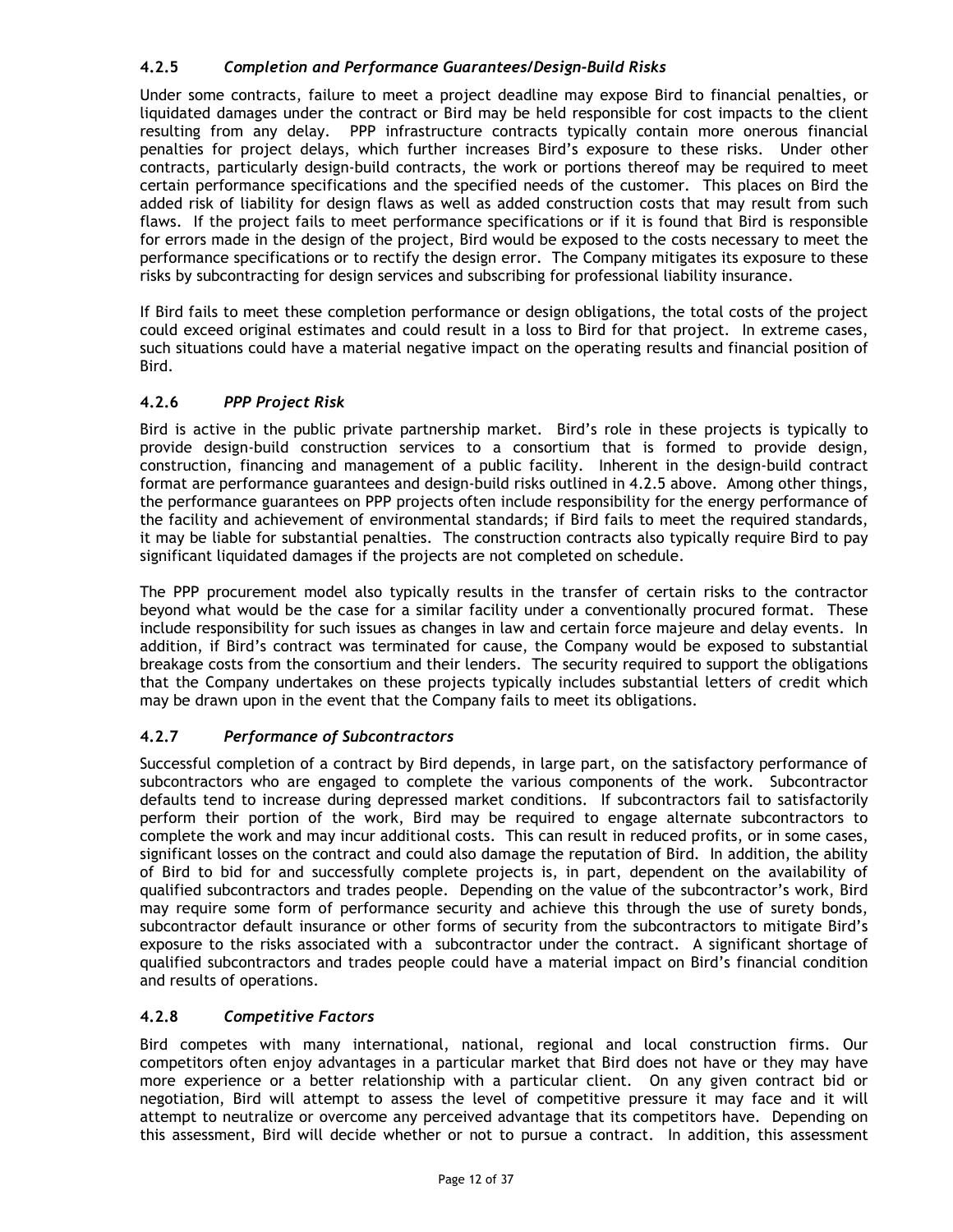### 4.2.5 *Completion and Performance Guarantees/Design-Build Risks*

Under some contracts, failure to meet a project deadline may expose Bird to financial penalties, or liquidated damages under the contract or Bird may be held responsible for cost impacts to the client resulting from any delay. PPP infrastructure contracts typically contain more onerous financial penalties for project delays, which further increases Bird's exposure to these risks. Under other contracts, particularly design-build contracts, the work or portions thereof may be required to meet certain performance specifications and the specified needs of the customer. This places on Bird the added risk of liability for design flaws as well as added construction costs that may result from such flaws. If the project fails to meet performance specifications or if it is found that Bird is responsible for errors made in the design of the project, Bird would be exposed to the costs necessary to meet the performance specifications or to rectify the design error. The Company mitigates its exposure to these risks by subcontracting for design services and subscribing for professional liability insurance.

If Bird fails to meet these completion performance or design obligations, the total costs of the project could exceed original estimates and could result in a loss to Bird for that project. In extreme cases, such situations could have a material negative impact on the operating results and financial position of Bird.

### 4.2.6 *PPP Project Risk*

Bird is active in the public private partnership market. Bird's role in these projects is typically to provide design-build construction services to a consortium that is formed to provide design, construction, financing and management of a public facility. Inherent in the design-build contract format are performance guarantees and design-build risks outlined in 4.2.5 above. Among other things, the performance guarantees on PPP projects often include responsibility for the energy performance of the facility and achievement of environmental standards; if Bird fails to meet the required standards, it may be liable for substantial penalties. The construction contracts also typically require Bird to pay significant liquidated damages if the projects are not completed on schedule.

The PPP procurement model also typically results in the transfer of certain risks to the contractor beyond what would be the case for a similar facility under a conventionally procured format. These include responsibility for such issues as changes in law and certain force majeure and delay events. In addition, if Bird's contract was terminated for cause, the Company would be exposed to substantial breakage costs from the consortium and their lenders. The security required to support the obligations that the Company undertakes on these projects typically includes substantial letters of credit which may be drawn upon in the event that the Company fails to meet its obligations.

### 4.2.7 *Performance of Subcontractors*

Successful completion of a contract by Bird depends, in large part, on the satisfactory performance of subcontractors who are engaged to complete the various components of the work. Subcontractor defaults tend to increase during depressed market conditions. If subcontractors fail to satisfactorily perform their portion of the work, Bird may be required to engage alternate subcontractors to complete the work and may incur additional costs. This can result in reduced profits, or in some cases, significant losses on the contract and could also damage the reputation of Bird. In addition, the ability of Bird to bid for and successfully complete projects is, in part, dependent on the availability of qualified subcontractors and trades people. Depending on the value of the subcontractor's work, Bird may require some form of performance security and achieve this through the use of surety bonds, subcontractor default insurance or other forms of security from the subcontractors to mitigate Bird's exposure to the risks associated with a subcontractor under the contract. A significant shortage of qualified subcontractors and trades people could have a material impact on Bird's financial condition and results of operations.

### 4.2.8 *Competitive Factors*

Bird competes with many international, national, regional and local construction firms. Our competitors often enjoy advantages in a particular market that Bird does not have or they may have more experience or a better relationship with a particular client. On any given contract bid or negotiation, Bird will attempt to assess the level of competitive pressure it may face and it will attempt to neutralize or overcome any perceived advantage that its competitors have. Depending on this assessment, Bird will decide whether or not to pursue a contract. In addition, this assessment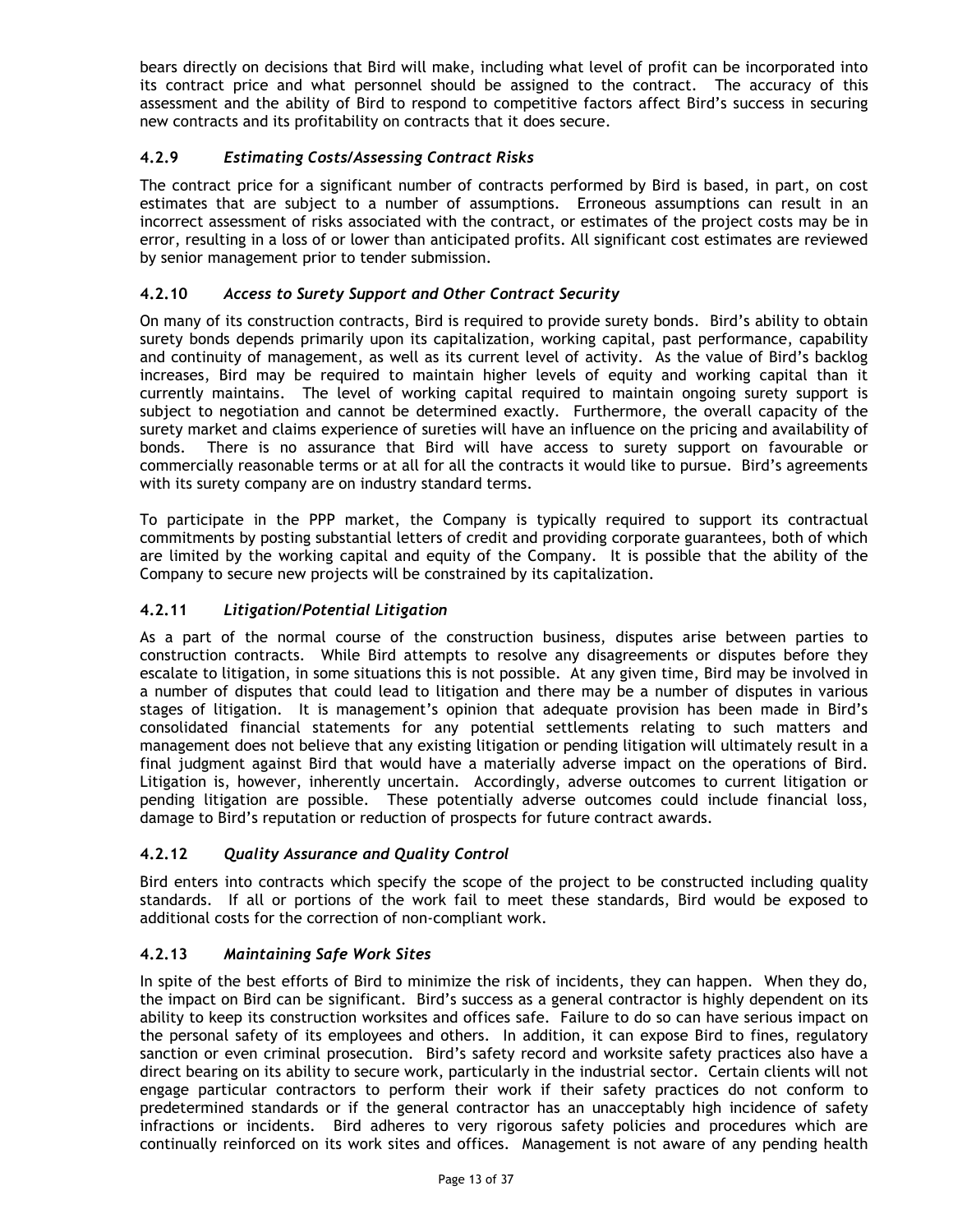bears directly on decisions that Bird will make, including what level of profit can be incorporated into its contract price and what personnel should be assigned to the contract. The accuracy of this assessment and the ability of Bird to respond to competitive factors affect Bird's success in securing new contracts and its profitability on contracts that it does secure.

### 4.2.9 *Estimating Costs/Assessing Contract Risks*

The contract price for a significant number of contracts performed by Bird is based, in part, on cost estimates that are subject to a number of assumptions. Erroneous assumptions can result in an incorrect assessment of risks associated with the contract, or estimates of the project costs may be in error, resulting in a loss of or lower than anticipated profits. All significant cost estimates are reviewed by senior management prior to tender submission.

### 4.2.10 *Access to Surety Support and Other Contract Security*

On many of its construction contracts, Bird is required to provide surety bonds. Bird's ability to obtain surety bonds depends primarily upon its capitalization, working capital, past performance, capability and continuity of management, as well as its current level of activity. As the value of Bird's backlog increases, Bird may be required to maintain higher levels of equity and working capital than it currently maintains. The level of working capital required to maintain ongoing surety support is subject to negotiation and cannot be determined exactly. Furthermore, the overall capacity of the surety market and claims experience of sureties will have an influence on the pricing and availability of bonds. There is no assurance that Bird will have access to surety support on favourable or commercially reasonable terms or at all for all the contracts it would like to pursue. Bird's agreements with its surety company are on industry standard terms.

To participate in the PPP market, the Company is typically required to support its contractual commitments by posting substantial letters of credit and providing corporate guarantees, both of which are limited by the working capital and equity of the Company. It is possible that the ability of the Company to secure new projects will be constrained by its capitalization.

### 4.2.11 *Litigation/Potential Litigation*

As a part of the normal course of the construction business, disputes arise between parties to construction contracts. While Bird attempts to resolve any disagreements or disputes before they escalate to litigation, in some situations this is not possible. At any given time, Bird may be involved in a number of disputes that could lead to litigation and there may be a number of disputes in various stages of litigation. It is management's opinion that adequate provision has been made in Bird's consolidated financial statements for any potential settlements relating to such matters and management does not believe that any existing litigation or pending litigation will ultimately result in a final judgment against Bird that would have a materially adverse impact on the operations of Bird. Litigation is, however, inherently uncertain. Accordingly, adverse outcomes to current litigation or pending litigation are possible. These potentially adverse outcomes could include financial loss, damage to Bird's reputation or reduction of prospects for future contract awards.

### 4.2.12 *Quality Assurance and Quality Control*

Bird enters into contracts which specify the scope of the project to be constructed including quality standards. If all or portions of the work fail to meet these standards, Bird would be exposed to additional costs for the correction of non-compliant work.

### 4.2.13 *Maintaining Safe Work Sites*

In spite of the best efforts of Bird to minimize the risk of incidents, they can happen. When they do, the impact on Bird can be significant. Bird's success as a general contractor is highly dependent on its ability to keep its construction worksites and offices safe. Failure to do so can have serious impact on the personal safety of its employees and others. In addition, it can expose Bird to fines, regulatory sanction or even criminal prosecution. Bird's safety record and worksite safety practices also have a direct bearing on its ability to secure work, particularly in the industrial sector. Certain clients will not engage particular contractors to perform their work if their safety practices do not conform to predetermined standards or if the general contractor has an unacceptably high incidence of safety infractions or incidents. Bird adheres to very rigorous safety policies and procedures which are continually reinforced on its work sites and offices. Management is not aware of any pending health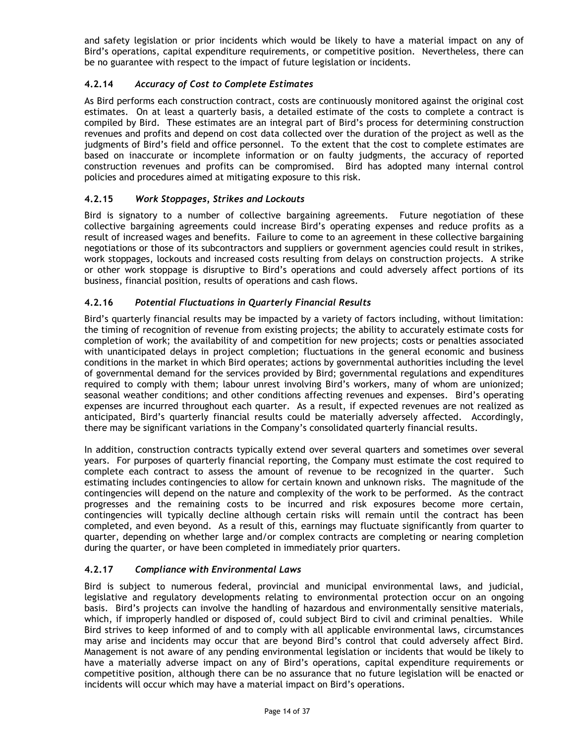and safety legislation or prior incidents which would be likely to have a material impact on any of Bird's operations, capital expenditure requirements, or competitive position. Nevertheless, there can be no guarantee with respect to the impact of future legislation or incidents.

### 4.2.14 *Accuracy of Cost to Complete Estimates*

As Bird performs each construction contract, costs are continuously monitored against the original cost estimates. On at least a quarterly basis, a detailed estimate of the costs to complete a contract is compiled by Bird. These estimates are an integral part of Bird's process for determining construction revenues and profits and depend on cost data collected over the duration of the project as well as the judgments of Bird's field and office personnel. To the extent that the cost to complete estimates are based on inaccurate or incomplete information or on faulty judgments, the accuracy of reported construction revenues and profits can be compromised. Bird has adopted many internal control policies and procedures aimed at mitigating exposure to this risk.

### 4.2.15 *Work Stoppages, Strikes and Lockouts*

Bird is signatory to a number of collective bargaining agreements. Future negotiation of these collective bargaining agreements could increase Bird's operating expenses and reduce profits as a result of increased wages and benefits. Failure to come to an agreement in these collective bargaining negotiations or those of its subcontractors and suppliers or government agencies could result in strikes, work stoppages, lockouts and increased costs resulting from delays on construction projects. A strike or other work stoppage is disruptive to Bird's operations and could adversely affect portions of its business, financial position, results of operations and cash flows.

### 4.2.16 *Potential Fluctuations in Quarterly Financial Results*

Bird's quarterly financial results may be impacted by a variety of factors including, without limitation: the timing of recognition of revenue from existing projects; the ability to accurately estimate costs for completion of work; the availability of and competition for new projects; costs or penalties associated with unanticipated delays in project completion; fluctuations in the general economic and business conditions in the market in which Bird operates; actions by governmental authorities including the level of governmental demand for the services provided by Bird; governmental regulations and expenditures required to comply with them; labour unrest involving Bird's workers, many of whom are unionized; seasonal weather conditions; and other conditions affecting revenues and expenses. Bird's operating expenses are incurred throughout each quarter. As a result, if expected revenues are not realized as anticipated, Bird's quarterly financial results could be materially adversely affected. Accordingly, there may be significant variations in the Company's consolidated quarterly financial results.

In addition, construction contracts typically extend over several quarters and sometimes over several years. For purposes of quarterly financial reporting, the Company must estimate the cost required to complete each contract to assess the amount of revenue to be recognized in the quarter. Such estimating includes contingencies to allow for certain known and unknown risks. The magnitude of the contingencies will depend on the nature and complexity of the work to be performed. As the contract progresses and the remaining costs to be incurred and risk exposures become more certain, contingencies will typically decline although certain risks will remain until the contract has been completed, and even beyond. As a result of this, earnings may fluctuate significantly from quarter to quarter, depending on whether large and/or complex contracts are completing or nearing completion during the quarter, or have been completed in immediately prior quarters.

### 4.2.17 *Compliance with Environmental Laws*

Bird is subject to numerous federal, provincial and municipal environmental laws, and judicial, legislative and regulatory developments relating to environmental protection occur on an ongoing basis. Bird's projects can involve the handling of hazardous and environmentally sensitive materials, which, if improperly handled or disposed of, could subject Bird to civil and criminal penalties. While Bird strives to keep informed of and to comply with all applicable environmental laws, circumstances may arise and incidents may occur that are beyond Bird's control that could adversely affect Bird. Management is not aware of any pending environmental legislation or incidents that would be likely to have a materially adverse impact on any of Bird's operations, capital expenditure requirements or competitive position, although there can be no assurance that no future legislation will be enacted or incidents will occur which may have a material impact on Bird's operations.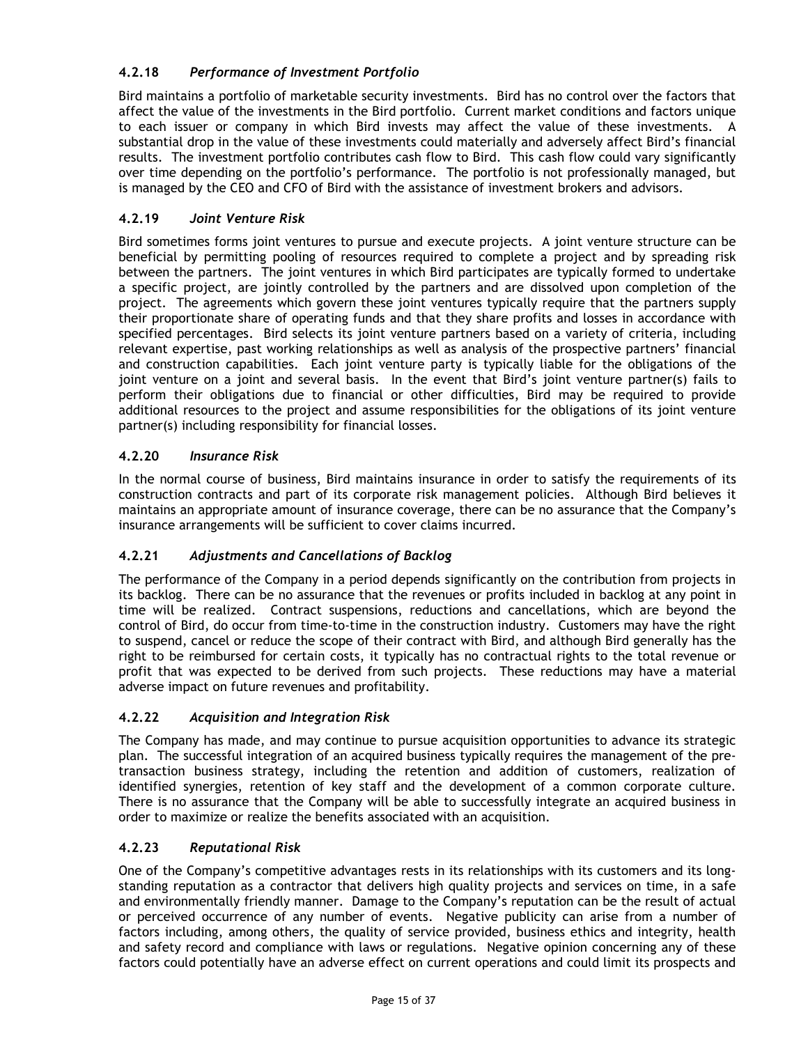### 4.2.18 *Performance of Investment Portfolio*

Bird maintains a portfolio of marketable security investments. Bird has no control over the factors that affect the value of the investments in the Bird portfolio. Current market conditions and factors unique to each issuer or company in which Bird invests may affect the value of these investments. A substantial drop in the value of these investments could materially and adversely affect Bird's financial results. The investment portfolio contributes cash flow to Bird. This cash flow could vary significantly over time depending on the portfolio's performance. The portfolio is not professionally managed, but is managed by the CEO and CFO of Bird with the assistance of investment brokers and advisors.

### 4.2.19 *Joint Venture Risk*

Bird sometimes forms joint ventures to pursue and execute projects. A joint venture structure can be beneficial by permitting pooling of resources required to complete a project and by spreading risk between the partners. The joint ventures in which Bird participates are typically formed to undertake a specific project, are jointly controlled by the partners and are dissolved upon completion of the project. The agreements which govern these joint ventures typically require that the partners supply their proportionate share of operating funds and that they share profits and losses in accordance with specified percentages. Bird selects its joint venture partners based on a variety of criteria, including relevant expertise, past working relationships as well as analysis of the prospective partners' financial and construction capabilities. Each joint venture party is typically liable for the obligations of the joint venture on a joint and several basis. In the event that Bird's joint venture partner(s) fails to perform their obligations due to financial or other difficulties, Bird may be required to provide additional resources to the project and assume responsibilities for the obligations of its joint venture partner(s) including responsibility for financial losses.

### 4.2.20 *Insurance Risk*

In the normal course of business, Bird maintains insurance in order to satisfy the requirements of its construction contracts and part of its corporate risk management policies. Although Bird believes it maintains an appropriate amount of insurance coverage, there can be no assurance that the Company's insurance arrangements will be sufficient to cover claims incurred.

### 4.2.21 *Adjustments and Cancellations of Backlog*

The performance of the Company in a period depends significantly on the contribution from projects in its backlog. There can be no assurance that the revenues or profits included in backlog at any point in time will be realized. Contract suspensions, reductions and cancellations, which are beyond the control of Bird, do occur from time-to-time in the construction industry. Customers may have the right to suspend, cancel or reduce the scope of their contract with Bird, and although Bird generally has the right to be reimbursed for certain costs, it typically has no contractual rights to the total revenue or profit that was expected to be derived from such projects. These reductions may have a material adverse impact on future revenues and profitability.

### 4.2.22 *Acquisition and Integration Risk*

The Company has made, and may continue to pursue acquisition opportunities to advance its strategic plan. The successful integration of an acquired business typically requires the management of the pre-transaction business strategy, including the retention and addition of customers, realization of identified synergies, retention of key staff and the development of a common corporate culture. There is no assurance that the Company will be able to successfully integrate an acquired business in order to maximize or realize the benefits associated with an acquisition.

### 4.2.23 *Reputational Risk*

One of the Company's competitive advantages rests in its relationships with its customers and its long-standing reputation as a contractor that delivers high quality projects and services on time, in a safe and environmentally friendly manner. Damage to the Company's reputation can be the result of actual or perceived occurrence of any number of events. Negative publicity can arise from a number of factors including, among others, the quality of service provided, business ethics and integrity, health and safety record and compliance with laws or regulations. Negative opinion concerning any of these factors could potentially have an adverse effect on current operations and could limit its prospects and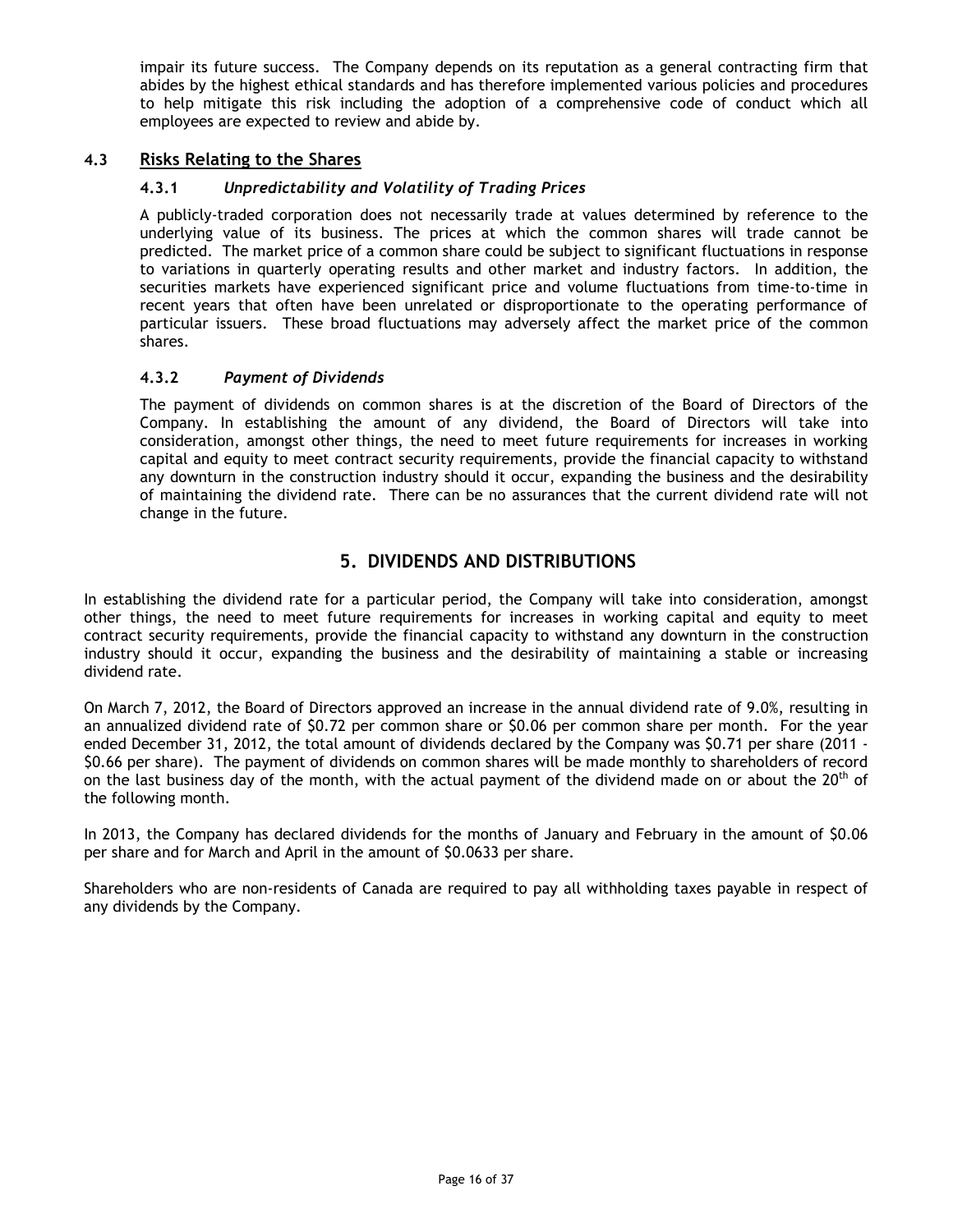impair its future success. The Company depends on its reputation as a general contracting firm that abides by the highest ethical standards and has therefore implemented various policies and procedures to help mitigate this risk including the adoption of a comprehensive code of conduct which all employees are expected to review and abide by.

## 4.3 Risks Relating to the Shares

### 4.3.1 *Unpredictability and Volatility of Trading Prices*

A publicly-traded corporation does not necessarily trade at values determined by reference to the underlying value of its business. The prices at which the common shares will trade cannot be predicted. The market price of a common share could be subject to significant fluctuations in response to variations in quarterly operating results and other market and industry factors. In addition, the securities markets have experienced significant price and volume fluctuations from time-to-time in recent years that often have been unrelated or disproportionate to the operating performance of particular issuers. These broad fluctuations may adversely affect the market price of the common shares.

### 4.3.2 *Payment of Dividends*

The payment of dividends on common shares is at the discretion of the Board of Directors of the Company. In establishing the amount of any dividend, the Board of Directors will take into consideration, amongst other things, the need to meet future requirements for increases in working capital and equity to meet contract security requirements, provide the financial capacity to withstand any downturn in the construction industry should it occur, expanding the business and the desirability of maintaining the dividend rate. There can be no assurances that the current dividend rate will not change in the future.

# 5. DIVIDENDS AND DISTRIBUTIONS

In establishing the dividend rate for a particular period, the Company will take into consideration, amongst other things, the need to meet future requirements for increases in working capital and equity to meet contract security requirements, provide the financial capacity to withstand any downturn in the construction industry should it occur, expanding the business and the desirability of maintaining a stable or increasing dividend rate.

On March 7, 2012, the Board of Directors approved an increase in the annual dividend rate of 9.0%, resulting in an annualized dividend rate of $0.72 per common share or $0.06 per common share per month. For the year ended December 31, 2012, the total amount of dividends declared by the Company was $0.71 per share (2011 - $0.66 per share). The payment of dividends on common shares will be made monthly to shareholders of record on the last business day of the month, with the actual payment of the dividend made on or about the 20th of the following month.

In 2013, the Company has declared dividends for the months of January and February in the amount of $0.06 per share and for March and April in the amount of $0.0633 per share.

Shareholders who are non-residents of Canada are required to pay all withholding taxes payable in respect of any dividends by the Company.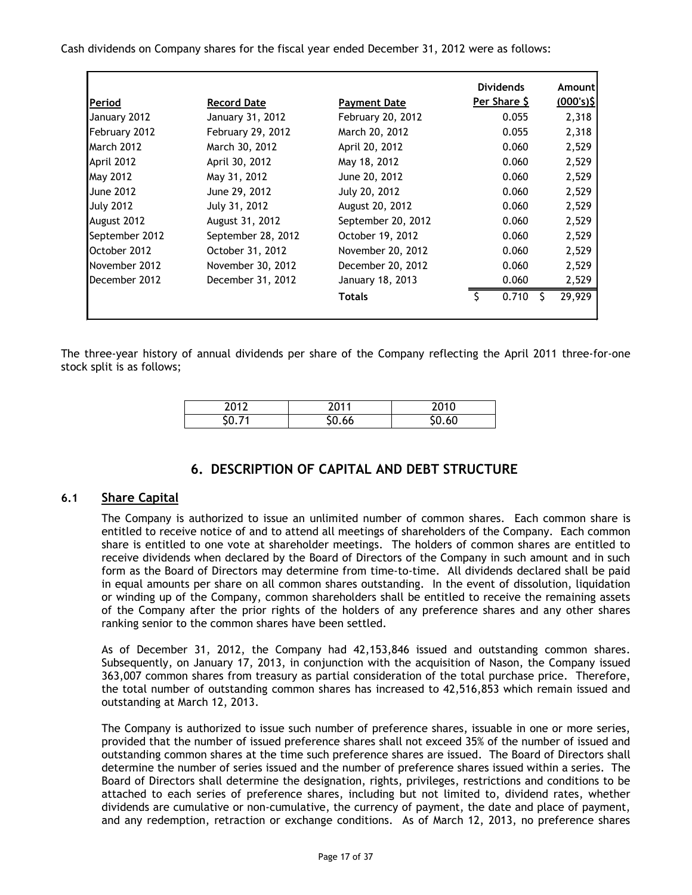Cash dividends on Company shares for the fiscal year ended December 31, 2012 were as follows:

| Period | Record Date | Payment Date | Dividends Per Share $ | Amount (000's)$ |
|---|---|---|---|---|
| January 2012 | January 31, 2012 | February 20, 2012 | 0.055 | 2,318 |
| February 2012 | February 29, 2012 | March 20, 2012 | 0.055 | 2,318 |
| March 2012 | March 30, 2012 | April 20, 2012 | 0.060 | 2,529 |
| April 2012 | April 30, 2012 | May 18, 2012 | 0.060 | 2,529 |
| May 2012 | May 31, 2012 | June 20, 2012 | 0.060 | 2,529 |
| June 2012 | June 29, 2012 | July 20, 2012 | 0.060 | 2,529 |
| July 2012 | July 31, 2012 | August 20, 2012 | 0.060 | 2,529 |
| August 2012 | August 31, 2012 | September 20, 2012 | 0.060 | 2,529 |
| September 2012 | September 28, 2012 | October 19, 2012 | 0.060 | 2,529 |
| October 2012 | October 31, 2012 | November 20, 2012 | 0.060 | 2,529 |
| November 2012 | November 30, 2012 | December 20, 2012 | 0.060 | 2,529 |
| December 2012 | December 31, 2012 | January 18, 2013 | 0.060 | 2,529 |
| | | **Totals** | $ 0.710 | $ 29,929 |

The three-year history of annual dividends per share of the Company reflecting the April 2011 three-for-one stock split is as follows;

| 2012 | 2011 | 2010 |
|---|---|---|
| $0.71 | $0.66 | $0.60 |

# 6. DESCRIPTION OF CAPITAL AND DEBT STRUCTURE

## 6.1 Share Capital

The Company is authorized to issue an unlimited number of common shares. Each common share is entitled to receive notice of and to attend all meetings of shareholders of the Company. Each common share is entitled to one vote at shareholder meetings. The holders of common shares are entitled to receive dividends when declared by the Board of Directors of the Company in such amount and in such form as the Board of Directors may determine from time-to-time. All dividends declared shall be paid in equal amounts per share on all common shares outstanding. In the event of dissolution, liquidation or winding up of the Company, common shareholders shall be entitled to receive the remaining assets of the Company after the prior rights of the holders of any preference shares and any other shares ranking senior to the common shares have been settled.

As of December 31, 2012, the Company had 42,153,846 issued and outstanding common shares. Subsequently, on January 17, 2013, in conjunction with the acquisition of Nason, the Company issued 363,007 common shares from treasury as partial consideration of the total purchase price. Therefore, the total number of outstanding common shares has increased to 42,516,853 which remain issued and outstanding at March 12, 2013.

The Company is authorized to issue such number of preference shares, issuable in one or more series, provided that the number of issued preference shares shall not exceed 35% of the number of issued and outstanding common shares at the time such preference shares are issued. The Board of Directors shall determine the number of series issued and the number of preference shares issued within a series. The Board of Directors shall determine the designation, rights, privileges, restrictions and conditions to be attached to each series of preference shares, including but not limited to, dividend rates, whether dividends are cumulative or non-cumulative, the currency of payment, the date and place of payment, and any redemption, retraction or exchange conditions. As of March 12, 2013, no preference shares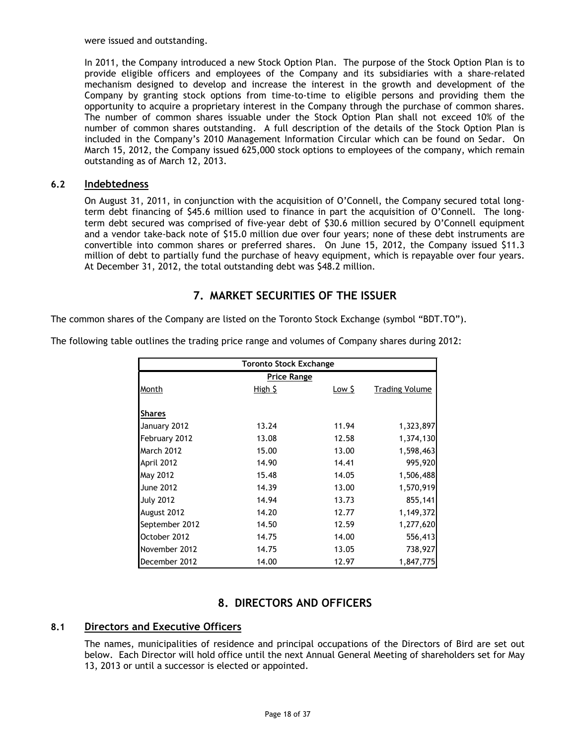were issued and outstanding.

In 2011, the Company introduced a new Stock Option Plan. The purpose of the Stock Option Plan is to provide eligible officers and employees of the Company and its subsidiaries with a share-related mechanism designed to develop and increase the interest in the growth and development of the Company by granting stock options from time-to-time to eligible persons and providing them the opportunity to acquire a proprietary interest in the Company through the purchase of common shares. The number of common shares issuable under the Stock Option Plan shall not exceed 10% of the number of common shares outstanding. A full description of the details of the Stock Option Plan is included in the Company's 2010 Management Information Circular which can be found on Sedar. On March 15, 2012, the Company issued 625,000 stock options to employees of the company, which remain outstanding as of March 12, 2013.

### 6.2 Indebtedness

On August 31, 2011, in conjunction with the acquisition of O'Connell, the Company secured total long-term debt financing of $45.6 million used to finance in part the acquisition of O'Connell. The long-term debt secured was comprised of five-year debt of $30.6 million secured by O'Connell equipment and a vendor take-back note of $15.0 million due over four years; none of these debt instruments are convertible into common shares or preferred shares. On June 15, 2012, the Company issued $11.3 million of debt to partially fund the purchase of heavy equipment, which is repayable over four years. At December 31, 2012, the total outstanding debt was $48.2 million.

## 7. MARKET SECURITIES OF THE ISSUER

The common shares of the Company are listed on the Toronto Stock Exchange (symbol "BDT.TO").

The following table outlines the trading price range and volumes of Company shares during 2012:

| Toronto Stock Exchange | | | |
|---|---|---|---|
| | Price Range | | |
| Month | High $ | Low $ | Trading Volume |
| **Shares** | | | |
| January 2012 | 13.24 | 11.94 | 1,323,897 |
| February 2012 | 13.08 | 12.58 | 1,374,130 |
| March 2012 | 15.00 | 13.00 | 1,598,463 |
| April 2012 | 14.90 | 14.41 | 995,920 |
| May 2012 | 15.48 | 14.05 | 1,506,488 |
| June 2012 | 14.39 | 13.00 | 1,570,919 |
| July 2012 | 14.94 | 13.73 | 855,141 |
| August 2012 | 14.20 | 12.77 | 1,149,372 |
| September 2012 | 14.50 | 12.59 | 1,277,620 |
| October 2012 | 14.75 | 14.00 | 556,413 |
| November 2012 | 14.75 | 13.05 | 738,927 |
| December 2012 | 14.00 | 12.97 | 1,847,775 |

## 8. DIRECTORS AND OFFICERS

### 8.1 Directors and Executive Officers

The names, municipalities of residence and principal occupations of the Directors of Bird are set out below. Each Director will hold office until the next Annual General Meeting of shareholders set for May 13, 2013 or until a successor is elected or appointed.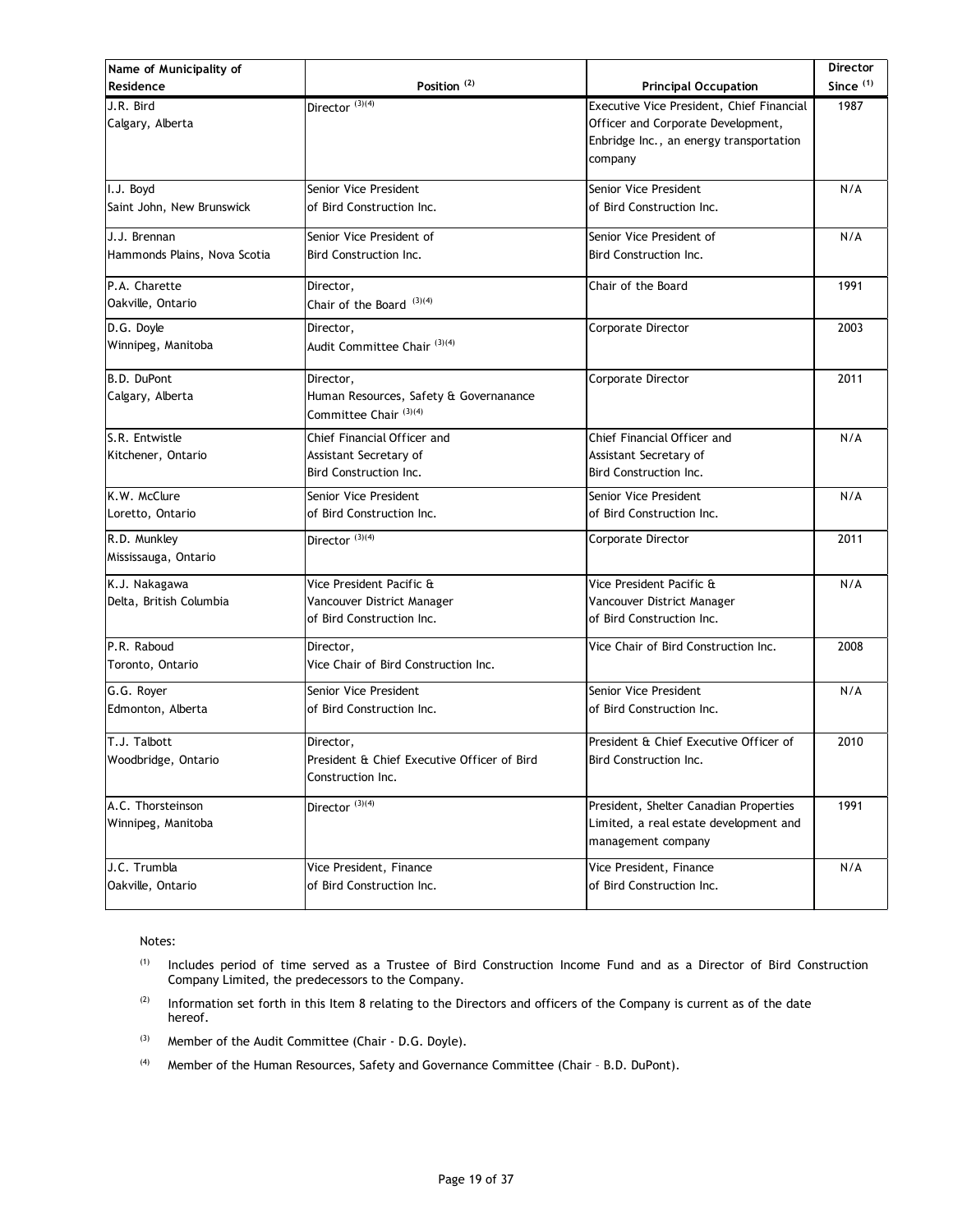| Name of Municipality of Residence | Position [(2)] | Principal Occupation | Director Since [(1)] |
|---|---|---|---|
| J.R. Bird<br>Calgary, Alberta | Director [(3)(4)] | Executive Vice President, Chief Financial Officer and Corporate Development, Enbridge Inc., an energy transportation company | 1987 |
| I.J. Boyd<br>Saint John, New Brunswick | Senior Vice President of Bird Construction Inc. | Senior Vice President of Bird Construction Inc. | N/A |
| J.J. Brennan<br>Hammonds Plains, Nova Scotia | Senior Vice President of Bird Construction Inc. | Senior Vice President of Bird Construction Inc. | N/A |
| P.A. Charette<br>Oakville, Ontario | Director,<br>Chair of the Board [(3)(4)] | Chair of the Board | 1991 |
| D.G. Doyle<br>Winnipeg, Manitoba | Director,<br>Audit Committee Chair [(3)(4)] | Corporate Director | 2003 |
| B.D. DuPont<br>Calgary, Alberta | Director,<br>Human Resources, Safety & Governanance Committee Chair [(3)(4)] | Corporate Director | 2011 |
| S.R. Entwistle<br>Kitchener, Ontario | Chief Financial Officer and Assistant Secretary of Bird Construction Inc. | Chief Financial Officer and Assistant Secretary of Bird Construction Inc. | N/A |
| K.W. McClure<br>Loretto, Ontario | Senior Vice President of Bird Construction Inc. | Senior Vice President of Bird Construction Inc. | N/A |
| R.D. Munkley<br>Mississauga, Ontario | Director [(3)(4)] | Corporate Director | 2011 |
| K.J. Nakagawa<br>Delta, British Columbia | Vice President Pacific & Vancouver District Manager of Bird Construction Inc. | Vice President Pacific & Vancouver District Manager of Bird Construction Inc. | N/A |
| P.R. Raboud<br>Toronto, Ontario | Director,<br>Vice Chair of Bird Construction Inc. | Vice Chair of Bird Construction Inc. | 2008 |
| G.G. Royer<br>Edmonton, Alberta | Senior Vice President of Bird Construction Inc. | Senior Vice President of Bird Construction Inc. | N/A |
| T.J. Talbott<br>Woodbridge, Ontario | Director,<br>President & Chief Executive Officer of Bird Construction Inc. | President & Chief Executive Officer of Bird Construction Inc. | 2010 |
| A.C. Thorsteinson<br>Winnipeg, Manitoba | Director [(3)(4)] | President, Shelter Canadian Properties Limited, a real estate development and management company | 1991 |
| J.C. Trumbla<br>Oakville, Ontario | Vice President, Finance of Bird Construction Inc. | Vice President, Finance of Bird Construction Inc. | N/A |

Notes:

(1) Includes period of time served as a Trustee of Bird Construction Income Fund and as a Director of Bird Construction Company Limited, the predecessors to the Company.

(2) Information set forth in this Item 8 relating to the Directors and officers of the Company is current as of the date hereof.

(3) Member of the Audit Committee (Chair - D.G. Doyle).

(4) Member of the Human Resources, Safety and Governance Committee (Chair – B.D. DuPont).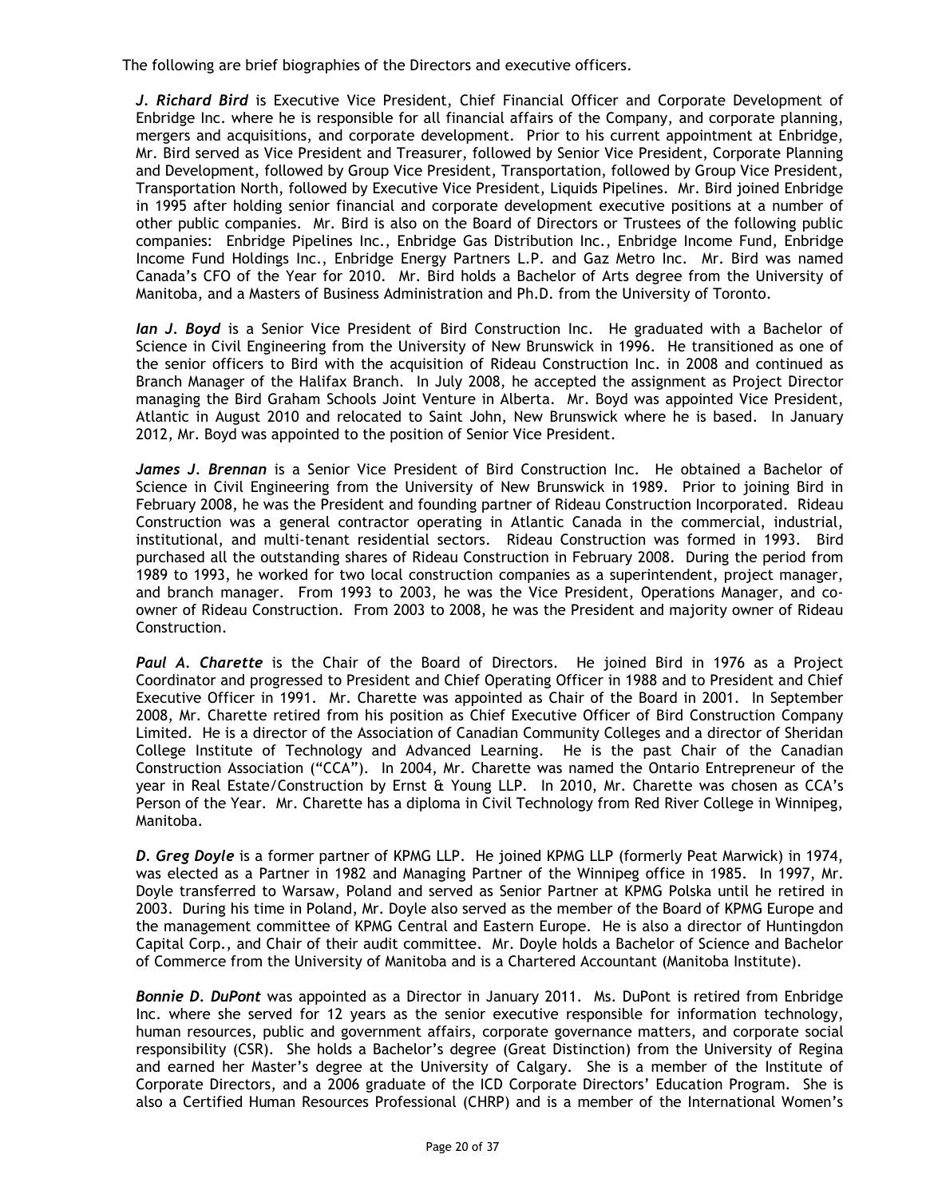The following are brief biographies of the Directors and executive officers.

***J. Richard Bird*** is Executive Vice President, Chief Financial Officer and Corporate Development of Enbridge Inc. where he is responsible for all financial affairs of the Company, and corporate planning, mergers and acquisitions, and corporate development. Prior to his current appointment at Enbridge, Mr. Bird served as Vice President and Treasurer, followed by Senior Vice President, Corporate Planning and Development, followed by Group Vice President, Transportation, followed by Group Vice President, Transportation North, followed by Executive Vice President, Liquids Pipelines. Mr. Bird joined Enbridge in 1995 after holding senior financial and corporate development executive positions at a number of other public companies. Mr. Bird is also on the Board of Directors or Trustees of the following public companies: Enbridge Pipelines Inc., Enbridge Gas Distribution Inc., Enbridge Income Fund, Enbridge Income Fund Holdings Inc., Enbridge Energy Partners L.P. and Gaz Metro Inc. Mr. Bird was named Canada's CFO of the Year for 2010. Mr. Bird holds a Bachelor of Arts degree from the University of Manitoba, and a Masters of Business Administration and Ph.D. from the University of Toronto.

***Ian J. Boyd*** is a Senior Vice President of Bird Construction Inc. He graduated with a Bachelor of Science in Civil Engineering from the University of New Brunswick in 1996. He transitioned as one of the senior officers to Bird with the acquisition of Rideau Construction Inc. in 2008 and continued as Branch Manager of the Halifax Branch. In July 2008, he accepted the assignment as Project Director managing the Bird Graham Schools Joint Venture in Alberta. Mr. Boyd was appointed Vice President, Atlantic in August 2010 and relocated to Saint John, New Brunswick where he is based. In January 2012, Mr. Boyd was appointed to the position of Senior Vice President.

***James J. Brennan*** is a Senior Vice President of Bird Construction Inc. He obtained a Bachelor of Science in Civil Engineering from the University of New Brunswick in 1989. Prior to joining Bird in February 2008, he was the President and founding partner of Rideau Construction Incorporated. Rideau Construction was a general contractor operating in Atlantic Canada in the commercial, industrial, institutional, and multi-tenant residential sectors. Rideau Construction was formed in 1993. Bird purchased all the outstanding shares of Rideau Construction in February 2008. During the period from 1989 to 1993, he worked for two local construction companies as a superintendent, project manager, and branch manager. From 1993 to 2003, he was the Vice President, Operations Manager, and co-owner of Rideau Construction. From 2003 to 2008, he was the President and majority owner of Rideau Construction.

***Paul A. Charette*** is the Chair of the Board of Directors. He joined Bird in 1976 as a Project Coordinator and progressed to President and Chief Operating Officer in 1988 and to President and Chief Executive Officer in 1991. Mr. Charette was appointed as Chair of the Board in 2001. In September 2008, Mr. Charette retired from his position as Chief Executive Officer of Bird Construction Company Limited. He is a director of the Association of Canadian Community Colleges and a director of Sheridan College Institute of Technology and Advanced Learning. He is the past Chair of the Canadian Construction Association ("CCA"). In 2004, Mr. Charette was named the Ontario Entrepreneur of the year in Real Estate/Construction by Ernst & Young LLP. In 2010, Mr. Charette was chosen as CCA's Person of the Year. Mr. Charette has a diploma in Civil Technology from Red River College in Winnipeg, Manitoba.

***D. Greg Doyle*** is a former partner of KPMG LLP. He joined KPMG LLP (formerly Peat Marwick) in 1974, was elected as a Partner in 1982 and Managing Partner of the Winnipeg office in 1985. In 1997, Mr. Doyle transferred to Warsaw, Poland and served as Senior Partner at KPMG Polska until he retired in 2003. During his time in Poland, Mr. Doyle also served as the member of the Board of KPMG Europe and the management committee of KPMG Central and Eastern Europe. He is also a director of Huntingdon Capital Corp., and Chair of their audit committee. Mr. Doyle holds a Bachelor of Science and Bachelor of Commerce from the University of Manitoba and is a Chartered Accountant (Manitoba Institute).

***Bonnie D. DuPont*** was appointed as a Director in January 2011. Ms. DuPont is retired from Enbridge Inc. where she served for 12 years as the senior executive responsible for information technology, human resources, public and government affairs, corporate governance matters, and corporate social responsibility (CSR). She holds a Bachelor's degree (Great Distinction) from the University of Regina and earned her Master's degree at the University of Calgary. She is a member of the Institute of Corporate Directors, and a 2006 graduate of the ICD Corporate Directors' Education Program. She is also a Certified Human Resources Professional (CHRP) and is a member of the International Women's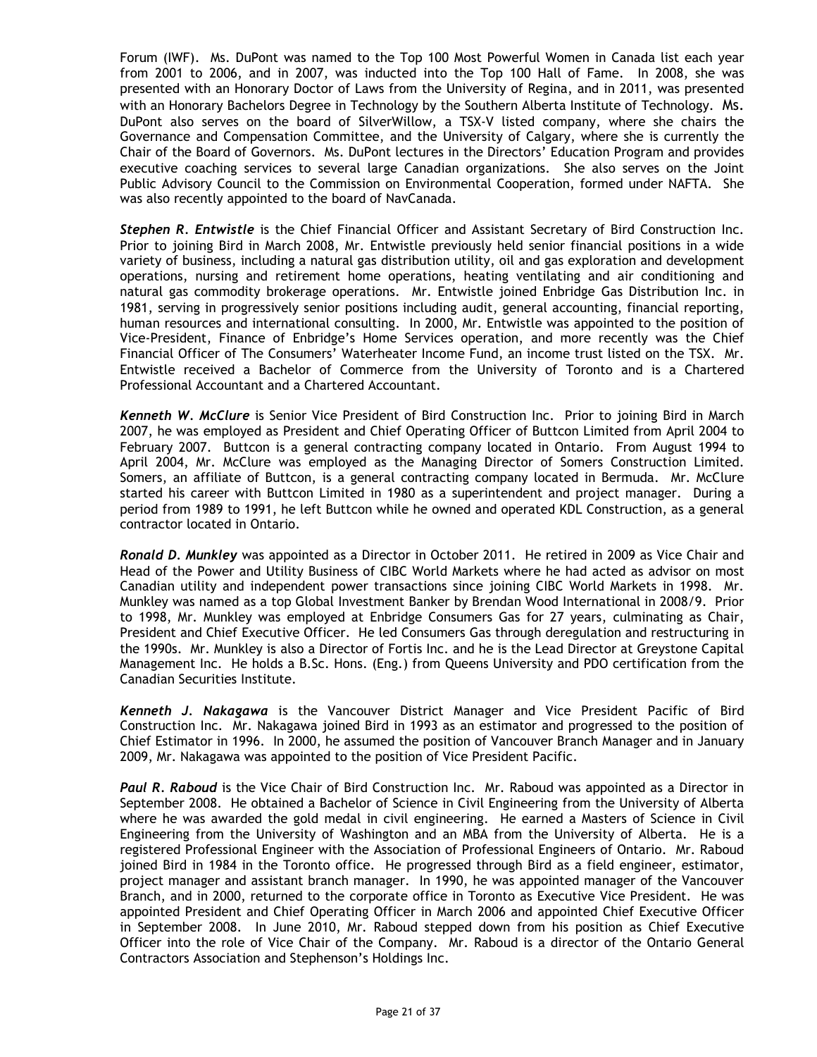Forum (IWF). Ms. DuPont was named to the Top 100 Most Powerful Women in Canada list each year from 2001 to 2006, and in 2007, was inducted into the Top 100 Hall of Fame. In 2008, she was presented with an Honorary Doctor of Laws from the University of Regina, and in 2011, was presented with an Honorary Bachelors Degree in Technology by the Southern Alberta Institute of Technology. Ms. DuPont also serves on the board of SilverWillow, a TSX-V listed company, where she chairs the Governance and Compensation Committee, and the University of Calgary, where she is currently the Chair of the Board of Governors. Ms. DuPont lectures in the Directors' Education Program and provides executive coaching services to several large Canadian organizations. She also serves on the Joint Public Advisory Council to the Commission on Environmental Cooperation, formed under NAFTA. She was also recently appointed to the board of NavCanada.

***Stephen R. Entwistle*** is the Chief Financial Officer and Assistant Secretary of Bird Construction Inc. Prior to joining Bird in March 2008, Mr. Entwistle previously held senior financial positions in a wide variety of business, including a natural gas distribution utility, oil and gas exploration and development operations, nursing and retirement home operations, heating ventilating and air conditioning and natural gas commodity brokerage operations. Mr. Entwistle joined Enbridge Gas Distribution Inc. in 1981, serving in progressively senior positions including audit, general accounting, financial reporting, human resources and international consulting. In 2000, Mr. Entwistle was appointed to the position of Vice-President, Finance of Enbridge's Home Services operation, and more recently was the Chief Financial Officer of The Consumers' Waterheater Income Fund, an income trust listed on the TSX. Mr. Entwistle received a Bachelor of Commerce from the University of Toronto and is a Chartered Professional Accountant and a Chartered Accountant.

***Kenneth W. McClure*** is Senior Vice President of Bird Construction Inc. Prior to joining Bird in March 2007, he was employed as President and Chief Operating Officer of Buttcon Limited from April 2004 to February 2007. Buttcon is a general contracting company located in Ontario. From August 1994 to April 2004, Mr. McClure was employed as the Managing Director of Somers Construction Limited. Somers, an affiliate of Buttcon, is a general contracting company located in Bermuda. Mr. McClure started his career with Buttcon Limited in 1980 as a superintendent and project manager. During a period from 1989 to 1991, he left Buttcon while he owned and operated KDL Construction, as a general contractor located in Ontario.

***Ronald D. Munkley*** was appointed as a Director in October 2011. He retired in 2009 as Vice Chair and Head of the Power and Utility Business of CIBC World Markets where he had acted as advisor on most Canadian utility and independent power transactions since joining CIBC World Markets in 1998. Mr. Munkley was named as a top Global Investment Banker by Brendan Wood International in 2008/9. Prior to 1998, Mr. Munkley was employed at Enbridge Consumers Gas for 27 years, culminating as Chair, President and Chief Executive Officer. He led Consumers Gas through deregulation and restructuring in the 1990s. Mr. Munkley is also a Director of Fortis Inc. and he is the Lead Director at Greystone Capital Management Inc. He holds a B.Sc. Hons. (Eng.) from Queens University and PDO certification from the Canadian Securities Institute.

***Kenneth J. Nakagawa*** is the Vancouver District Manager and Vice President Pacific of Bird Construction Inc. Mr. Nakagawa joined Bird in 1993 as an estimator and progressed to the position of Chief Estimator in 1996. In 2000, he assumed the position of Vancouver Branch Manager and in January 2009, Mr. Nakagawa was appointed to the position of Vice President Pacific.

***Paul R. Raboud*** is the Vice Chair of Bird Construction Inc. Mr. Raboud was appointed as a Director in September 2008. He obtained a Bachelor of Science in Civil Engineering from the University of Alberta where he was awarded the gold medal in civil engineering. He earned a Masters of Science in Civil Engineering from the University of Washington and an MBA from the University of Alberta. He is a registered Professional Engineer with the Association of Professional Engineers of Ontario. Mr. Raboud joined Bird in 1984 in the Toronto office. He progressed through Bird as a field engineer, estimator, project manager and assistant branch manager. In 1990, he was appointed manager of the Vancouver Branch, and in 2000, returned to the corporate office in Toronto as Executive Vice President. He was appointed President and Chief Operating Officer in March 2006 and appointed Chief Executive Officer in September 2008. In June 2010, Mr. Raboud stepped down from his position as Chief Executive Officer into the role of Vice Chair of the Company. Mr. Raboud is a director of the Ontario General Contractors Association and Stephenson's Holdings Inc.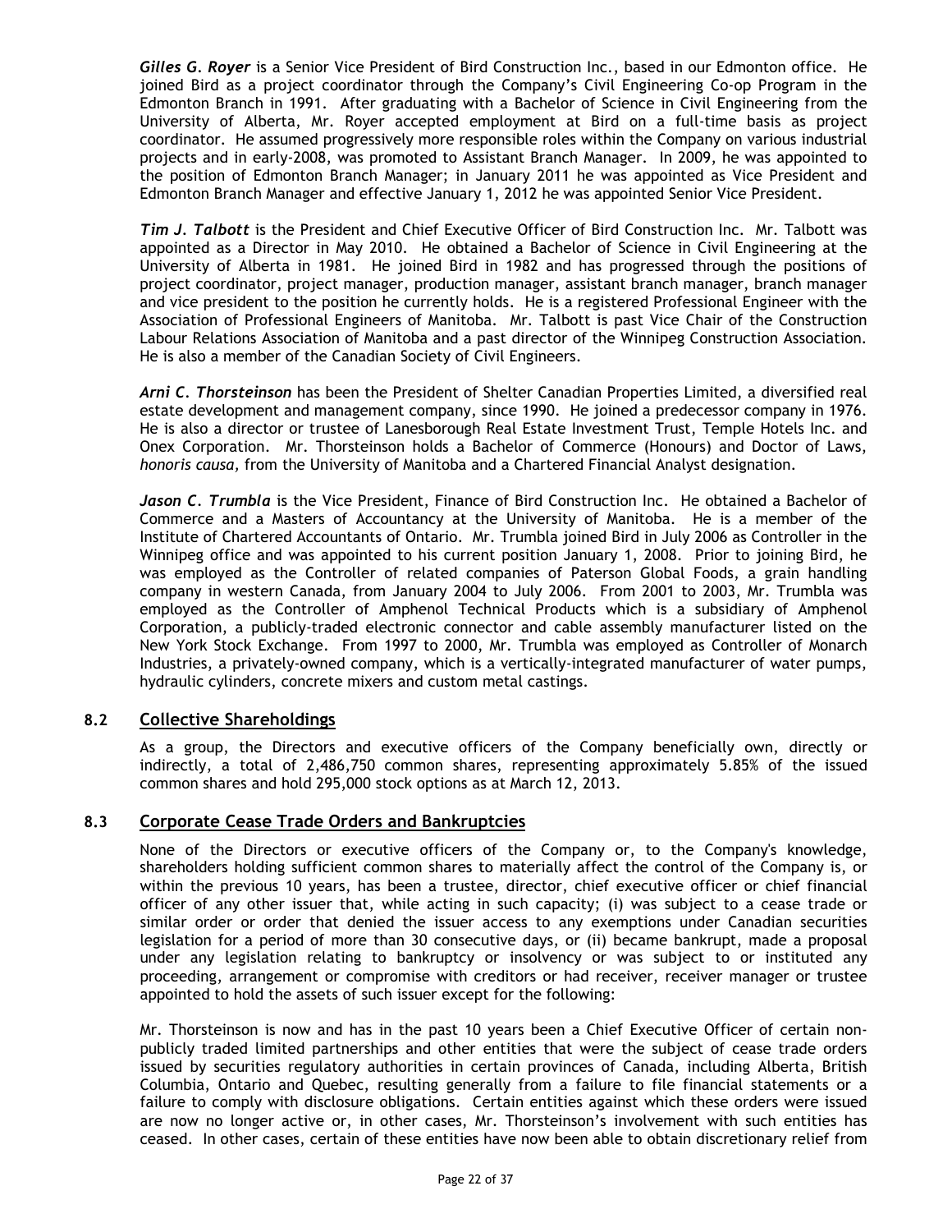***Gilles G. Royer*** is a Senior Vice President of Bird Construction Inc., based in our Edmonton office. He joined Bird as a project coordinator through the Company's Civil Engineering Co-op Program in the Edmonton Branch in 1991. After graduating with a Bachelor of Science in Civil Engineering from the University of Alberta, Mr. Royer accepted employment at Bird on a full-time basis as project coordinator. He assumed progressively more responsible roles within the Company on various industrial projects and in early-2008, was promoted to Assistant Branch Manager. In 2009, he was appointed to the position of Edmonton Branch Manager; in January 2011 he was appointed as Vice President and Edmonton Branch Manager and effective January 1, 2012 he was appointed Senior Vice President.

***Tim J. Talbott*** is the President and Chief Executive Officer of Bird Construction Inc. Mr. Talbott was appointed as a Director in May 2010. He obtained a Bachelor of Science in Civil Engineering at the University of Alberta in 1981. He joined Bird in 1982 and has progressed through the positions of project coordinator, project manager, production manager, assistant branch manager, branch manager and vice president to the position he currently holds. He is a registered Professional Engineer with the Association of Professional Engineers of Manitoba. Mr. Talbott is past Vice Chair of the Construction Labour Relations Association of Manitoba and a past director of the Winnipeg Construction Association. He is also a member of the Canadian Society of Civil Engineers.

***Arni C. Thorsteinson*** has been the President of Shelter Canadian Properties Limited, a diversified real estate development and management company, since 1990. He joined a predecessor company in 1976. He is also a director or trustee of Lanesborough Real Estate Investment Trust, Temple Hotels Inc. and Onex Corporation. Mr. Thorsteinson holds a Bachelor of Commerce (Honours) and Doctor of Laws, *honoris causa,* from the University of Manitoba and a Chartered Financial Analyst designation.

***Jason C. Trumbla*** is the Vice President, Finance of Bird Construction Inc. He obtained a Bachelor of Commerce and a Masters of Accountancy at the University of Manitoba. He is a member of the Institute of Chartered Accountants of Ontario. Mr. Trumbla joined Bird in July 2006 as Controller in the Winnipeg office and was appointed to his current position January 1, 2008. Prior to joining Bird, he was employed as the Controller of related companies of Paterson Global Foods, a grain handling company in western Canada, from January 2004 to July 2006. From 2001 to 2003, Mr. Trumbla was employed as the Controller of Amphenol Technical Products which is a subsidiary of Amphenol Corporation, a publicly-traded electronic connector and cable assembly manufacturer listed on the New York Stock Exchange. From 1997 to 2000, Mr. Trumbla was employed as Controller of Monarch Industries, a privately-owned company, which is a vertically-integrated manufacturer of water pumps, hydraulic cylinders, concrete mixers and custom metal castings.

## 8.2 Collective Shareholdings

As a group, the Directors and executive officers of the Company beneficially own, directly or indirectly, a total of 2,486,750 common shares, representing approximately 5.85% of the issued common shares and hold 295,000 stock options as at March 12, 2013.

## 8.3 Corporate Cease Trade Orders and Bankruptcies

None of the Directors or executive officers of the Company or, to the Company's knowledge, shareholders holding sufficient common shares to materially affect the control of the Company is, or within the previous 10 years, has been a trustee, director, chief executive officer or chief financial officer of any other issuer that, while acting in such capacity; (i) was subject to a cease trade or similar order or order that denied the issuer access to any exemptions under Canadian securities legislation for a period of more than 30 consecutive days, or (ii) became bankrupt, made a proposal under any legislation relating to bankruptcy or insolvency or was subject to or instituted any proceeding, arrangement or compromise with creditors or had receiver, receiver manager or trustee appointed to hold the assets of such issuer except for the following:

Mr. Thorsteinson is now and has in the past 10 years been a Chief Executive Officer of certain non-publicly traded limited partnerships and other entities that were the subject of cease trade orders issued by securities regulatory authorities in certain provinces of Canada, including Alberta, British Columbia, Ontario and Quebec, resulting generally from a failure to file financial statements or a failure to comply with disclosure obligations. Certain entities against which these orders were issued are now no longer active or, in other cases, Mr. Thorsteinson's involvement with such entities has ceased. In other cases, certain of these entities have now been able to obtain discretionary relief from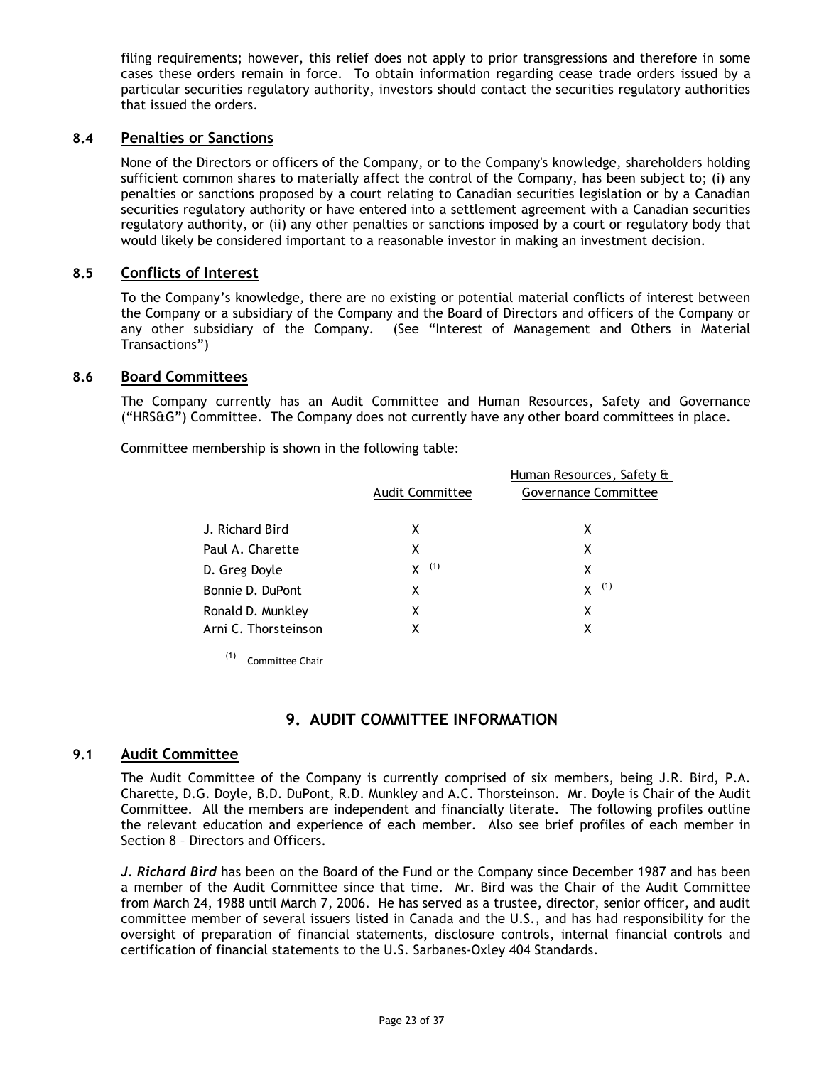filing requirements; however, this relief does not apply to prior transgressions and therefore in some cases these orders remain in force. To obtain information regarding cease trade orders issued by a particular securities regulatory authority, investors should contact the securities regulatory authorities that issued the orders.

### 8.4 Penalties or Sanctions

None of the Directors or officers of the Company, or to the Company's knowledge, shareholders holding sufficient common shares to materially affect the control of the Company, has been subject to; (i) any penalties or sanctions proposed by a court relating to Canadian securities legislation or by a Canadian securities regulatory authority or have entered into a settlement agreement with a Canadian securities regulatory authority, or (ii) any other penalties or sanctions imposed by a court or regulatory body that would likely be considered important to a reasonable investor in making an investment decision.

### 8.5 Conflicts of Interest

To the Company's knowledge, there are no existing or potential material conflicts of interest between the Company or a subsidiary of the Company and the Board of Directors and officers of the Company or any other subsidiary of the Company. (See "Interest of Management and Others in Material Transactions")

### 8.6 Board Committees

The Company currently has an Audit Committee and Human Resources, Safety and Governance ("HRS&G") Committee. The Company does not currently have any other board committees in place.

Committee membership is shown in the following table:

| | Audit Committee | Human Resources, Safety & Governance Committee |
|---|---|---|
| J. Richard Bird | X | X |
| Paul A. Charette | X | X |
| D. Greg Doyle | X [(1)] | X |
| Bonnie D. DuPont | X | X [(1)] |
| Ronald D. Munkley | X | X |
| Arni C. Thorsteinson | X | X |

(1) Committee Chair

## 9. AUDIT COMMITTEE INFORMATION

### 9.1 Audit Committee

The Audit Committee of the Company is currently comprised of six members, being J.R. Bird, P.A. Charette, D.G. Doyle, B.D. DuPont, R.D. Munkley and A.C. Thorsteinson. Mr. Doyle is Chair of the Audit Committee. All the members are independent and financially literate. The following profiles outline the relevant education and experience of each member. Also see brief profiles of each member in Section 8 – Directors and Officers.

***J. Richard Bird*** has been on the Board of the Fund or the Company since December 1987 and has been a member of the Audit Committee since that time. Mr. Bird was the Chair of the Audit Committee from March 24, 1988 until March 7, 2006. He has served as a trustee, director, senior officer, and audit committee member of several issuers listed in Canada and the U.S., and has had responsibility for the oversight of preparation of financial statements, disclosure controls, internal financial controls and certification of financial statements to the U.S. Sarbanes-Oxley 404 Standards.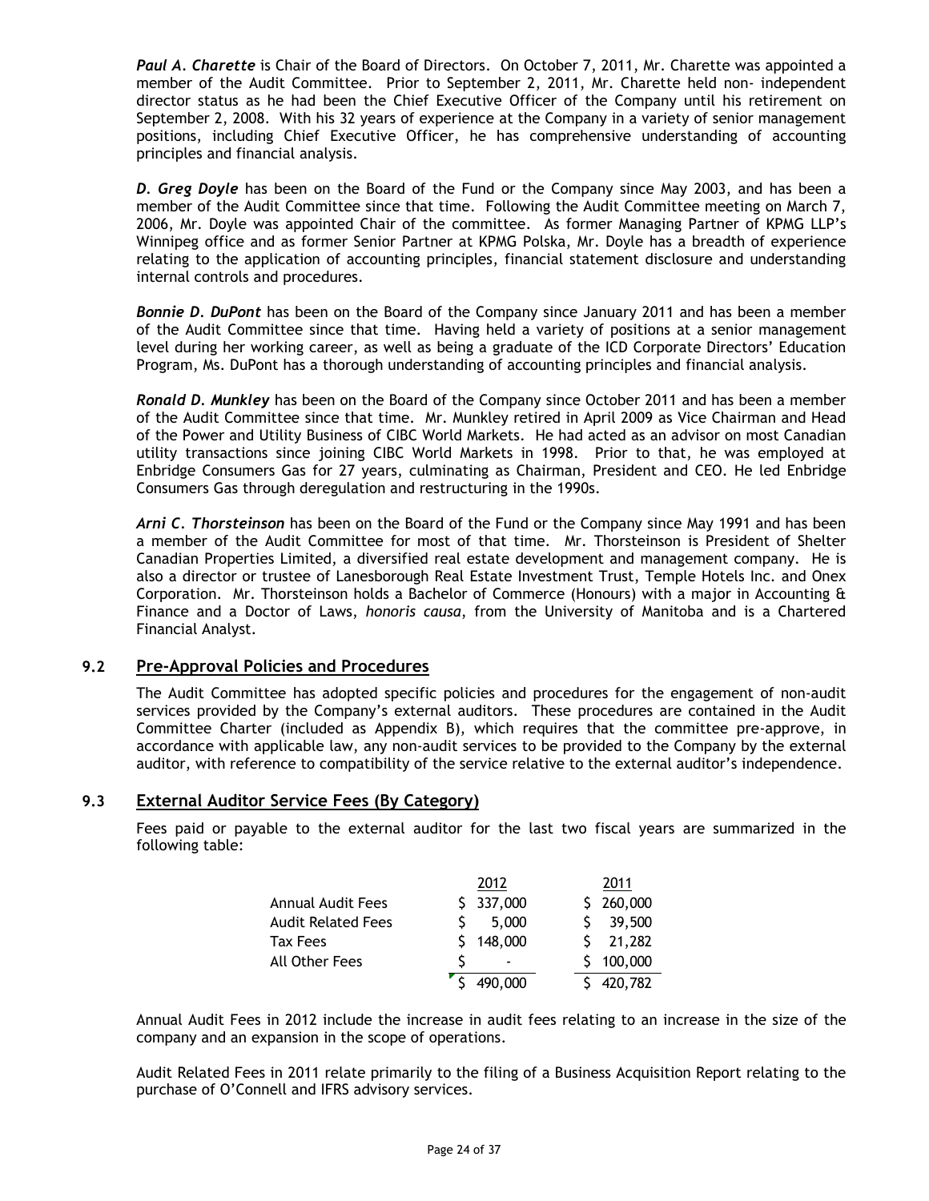***Paul A. Charette*** is Chair of the Board of Directors. On October 7, 2011, Mr. Charette was appointed a member of the Audit Committee. Prior to September 2, 2011, Mr. Charette held non- independent director status as he had been the Chief Executive Officer of the Company until his retirement on September 2, 2008. With his 32 years of experience at the Company in a variety of senior management positions, including Chief Executive Officer, he has comprehensive understanding of accounting principles and financial analysis.

***D. Greg Doyle*** has been on the Board of the Fund or the Company since May 2003, and has been a member of the Audit Committee since that time. Following the Audit Committee meeting on March 7, 2006, Mr. Doyle was appointed Chair of the committee. As former Managing Partner of KPMG LLP's Winnipeg office and as former Senior Partner at KPMG Polska, Mr. Doyle has a breadth of experience relating to the application of accounting principles, financial statement disclosure and understanding internal controls and procedures.

***Bonnie D. DuPont*** has been on the Board of the Company since January 2011 and has been a member of the Audit Committee since that time. Having held a variety of positions at a senior management level during her working career, as well as being a graduate of the ICD Corporate Directors' Education Program, Ms. DuPont has a thorough understanding of accounting principles and financial analysis.

***Ronald D. Munkley*** has been on the Board of the Company since October 2011 and has been a member of the Audit Committee since that time. Mr. Munkley retired in April 2009 as Vice Chairman and Head of the Power and Utility Business of CIBC World Markets. He had acted as an advisor on most Canadian utility transactions since joining CIBC World Markets in 1998. Prior to that, he was employed at Enbridge Consumers Gas for 27 years, culminating as Chairman, President and CEO. He led Enbridge Consumers Gas through deregulation and restructuring in the 1990s.

***Arni C. Thorsteinson*** has been on the Board of the Fund or the Company since May 1991 and has been a member of the Audit Committee for most of that time. Mr. Thorsteinson is President of Shelter Canadian Properties Limited, a diversified real estate development and management company. He is also a director or trustee of Lanesborough Real Estate Investment Trust, Temple Hotels Inc. and Onex Corporation. Mr. Thorsteinson holds a Bachelor of Commerce (Honours) with a major in Accounting & Finance and a Doctor of Laws, *honoris causa*, from the University of Manitoba and is a Chartered Financial Analyst.

## 9.2 Pre-Approval Policies and Procedures

The Audit Committee has adopted specific policies and procedures for the engagement of non-audit services provided by the Company's external auditors. These procedures are contained in the Audit Committee Charter (included as Appendix B), which requires that the committee pre-approve, in accordance with applicable law, any non-audit services to be provided to the Company by the external auditor, with reference to compatibility of the service relative to the external auditor's independence.

## 9.3 External Auditor Service Fees (By Category)

Fees paid or payable to the external auditor for the last two fiscal years are summarized in the following table:

| | 2012 | 2011 |
|---|---|---|
| Annual Audit Fees | $ 337,000 | $ 260,000 |
| Audit Related Fees | $ 5,000 | $ 39,500 |
| Tax Fees | $ 148,000 | $ 21,282 |
| All Other Fees | $ - | $ 100,000 |
| | $ 490,000 | $ 420,782 |

Annual Audit Fees in 2012 include the increase in audit fees relating to an increase in the size of the company and an expansion in the scope of operations.

Audit Related Fees in 2011 relate primarily to the filing of a Business Acquisition Report relating to the purchase of O'Connell and IFRS advisory services.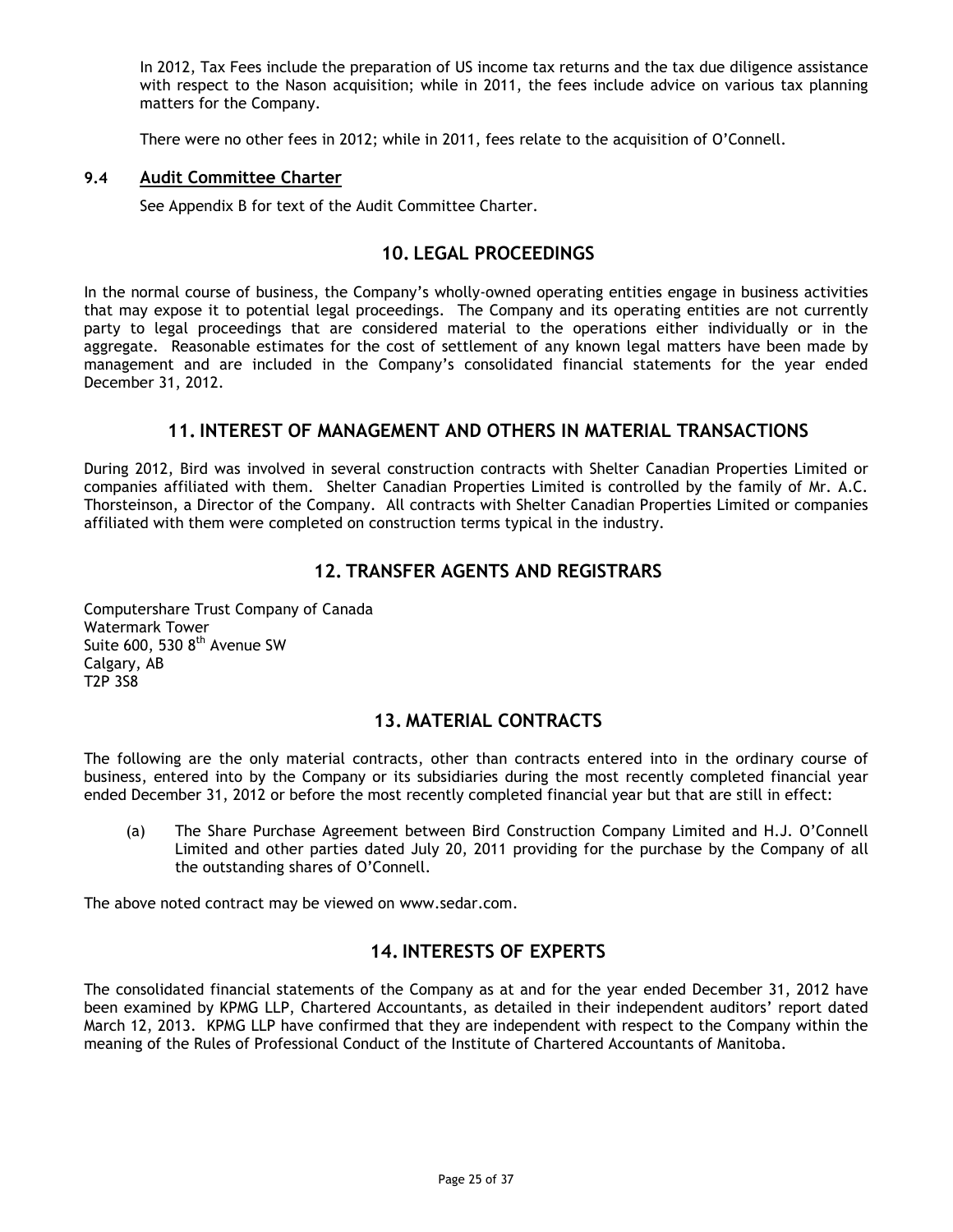In 2012, Tax Fees include the preparation of US income tax returns and the tax due diligence assistance with respect to the Nason acquisition; while in 2011, the fees include advice on various tax planning matters for the Company.

There were no other fees in 2012; while in 2011, fees relate to the acquisition of O'Connell.

### 9.4 Audit Committee Charter

See Appendix B for text of the Audit Committee Charter.

## 10. LEGAL PROCEEDINGS

In the normal course of business, the Company's wholly-owned operating entities engage in business activities that may expose it to potential legal proceedings. The Company and its operating entities are not currently party to legal proceedings that are considered material to the operations either individually or in the aggregate. Reasonable estimates for the cost of settlement of any known legal matters have been made by management and are included in the Company's consolidated financial statements for the year ended December 31, 2012.

## 11. INTEREST OF MANAGEMENT AND OTHERS IN MATERIAL TRANSACTIONS

During 2012, Bird was involved in several construction contracts with Shelter Canadian Properties Limited or companies affiliated with them. Shelter Canadian Properties Limited is controlled by the family of Mr. A.C. Thorsteinson, a Director of the Company. All contracts with Shelter Canadian Properties Limited or companies affiliated with them were completed on construction terms typical in the industry.

## 12. TRANSFER AGENTS AND REGISTRARS

Computershare Trust Company of Canada
Watermark Tower
Suite 600, 530 8th Avenue SW
Calgary, AB
T2P 3S8

## 13. MATERIAL CONTRACTS

The following are the only material contracts, other than contracts entered into in the ordinary course of business, entered into by the Company or its subsidiaries during the most recently completed financial year ended December 31, 2012 or before the most recently completed financial year but that are still in effect:

(a) The Share Purchase Agreement between Bird Construction Company Limited and H.J. O'Connell Limited and other parties dated July 20, 2011 providing for the purchase by the Company of all the outstanding shares of O'Connell.

The above noted contract may be viewed on www.sedar.com.

## 14. INTERESTS OF EXPERTS

The consolidated financial statements of the Company as at and for the year ended December 31, 2012 have been examined by KPMG LLP, Chartered Accountants, as detailed in their independent auditors' report dated March 12, 2013. KPMG LLP have confirmed that they are independent with respect to the Company within the meaning of the Rules of Professional Conduct of the Institute of Chartered Accountants of Manitoba.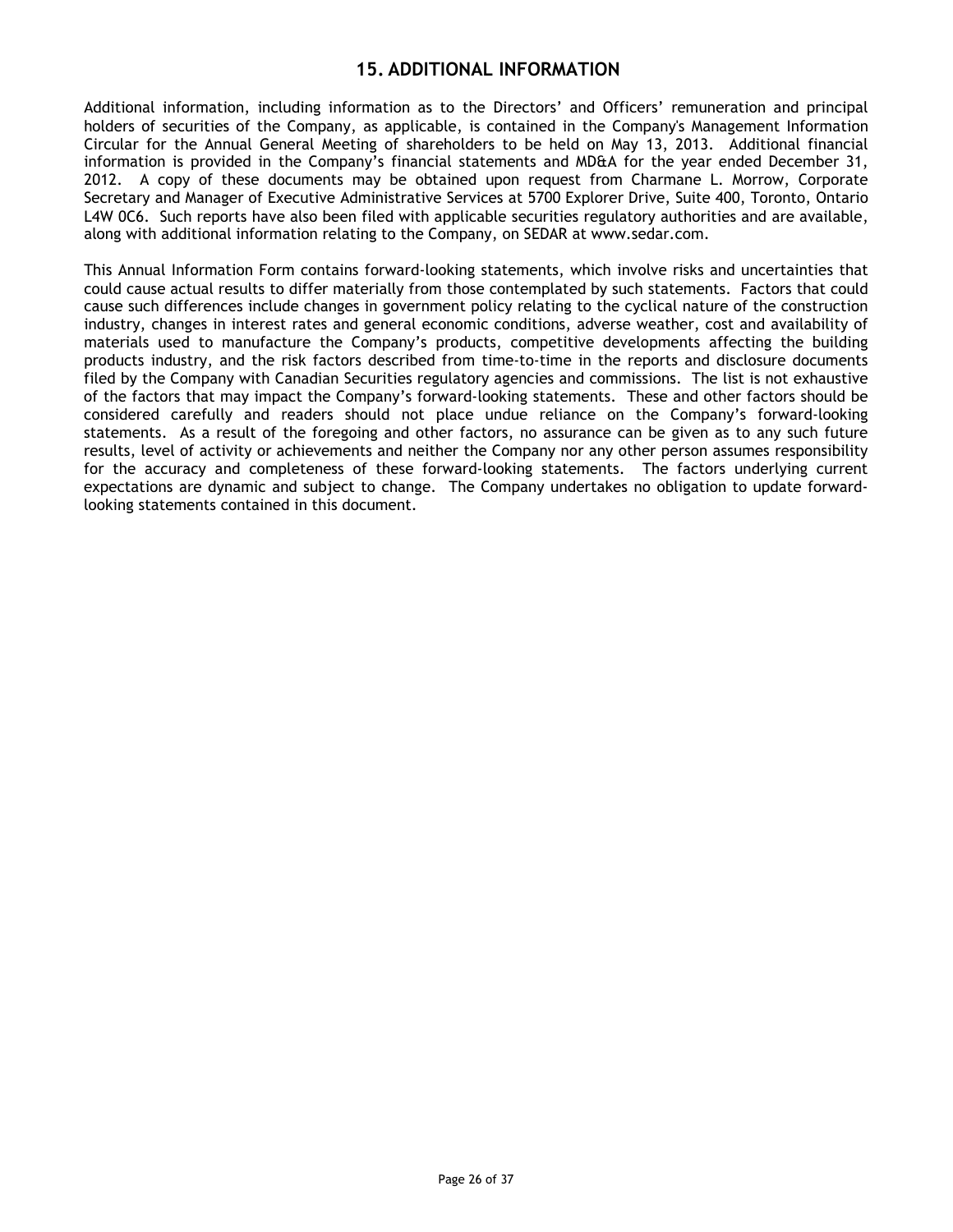## 15. ADDITIONAL INFORMATION

Additional information, including information as to the Directors' and Officers' remuneration and principal holders of securities of the Company, as applicable, is contained in the Company's Management Information Circular for the Annual General Meeting of shareholders to be held on May 13, 2013. Additional financial information is provided in the Company's financial statements and MD&A for the year ended December 31, 2012. A copy of these documents may be obtained upon request from Charmane L. Morrow, Corporate Secretary and Manager of Executive Administrative Services at 5700 Explorer Drive, Suite 400, Toronto, Ontario L4W 0C6. Such reports have also been filed with applicable securities regulatory authorities and are available, along with additional information relating to the Company, on SEDAR at www.sedar.com.

This Annual Information Form contains forward-looking statements, which involve risks and uncertainties that could cause actual results to differ materially from those contemplated by such statements. Factors that could cause such differences include changes in government policy relating to the cyclical nature of the construction industry, changes in interest rates and general economic conditions, adverse weather, cost and availability of materials used to manufacture the Company's products, competitive developments affecting the building products industry, and the risk factors described from time-to-time in the reports and disclosure documents filed by the Company with Canadian Securities regulatory agencies and commissions. The list is not exhaustive of the factors that may impact the Company's forward-looking statements. These and other factors should be considered carefully and readers should not place undue reliance on the Company's forward-looking statements. As a result of the foregoing and other factors, no assurance can be given as to any such future results, level of activity or achievements and neither the Company nor any other person assumes responsibility for the accuracy and completeness of these forward-looking statements. The factors underlying current expectations are dynamic and subject to change. The Company undertakes no obligation to update forward-looking statements contained in this document.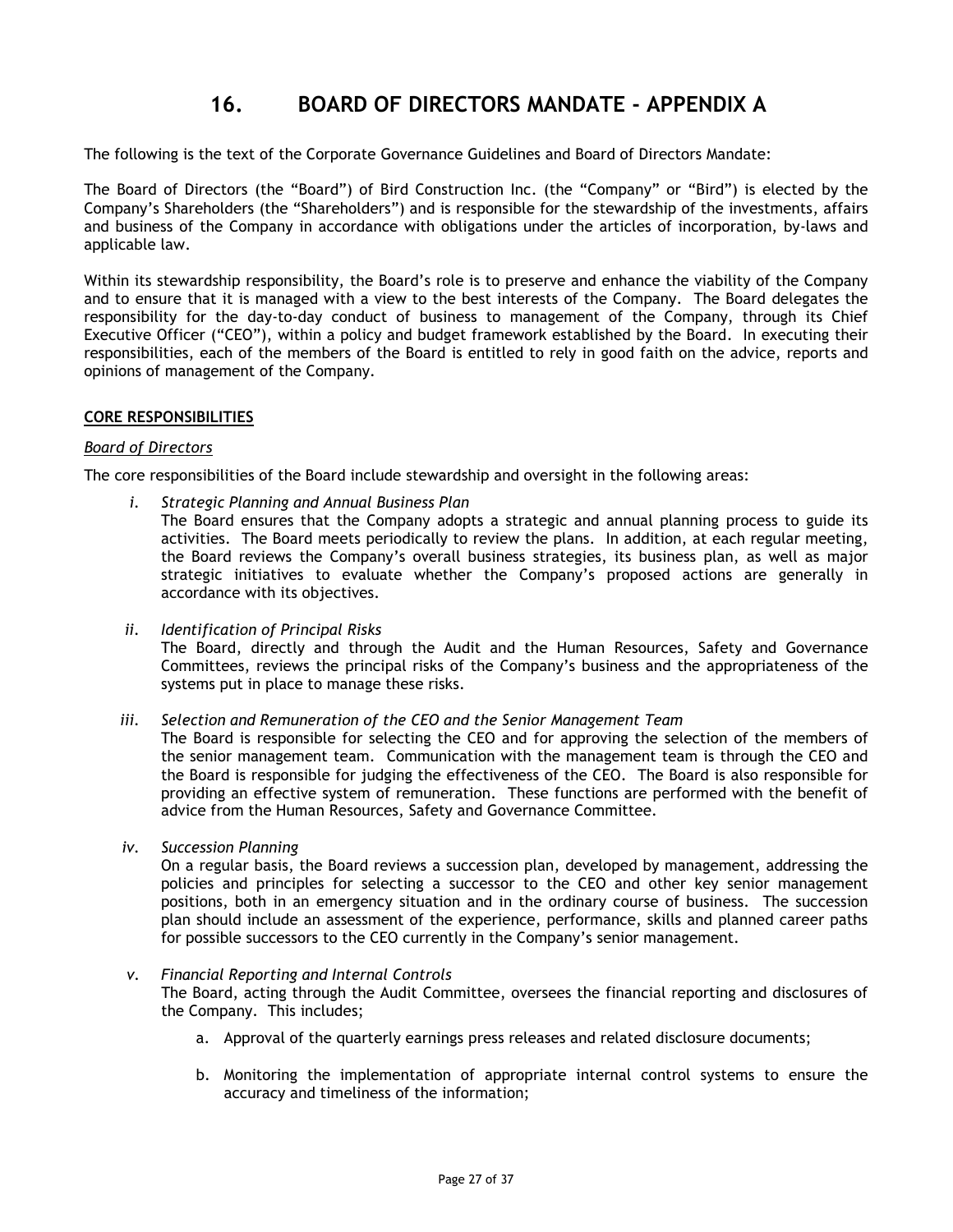# 16. BOARD OF DIRECTORS MANDATE - APPENDIX A

The following is the text of the Corporate Governance Guidelines and Board of Directors Mandate:

The Board of Directors (the "Board") of Bird Construction Inc. (the "Company" or "Bird") is elected by the Company's Shareholders (the "Shareholders") and is responsible for the stewardship of the investments, affairs and business of the Company in accordance with obligations under the articles of incorporation, by-laws and applicable law.

Within its stewardship responsibility, the Board's role is to preserve and enhance the viability of the Company and to ensure that it is managed with a view to the best interests of the Company. The Board delegates the responsibility for the day-to-day conduct of business to management of the Company, through its Chief Executive Officer ("CEO"), within a policy and budget framework established by the Board. In executing their responsibilities, each of the members of the Board is entitled to rely in good faith on the advice, reports and opinions of management of the Company.

**CORE RESPONSIBILITIES**

*Board of Directors*

The core responsibilities of the Board include stewardship and oversight in the following areas:

i. *Strategic Planning and Annual Business Plan*
The Board ensures that the Company adopts a strategic and annual planning process to guide its activities. The Board meets periodically to review the plans. In addition, at each regular meeting, the Board reviews the Company's overall business strategies, its business plan, as well as major strategic initiatives to evaluate whether the Company's proposed actions are generally in accordance with its objectives.

ii. *Identification of Principal Risks*
The Board, directly and through the Audit and the Human Resources, Safety and Governance Committees, reviews the principal risks of the Company's business and the appropriateness of the systems put in place to manage these risks.

iii. *Selection and Remuneration of the CEO and the Senior Management Team*
The Board is responsible for selecting the CEO and for approving the selection of the members of the senior management team. Communication with the management team is through the CEO and the Board is responsible for judging the effectiveness of the CEO. The Board is also responsible for providing an effective system of remuneration. These functions are performed with the benefit of advice from the Human Resources, Safety and Governance Committee.

iv. *Succession Planning*
On a regular basis, the Board reviews a succession plan, developed by management, addressing the policies and principles for selecting a successor to the CEO and other key senior management positions, both in an emergency situation and in the ordinary course of business. The succession plan should include an assessment of the experience, performance, skills and planned career paths for possible successors to the CEO currently in the Company's senior management.

v. *Financial Reporting and Internal Controls*
The Board, acting through the Audit Committee, oversees the financial reporting and disclosures of the Company. This includes;

   a. Approval of the quarterly earnings press releases and related disclosure documents;

   b. Monitoring the implementation of appropriate internal control systems to ensure the accuracy and timeliness of the information;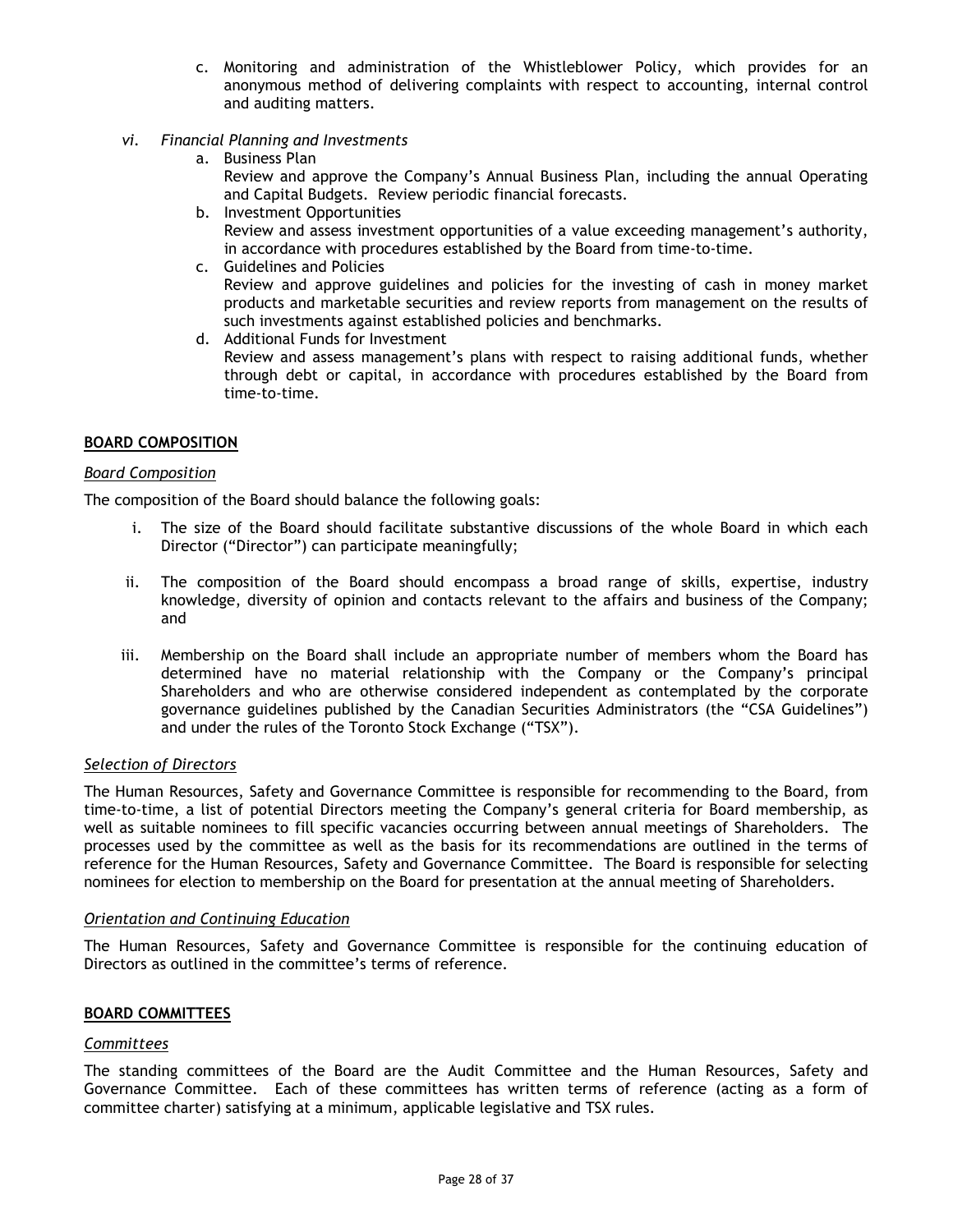c. Monitoring and administration of the Whistleblower Policy, which provides for an anonymous method of delivering complaints with respect to accounting, internal control and auditing matters.

vi. *Financial Planning and Investments*

a. Business Plan
Review and approve the Company's Annual Business Plan, including the annual Operating and Capital Budgets. Review periodic financial forecasts.

b. Investment Opportunities
Review and assess investment opportunities of a value exceeding management's authority, in accordance with procedures established by the Board from time-to-time.

c. Guidelines and Policies
Review and approve guidelines and policies for the investing of cash in money market products and marketable securities and review reports from management on the results of such investments against established policies and benchmarks.

d. Additional Funds for Investment
Review and assess management's plans with respect to raising additional funds, whether through debt or capital, in accordance with procedures established by the Board from time-to-time.

## BOARD COMPOSITION

### *Board Composition*

The composition of the Board should balance the following goals:

i. The size of the Board should facilitate substantive discussions of the whole Board in which each Director ("Director") can participate meaningfully;

ii. The composition of the Board should encompass a broad range of skills, expertise, industry knowledge, diversity of opinion and contacts relevant to the affairs and business of the Company; and

iii. Membership on the Board shall include an appropriate number of members whom the Board has determined have no material relationship with the Company or the Company's principal Shareholders and who are otherwise considered independent as contemplated by the corporate governance guidelines published by the Canadian Securities Administrators (the "CSA Guidelines") and under the rules of the Toronto Stock Exchange ("TSX").

### *Selection of Directors*

The Human Resources, Safety and Governance Committee is responsible for recommending to the Board, from time-to-time, a list of potential Directors meeting the Company's general criteria for Board membership, as well as suitable nominees to fill specific vacancies occurring between annual meetings of Shareholders. The processes used by the committee as well as the basis for its recommendations are outlined in the terms of reference for the Human Resources, Safety and Governance Committee. The Board is responsible for selecting nominees for election to membership on the Board for presentation at the annual meeting of Shareholders.

### *Orientation and Continuing Education*

The Human Resources, Safety and Governance Committee is responsible for the continuing education of Directors as outlined in the committee's terms of reference.

## BOARD COMMITTEES

### *Committees*

The standing committees of the Board are the Audit Committee and the Human Resources, Safety and Governance Committee. Each of these committees has written terms of reference (acting as a form of committee charter) satisfying at a minimum, applicable legislative and TSX rules.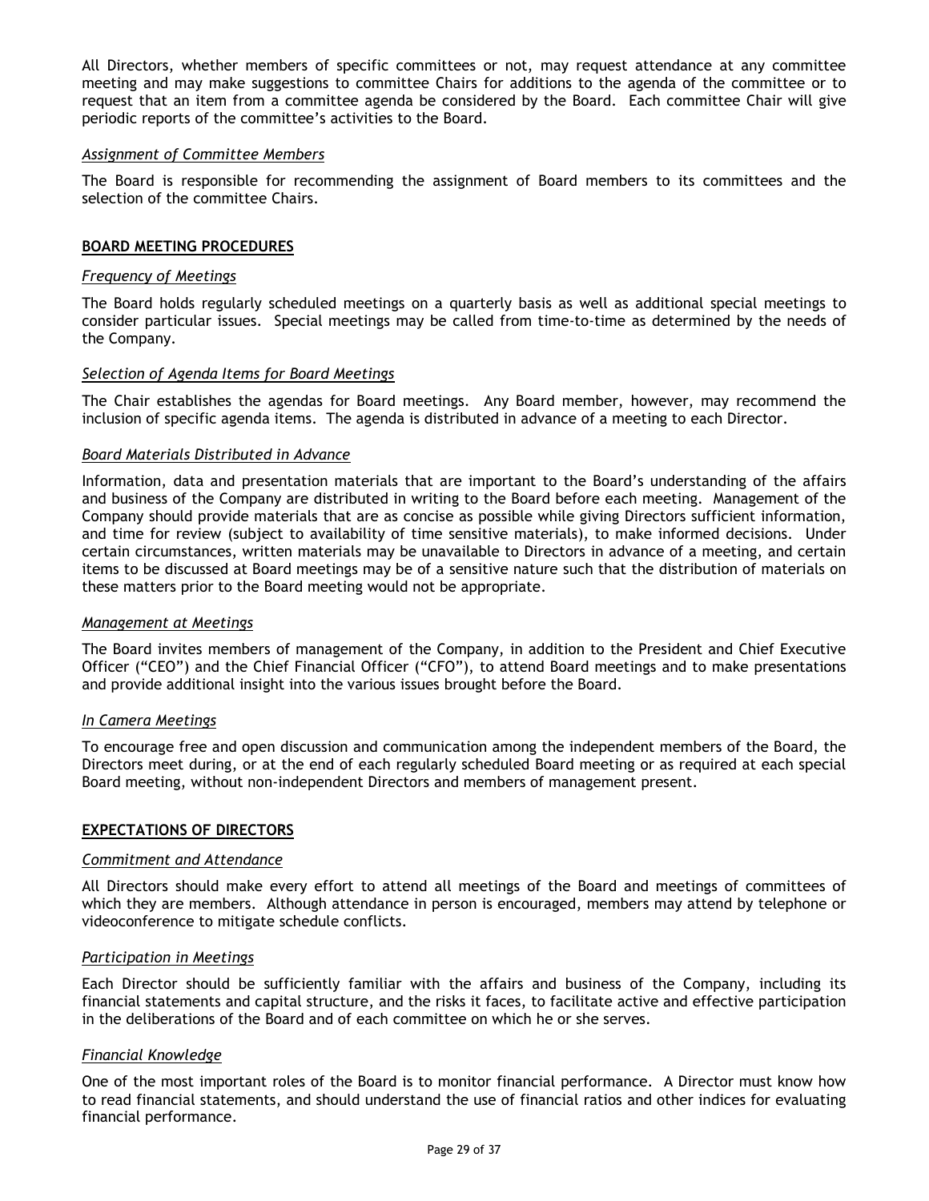All Directors, whether members of specific committees or not, may request attendance at any committee meeting and may make suggestions to committee Chairs for additions to the agenda of the committee or to request that an item from a committee agenda be considered by the Board. Each committee Chair will give periodic reports of the committee's activities to the Board.

*Assignment of Committee Members*

The Board is responsible for recommending the assignment of Board members to its committees and the selection of the committee Chairs.

## BOARD MEETING PROCEDURES

*Frequency of Meetings*

The Board holds regularly scheduled meetings on a quarterly basis as well as additional special meetings to consider particular issues. Special meetings may be called from time-to-time as determined by the needs of the Company.

*Selection of Agenda Items for Board Meetings*

The Chair establishes the agendas for Board meetings. Any Board member, however, may recommend the inclusion of specific agenda items. The agenda is distributed in advance of a meeting to each Director.

*Board Materials Distributed in Advance*

Information, data and presentation materials that are important to the Board's understanding of the affairs and business of the Company are distributed in writing to the Board before each meeting. Management of the Company should provide materials that are as concise as possible while giving Directors sufficient information, and time for review (subject to availability of time sensitive materials), to make informed decisions. Under certain circumstances, written materials may be unavailable to Directors in advance of a meeting, and certain items to be discussed at Board meetings may be of a sensitive nature such that the distribution of materials on these matters prior to the Board meeting would not be appropriate.

*Management at Meetings*

The Board invites members of management of the Company, in addition to the President and Chief Executive Officer ("CEO") and the Chief Financial Officer ("CFO"), to attend Board meetings and to make presentations and provide additional insight into the various issues brought before the Board.

*In Camera Meetings*

To encourage free and open discussion and communication among the independent members of the Board, the Directors meet during, or at the end of each regularly scheduled Board meeting or as required at each special Board meeting, without non-independent Directors and members of management present.

## EXPECTATIONS OF DIRECTORS

*Commitment and Attendance*

All Directors should make every effort to attend all meetings of the Board and meetings of committees of which they are members. Although attendance in person is encouraged, members may attend by telephone or videoconference to mitigate schedule conflicts.

*Participation in Meetings*

Each Director should be sufficiently familiar with the affairs and business of the Company, including its financial statements and capital structure, and the risks it faces, to facilitate active and effective participation in the deliberations of the Board and of each committee on which he or she serves.

*Financial Knowledge*

One of the most important roles of the Board is to monitor financial performance. A Director must know how to read financial statements, and should understand the use of financial ratios and other indices for evaluating financial performance.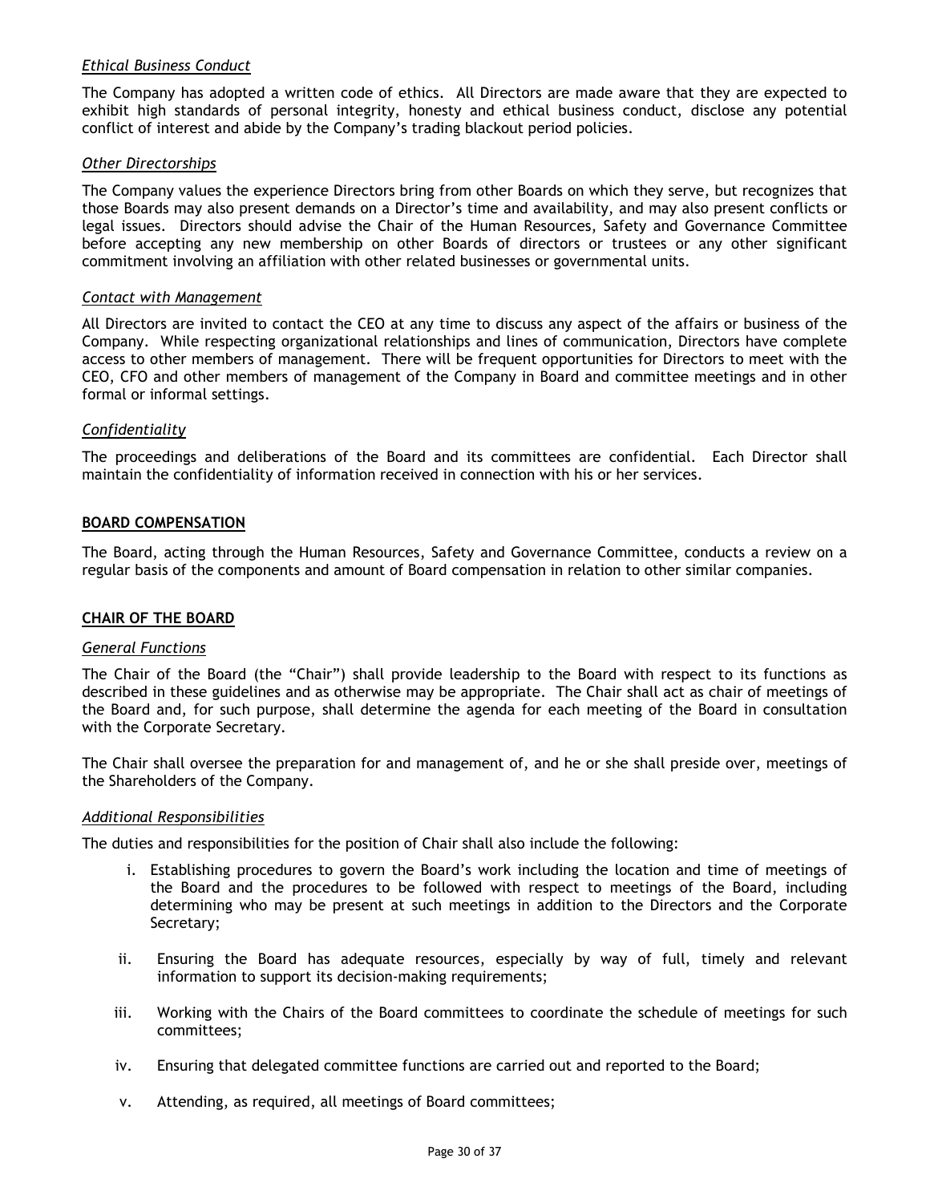### *Ethical Business Conduct*

The Company has adopted a written code of ethics. All Directors are made aware that they are expected to exhibit high standards of personal integrity, honesty and ethical business conduct, disclose any potential conflict of interest and abide by the Company's trading blackout period policies.

### *Other Directorships*

The Company values the experience Directors bring from other Boards on which they serve, but recognizes that those Boards may also present demands on a Director's time and availability, and may also present conflicts or legal issues. Directors should advise the Chair of the Human Resources, Safety and Governance Committee before accepting any new membership on other Boards of directors or trustees or any other significant commitment involving an affiliation with other related businesses or governmental units.

### *Contact with Management*

All Directors are invited to contact the CEO at any time to discuss any aspect of the affairs or business of the Company. While respecting organizational relationships and lines of communication, Directors have complete access to other members of management. There will be frequent opportunities for Directors to meet with the CEO, CFO and other members of management of the Company in Board and committee meetings and in other formal or informal settings.

### *Confidentiality*

The proceedings and deliberations of the Board and its committees are confidential. Each Director shall maintain the confidentiality of information received in connection with his or her services.

## BOARD COMPENSATION

The Board, acting through the Human Resources, Safety and Governance Committee, conducts a review on a regular basis of the components and amount of Board compensation in relation to other similar companies.

## CHAIR OF THE BOARD

### *General Functions*

The Chair of the Board (the "Chair") shall provide leadership to the Board with respect to its functions as described in these guidelines and as otherwise may be appropriate. The Chair shall act as chair of meetings of the Board and, for such purpose, shall determine the agenda for each meeting of the Board in consultation with the Corporate Secretary.

The Chair shall oversee the preparation for and management of, and he or she shall preside over, meetings of the Shareholders of the Company.

### *Additional Responsibilities*

The duties and responsibilities for the position of Chair shall also include the following:

i. Establishing procedures to govern the Board's work including the location and time of meetings of the Board and the procedures to be followed with respect to meetings of the Board, including determining who may be present at such meetings in addition to the Directors and the Corporate Secretary;

ii. Ensuring the Board has adequate resources, especially by way of full, timely and relevant information to support its decision-making requirements;

iii. Working with the Chairs of the Board committees to coordinate the schedule of meetings for such committees;

iv. Ensuring that delegated committee functions are carried out and reported to the Board;

v. Attending, as required, all meetings of Board committees;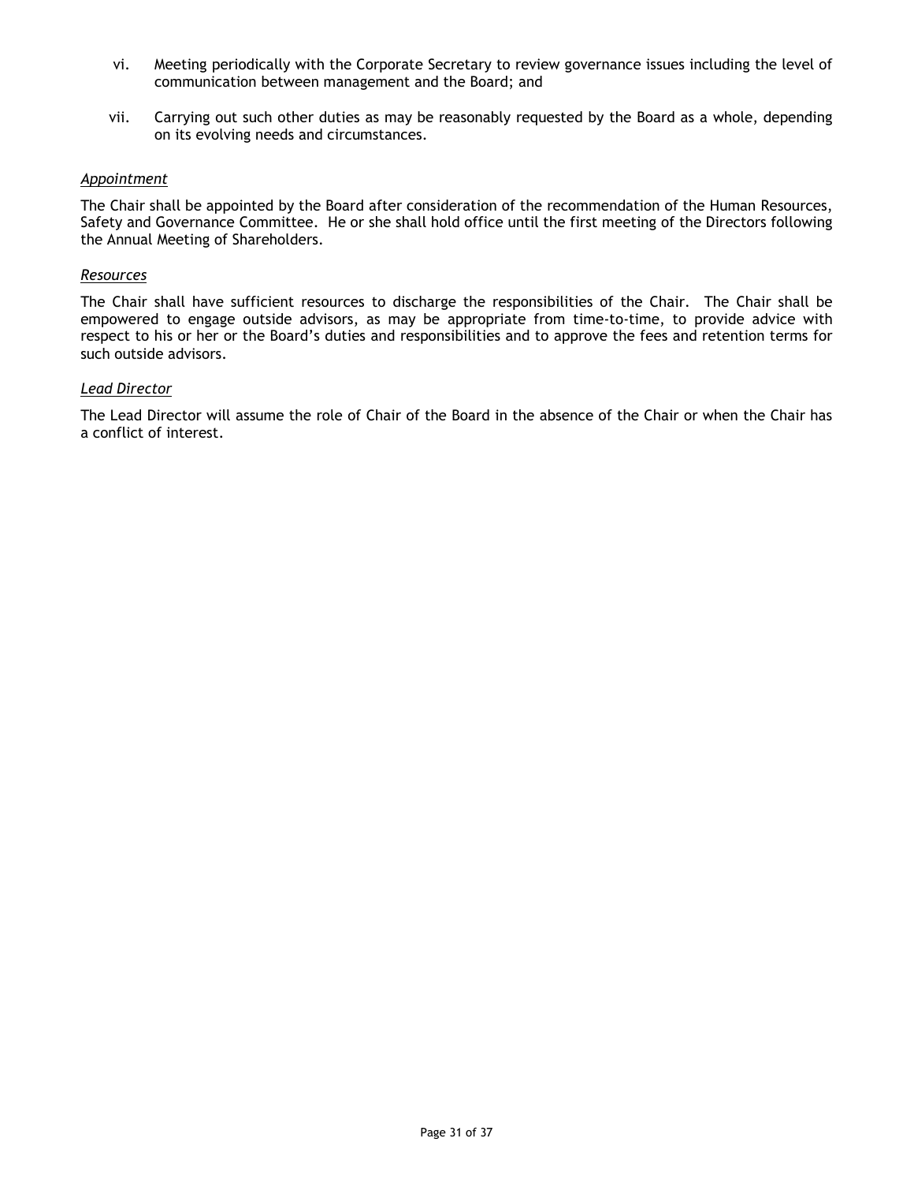vi. Meeting periodically with the Corporate Secretary to review governance issues including the level of communication between management and the Board; and

vii. Carrying out such other duties as may be reasonably requested by the Board as a whole, depending on its evolving needs and circumstances.

*Appointment*

The Chair shall be appointed by the Board after consideration of the recommendation of the Human Resources, Safety and Governance Committee. He or she shall hold office until the first meeting of the Directors following the Annual Meeting of Shareholders.

*Resources*

The Chair shall have sufficient resources to discharge the responsibilities of the Chair. The Chair shall be empowered to engage outside advisors, as may be appropriate from time-to-time, to provide advice with respect to his or her or the Board's duties and responsibilities and to approve the fees and retention terms for such outside advisors.

*Lead Director*

The Lead Director will assume the role of Chair of the Board in the absence of the Chair or when the Chair has a conflict of interest.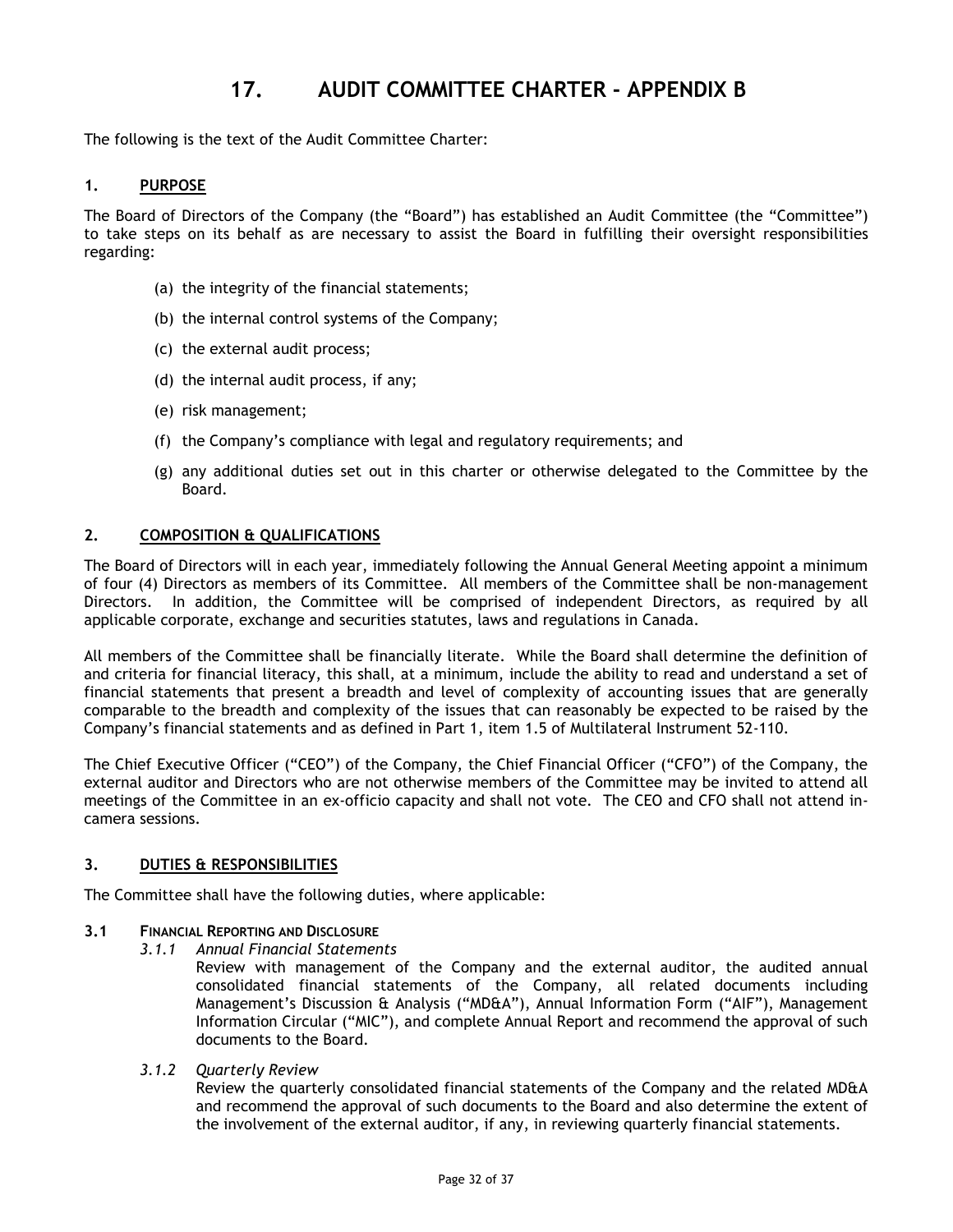# 17. AUDIT COMMITTEE CHARTER - APPENDIX B

The following is the text of the Audit Committee Charter:

## 1. PURPOSE

The Board of Directors of the Company (the "Board") has established an Audit Committee (the "Committee") to take steps on its behalf as are necessary to assist the Board in fulfilling their oversight responsibilities regarding:

(a) the integrity of the financial statements;

(b) the internal control systems of the Company;

(c) the external audit process;

(d) the internal audit process, if any;

(e) risk management;

(f) the Company's compliance with legal and regulatory requirements; and

(g) any additional duties set out in this charter or otherwise delegated to the Committee by the Board.

## 2. COMPOSITION & QUALIFICATIONS

The Board of Directors will in each year, immediately following the Annual General Meeting appoint a minimum of four (4) Directors as members of its Committee. All members of the Committee shall be non-management Directors. In addition, the Committee will be comprised of independent Directors, as required by all applicable corporate, exchange and securities statutes, laws and regulations in Canada.

All members of the Committee shall be financially literate. While the Board shall determine the definition of and criteria for financial literacy, this shall, at a minimum, include the ability to read and understand a set of financial statements that present a breadth and level of complexity of accounting issues that are generally comparable to the breadth and complexity of the issues that can reasonably be expected to be raised by the Company's financial statements and as defined in Part 1, item 1.5 of Multilateral Instrument 52-110.

The Chief Executive Officer ("CEO") of the Company, the Chief Financial Officer ("CFO") of the Company, the external auditor and Directors who are not otherwise members of the Committee may be invited to attend all meetings of the Committee in an ex-officio capacity and shall not vote. The CEO and CFO shall not attend in-camera sessions.

## 3. DUTIES & RESPONSIBILITIES

The Committee shall have the following duties, where applicable:

### 3.1 FINANCIAL REPORTING AND DISCLOSURE

*3.1.1 Annual Financial Statements*

Review with management of the Company and the external auditor, the audited annual consolidated financial statements of the Company, all related documents including Management's Discussion & Analysis ("MD&A"), Annual Information Form ("AIF"), Management Information Circular ("MIC"), and complete Annual Report and recommend the approval of such documents to the Board.

*3.1.2 Quarterly Review*

Review the quarterly consolidated financial statements of the Company and the related MD&A and recommend the approval of such documents to the Board and also determine the extent of the involvement of the external auditor, if any, in reviewing quarterly financial statements.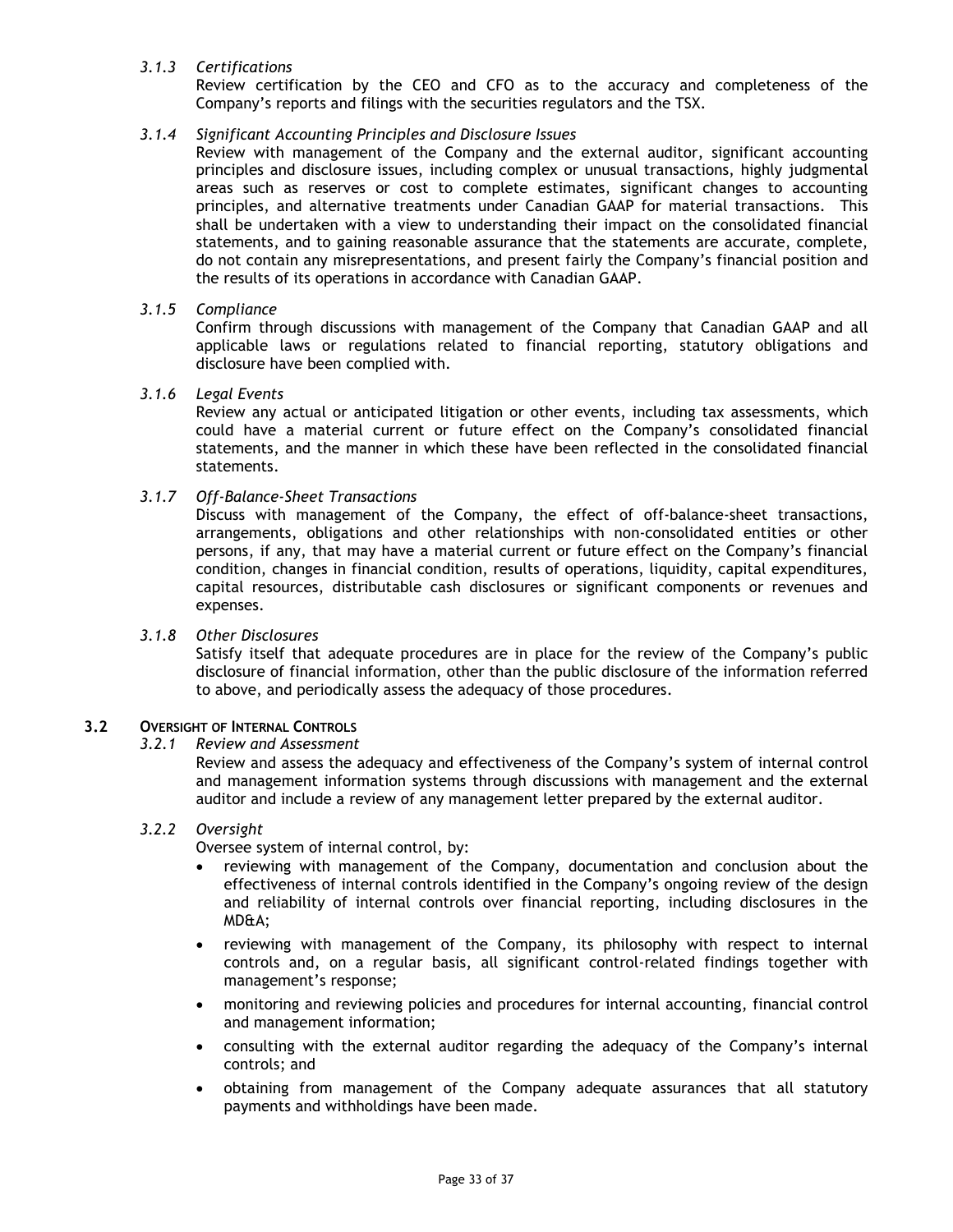#### *3.1.3 Certifications*

Review certification by the CEO and CFO as to the accuracy and completeness of the Company's reports and filings with the securities regulators and the TSX.

#### *3.1.4 Significant Accounting Principles and Disclosure Issues*

Review with management of the Company and the external auditor, significant accounting principles and disclosure issues, including complex or unusual transactions, highly judgmental areas such as reserves or cost to complete estimates, significant changes to accounting principles, and alternative treatments under Canadian GAAP for material transactions. This shall be undertaken with a view to understanding their impact on the consolidated financial statements, and to gaining reasonable assurance that the statements are accurate, complete, do not contain any misrepresentations, and present fairly the Company's financial position and the results of its operations in accordance with Canadian GAAP.

#### *3.1.5 Compliance*

Confirm through discussions with management of the Company that Canadian GAAP and all applicable laws or regulations related to financial reporting, statutory obligations and disclosure have been complied with.

#### *3.1.6 Legal Events*

Review any actual or anticipated litigation or other events, including tax assessments, which could have a material current or future effect on the Company's consolidated financial statements, and the manner in which these have been reflected in the consolidated financial statements.

#### *3.1.7 Off-Balance-Sheet Transactions*

Discuss with management of the Company, the effect of off-balance-sheet transactions, arrangements, obligations and other relationships with non-consolidated entities or other persons, if any, that may have a material current or future effect on the Company's financial condition, changes in financial condition, results of operations, liquidity, capital expenditures, capital resources, distributable cash disclosures or significant components or revenues and expenses.

#### *3.1.8 Other Disclosures*

Satisfy itself that adequate procedures are in place for the review of the Company's public disclosure of financial information, other than the public disclosure of the information referred to above, and periodically assess the adequacy of those procedures.

### 3.2 OVERSIGHT OF INTERNAL CONTROLS

#### *3.2.1 Review and Assessment*

Review and assess the adequacy and effectiveness of the Company's system of internal control and management information systems through discussions with management and the external auditor and include a review of any management letter prepared by the external auditor.

#### *3.2.2 Oversight*

Oversee system of internal control, by:

- reviewing with management of the Company, documentation and conclusion about the effectiveness of internal controls identified in the Company's ongoing review of the design and reliability of internal controls over financial reporting, including disclosures in the MD&A;
- reviewing with management of the Company, its philosophy with respect to internal controls and, on a regular basis, all significant control-related findings together with management's response;
- monitoring and reviewing policies and procedures for internal accounting, financial control and management information;
- consulting with the external auditor regarding the adequacy of the Company's internal controls; and
- obtaining from management of the Company adequate assurances that all statutory payments and withholdings have been made.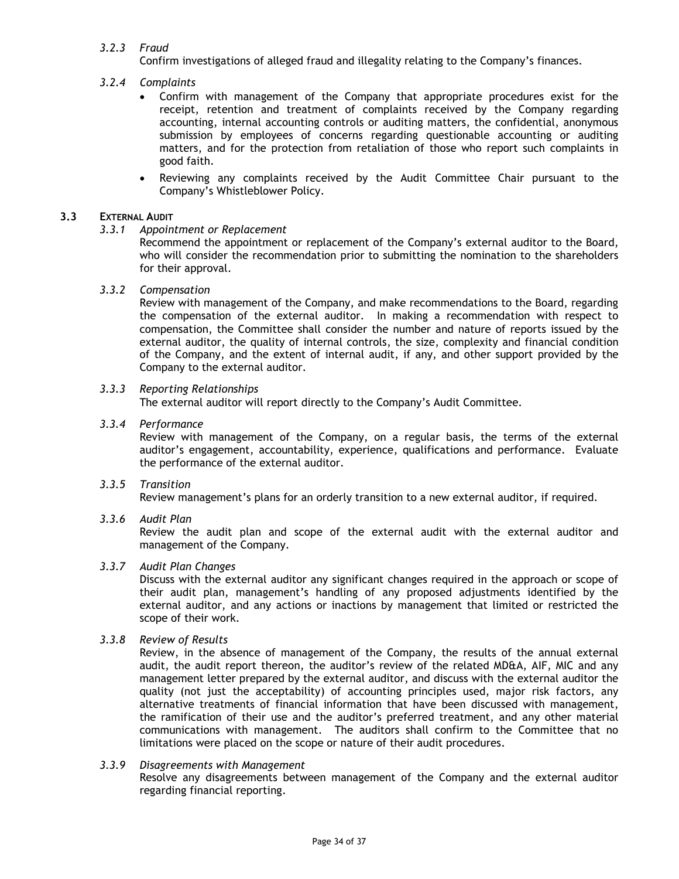*3.2.3 Fraud*

Confirm investigations of alleged fraud and illegality relating to the Company's finances.

*3.2.4 Complaints*

- Confirm with management of the Company that appropriate procedures exist for the receipt, retention and treatment of complaints received by the Company regarding accounting, internal accounting controls or auditing matters, the confidential, anonymous submission by employees of concerns regarding questionable accounting or auditing matters, and for the protection from retaliation of those who report such complaints in good faith.
- Reviewing any complaints received by the Audit Committee Chair pursuant to the Company's Whistleblower Policy.

**3.3 EXTERNAL AUDIT**

*3.3.1 Appointment or Replacement*

Recommend the appointment or replacement of the Company's external auditor to the Board, who will consider the recommendation prior to submitting the nomination to the shareholders for their approval.

*3.3.2 Compensation*

Review with management of the Company, and make recommendations to the Board, regarding the compensation of the external auditor. In making a recommendation with respect to compensation, the Committee shall consider the number and nature of reports issued by the external auditor, the quality of internal controls, the size, complexity and financial condition of the Company, and the extent of internal audit, if any, and other support provided by the Company to the external auditor.

*3.3.3 Reporting Relationships*

The external auditor will report directly to the Company's Audit Committee.

*3.3.4 Performance*

Review with management of the Company, on a regular basis, the terms of the external auditor's engagement, accountability, experience, qualifications and performance. Evaluate the performance of the external auditor.

*3.3.5 Transition*

Review management's plans for an orderly transition to a new external auditor, if required.

*3.3.6 Audit Plan*

Review the audit plan and scope of the external audit with the external auditor and management of the Company.

*3.3.7 Audit Plan Changes*

Discuss with the external auditor any significant changes required in the approach or scope of their audit plan, management's handling of any proposed adjustments identified by the external auditor, and any actions or inactions by management that limited or restricted the scope of their work.

*3.3.8 Review of Results*

Review, in the absence of management of the Company, the results of the annual external audit, the audit report thereon, the auditor's review of the related MD&A, AIF, MIC and any management letter prepared by the external auditor, and discuss with the external auditor the quality (not just the acceptability) of accounting principles used, major risk factors, any alternative treatments of financial information that have been discussed with management, the ramification of their use and the auditor's preferred treatment, and any other material communications with management. The auditors shall confirm to the Committee that no limitations were placed on the scope or nature of their audit procedures.

*3.3.9 Disagreements with Management*

Resolve any disagreements between management of the Company and the external auditor regarding financial reporting.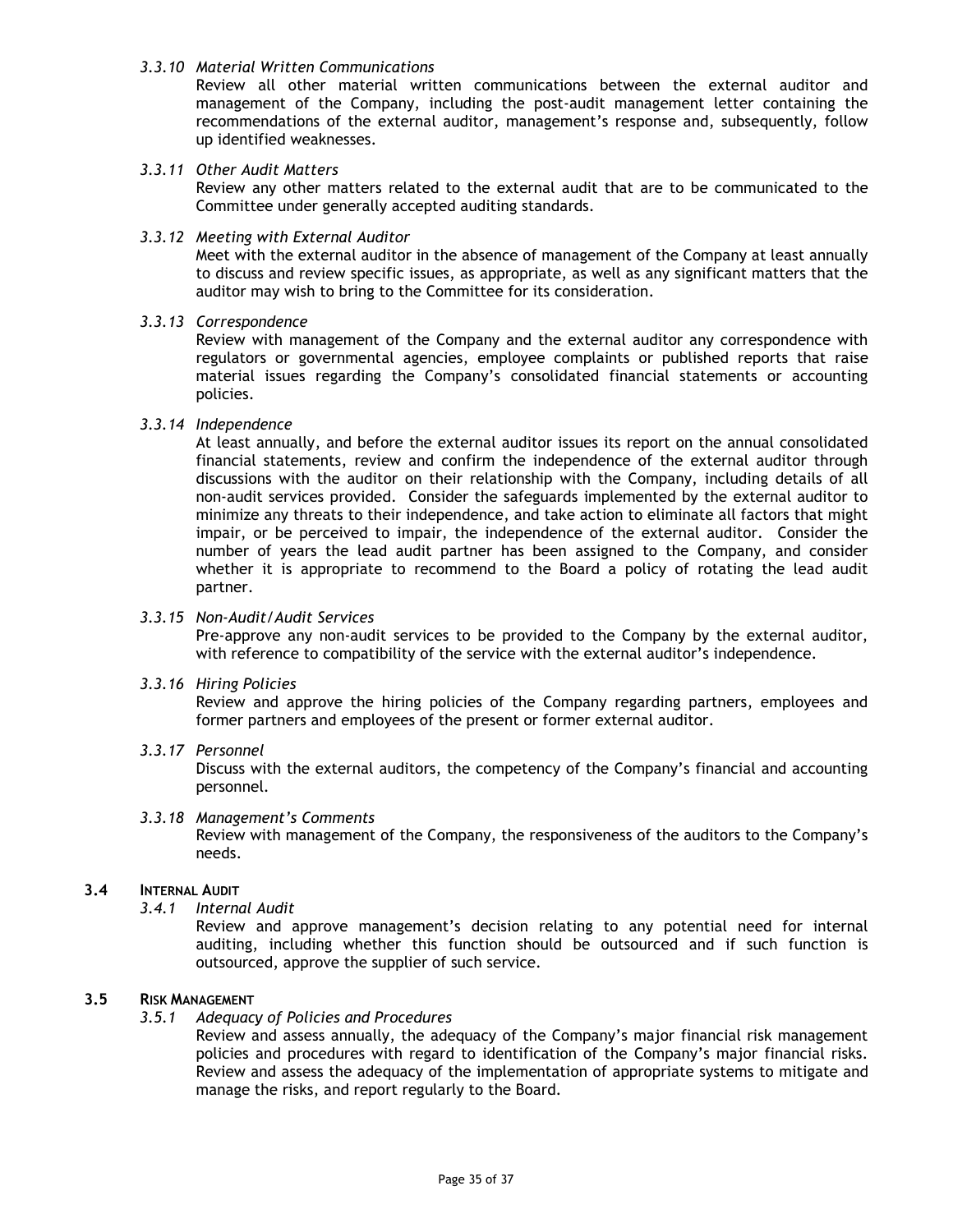*3.3.10 Material Written Communications*

Review all other material written communications between the external auditor and management of the Company, including the post-audit management letter containing the recommendations of the external auditor, management's response and, subsequently, follow up identified weaknesses.

*3.3.11 Other Audit Matters*

Review any other matters related to the external audit that are to be communicated to the Committee under generally accepted auditing standards.

*3.3.12 Meeting with External Auditor*

Meet with the external auditor in the absence of management of the Company at least annually to discuss and review specific issues, as appropriate, as well as any significant matters that the auditor may wish to bring to the Committee for its consideration.

*3.3.13 Correspondence*

Review with management of the Company and the external auditor any correspondence with regulators or governmental agencies, employee complaints or published reports that raise material issues regarding the Company's consolidated financial statements or accounting policies.

*3.3.14 Independence*

At least annually, and before the external auditor issues its report on the annual consolidated financial statements, review and confirm the independence of the external auditor through discussions with the auditor on their relationship with the Company, including details of all non-audit services provided. Consider the safeguards implemented by the external auditor to minimize any threats to their independence, and take action to eliminate all factors that might impair, or be perceived to impair, the independence of the external auditor. Consider the number of years the lead audit partner has been assigned to the Company, and consider whether it is appropriate to recommend to the Board a policy of rotating the lead audit partner.

*3.3.15 Non-Audit/Audit Services*

Pre-approve any non-audit services to be provided to the Company by the external auditor, with reference to compatibility of the service with the external auditor's independence.

*3.3.16 Hiring Policies*

Review and approve the hiring policies of the Company regarding partners, employees and former partners and employees of the present or former external auditor.

*3.3.17 Personnel*

Discuss with the external auditors, the competency of the Company's financial and accounting personnel.

*3.3.18 Management's Comments*

Review with management of the Company, the responsiveness of the auditors to the Company's needs.

**3.4 INTERNAL AUDIT**

*3.4.1 Internal Audit*

Review and approve management's decision relating to any potential need for internal auditing, including whether this function should be outsourced and if such function is outsourced, approve the supplier of such service.

**3.5 RISK MANAGEMENT**

*3.5.1 Adequacy of Policies and Procedures*

Review and assess annually, the adequacy of the Company's major financial risk management policies and procedures with regard to identification of the Company's major financial risks. Review and assess the adequacy of the implementation of appropriate systems to mitigate and manage the risks, and report regularly to the Board.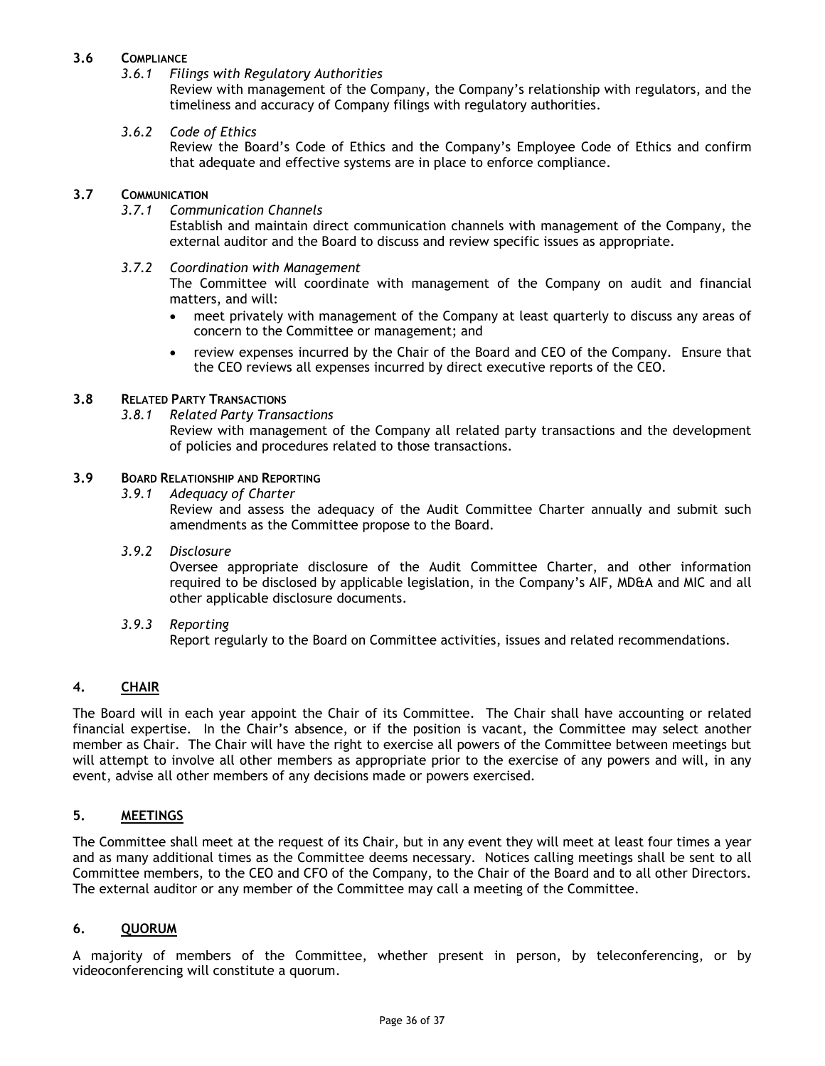### 3.6 COMPLIANCE

*3.6.1 Filings with Regulatory Authorities*

Review with management of the Company, the Company's relationship with regulators, and the timeliness and accuracy of Company filings with regulatory authorities.

*3.6.2 Code of Ethics*

Review the Board's Code of Ethics and the Company's Employee Code of Ethics and confirm that adequate and effective systems are in place to enforce compliance.

### 3.7 COMMUNICATION

*3.7.1 Communication Channels*

Establish and maintain direct communication channels with management of the Company, the external auditor and the Board to discuss and review specific issues as appropriate.

*3.7.2 Coordination with Management*

The Committee will coordinate with management of the Company on audit and financial matters, and will:

- meet privately with management of the Company at least quarterly to discuss any areas of concern to the Committee or management; and
- review expenses incurred by the Chair of the Board and CEO of the Company. Ensure that the CEO reviews all expenses incurred by direct executive reports of the CEO.

### 3.8 RELATED PARTY TRANSACTIONS

*3.8.1 Related Party Transactions*

Review with management of the Company all related party transactions and the development of policies and procedures related to those transactions.

### 3.9 BOARD RELATIONSHIP AND REPORTING

*3.9.1 Adequacy of Charter*

Review and assess the adequacy of the Audit Committee Charter annually and submit such amendments as the Committee propose to the Board.

*3.9.2 Disclosure*

Oversee appropriate disclosure of the Audit Committee Charter, and other information required to be disclosed by applicable legislation, in the Company's AIF, MD&A and MIC and all other applicable disclosure documents.

*3.9.3 Reporting*

Report regularly to the Board on Committee activities, issues and related recommendations.

## 4. CHAIR

The Board will in each year appoint the Chair of its Committee. The Chair shall have accounting or related financial expertise. In the Chair's absence, or if the position is vacant, the Committee may select another member as Chair. The Chair will have the right to exercise all powers of the Committee between meetings but will attempt to involve all other members as appropriate prior to the exercise of any powers and will, in any event, advise all other members of any decisions made or powers exercised.

## 5. MEETINGS

The Committee shall meet at the request of its Chair, but in any event they will meet at least four times a year and as many additional times as the Committee deems necessary. Notices calling meetings shall be sent to all Committee members, to the CEO and CFO of the Company, to the Chair of the Board and to all other Directors. The external auditor or any member of the Committee may call a meeting of the Committee.

## 6. QUORUM

A majority of members of the Committee, whether present in person, by teleconferencing, or by videoconferencing will constitute a quorum.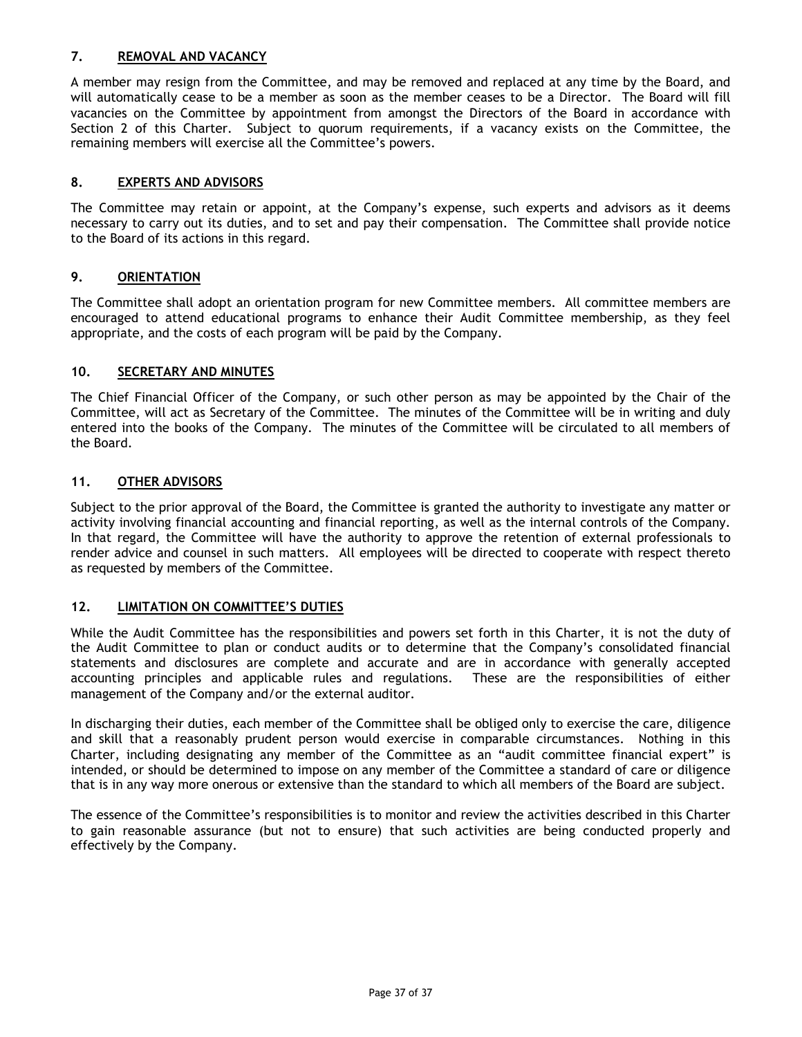## 7. REMOVAL AND VACANCY

A member may resign from the Committee, and may be removed and replaced at any time by the Board, and will automatically cease to be a member as soon as the member ceases to be a Director. The Board will fill vacancies on the Committee by appointment from amongst the Directors of the Board in accordance with Section 2 of this Charter. Subject to quorum requirements, if a vacancy exists on the Committee, the remaining members will exercise all the Committee's powers.

## 8. EXPERTS AND ADVISORS

The Committee may retain or appoint, at the Company's expense, such experts and advisors as it deems necessary to carry out its duties, and to set and pay their compensation. The Committee shall provide notice to the Board of its actions in this regard.

## 9. ORIENTATION

The Committee shall adopt an orientation program for new Committee members. All committee members are encouraged to attend educational programs to enhance their Audit Committee membership, as they feel appropriate, and the costs of each program will be paid by the Company.

## 10. SECRETARY AND MINUTES

The Chief Financial Officer of the Company, or such other person as may be appointed by the Chair of the Committee, will act as Secretary of the Committee. The minutes of the Committee will be in writing and duly entered into the books of the Company. The minutes of the Committee will be circulated to all members of the Board.

## 11. OTHER ADVISORS

Subject to the prior approval of the Board, the Committee is granted the authority to investigate any matter or activity involving financial accounting and financial reporting, as well as the internal controls of the Company. In that regard, the Committee will have the authority to approve the retention of external professionals to render advice and counsel in such matters. All employees will be directed to cooperate with respect thereto as requested by members of the Committee.

## 12. LIMITATION ON COMMITTEE'S DUTIES

While the Audit Committee has the responsibilities and powers set forth in this Charter, it is not the duty of the Audit Committee to plan or conduct audits or to determine that the Company's consolidated financial statements and disclosures are complete and accurate and are in accordance with generally accepted accounting principles and applicable rules and regulations. These are the responsibilities of either management of the Company and/or the external auditor.

In discharging their duties, each member of the Committee shall be obliged only to exercise the care, diligence and skill that a reasonably prudent person would exercise in comparable circumstances. Nothing in this Charter, including designating any member of the Committee as an "audit committee financial expert" is intended, or should be determined to impose on any member of the Committee a standard of care or diligence that is in any way more onerous or extensive than the standard to which all members of the Board are subject.

The essence of the Committee's responsibilities is to monitor and review the activities described in this Charter to gain reasonable assurance (but not to ensure) that such activities are being conducted properly and effectively by the Company.